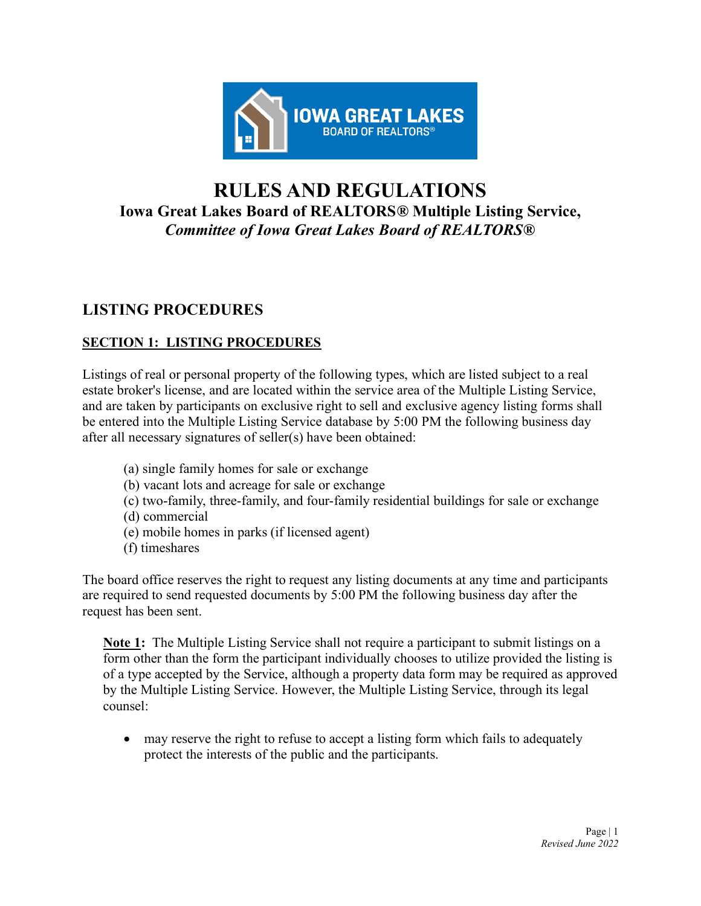# RULES AND REGULATIONS

## Iowa Great Lakes Board of REALTORS® Multiple Listing Service,

***Committee of Iowa Great Lakes Board of REALTORS®***

## LISTING PROCEDURES

### SECTION 1: LISTING PROCEDURES

Listings of real or personal property of the following types, which are listed subject to a real estate broker's license, and are located within the service area of the Multiple Listing Service, and are taken by participants on exclusive right to sell and exclusive agency listing forms shall be entered into the Multiple Listing Service database by 5:00 PM the following business day after all necessary signatures of seller(s) have been obtained:

(a) single family homes for sale or exchange
(b) vacant lots and acreage for sale or exchange
(c) two-family, three-family, and four-family residential buildings for sale or exchange
(d) commercial
(e) mobile homes in parks (if licensed agent)
(f) timeshares

The board office reserves the right to request any listing documents at any time and participants are required to send requested documents by 5:00 PM the following business day after the request has been sent.

**Note 1:** The Multiple Listing Service shall not require a participant to submit listings on a form other than the form the participant individually chooses to utilize provided the listing is of a type accepted by the Service, although a property data form may be required as approved by the Multiple Listing Service. However, the Multiple Listing Service, through its legal counsel:

- may reserve the right to refuse to accept a listing form which fails to adequately protect the interests of the public and the participants.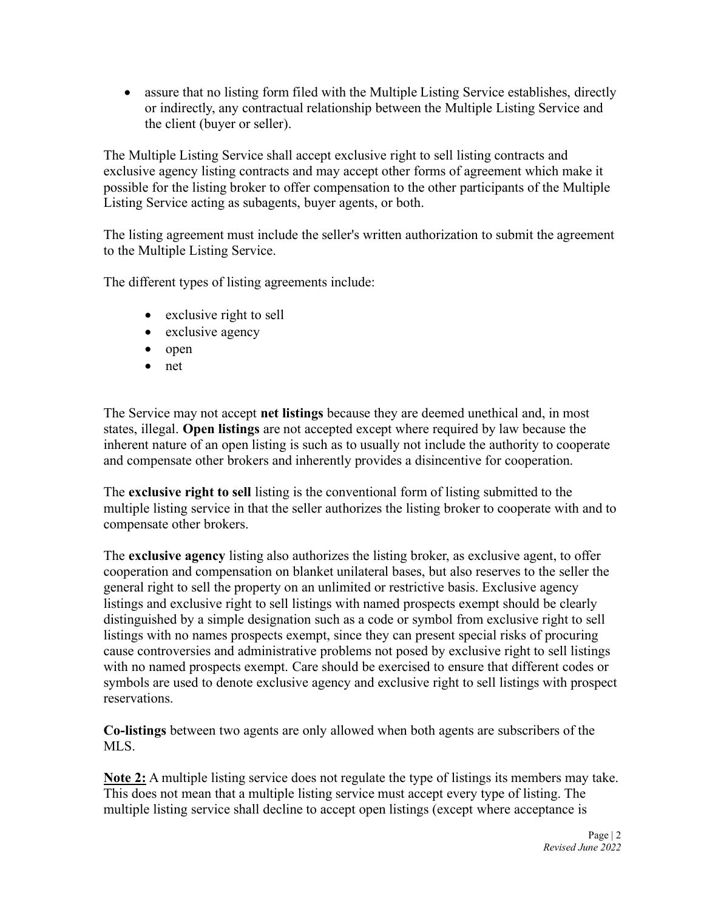- assure that no listing form filed with the Multiple Listing Service establishes, directly or indirectly, any contractual relationship between the Multiple Listing Service and the client (buyer or seller).

The Multiple Listing Service shall accept exclusive right to sell listing contracts and exclusive agency listing contracts and may accept other forms of agreement which make it possible for the listing broker to offer compensation to the other participants of the Multiple Listing Service acting as subagents, buyer agents, or both.

The listing agreement must include the seller's written authorization to submit the agreement to the Multiple Listing Service.

The different types of listing agreements include:

- exclusive right to sell
- exclusive agency
- open
- net

The Service may not accept **net listings** because they are deemed unethical and, in most states, illegal. **Open listings** are not accepted except where required by law because the inherent nature of an open listing is such as to usually not include the authority to cooperate and compensate other brokers and inherently provides a disincentive for cooperation.

The **exclusive right to sell** listing is the conventional form of listing submitted to the multiple listing service in that the seller authorizes the listing broker to cooperate with and to compensate other brokers.

The **exclusive agency** listing also authorizes the listing broker, as exclusive agent, to offer cooperation and compensation on blanket unilateral bases, but also reserves to the seller the general right to sell the property on an unlimited or restrictive basis. Exclusive agency listings and exclusive right to sell listings with named prospects exempt should be clearly distinguished by a simple designation such as a code or symbol from exclusive right to sell listings with no names prospects exempt, since they can present special risks of procuring cause controversies and administrative problems not posed by exclusive right to sell listings with no named prospects exempt. Care should be exercised to ensure that different codes or symbols are used to denote exclusive agency and exclusive right to sell listings with prospect reservations.

**Co-listings** between two agents are only allowed when both agents are subscribers of the MLS.

**<u>Note 2:</u>** A multiple listing service does not regulate the type of listings its members may take. This does not mean that a multiple listing service must accept every type of listing. The multiple listing service shall decline to accept open listings (except where acceptance is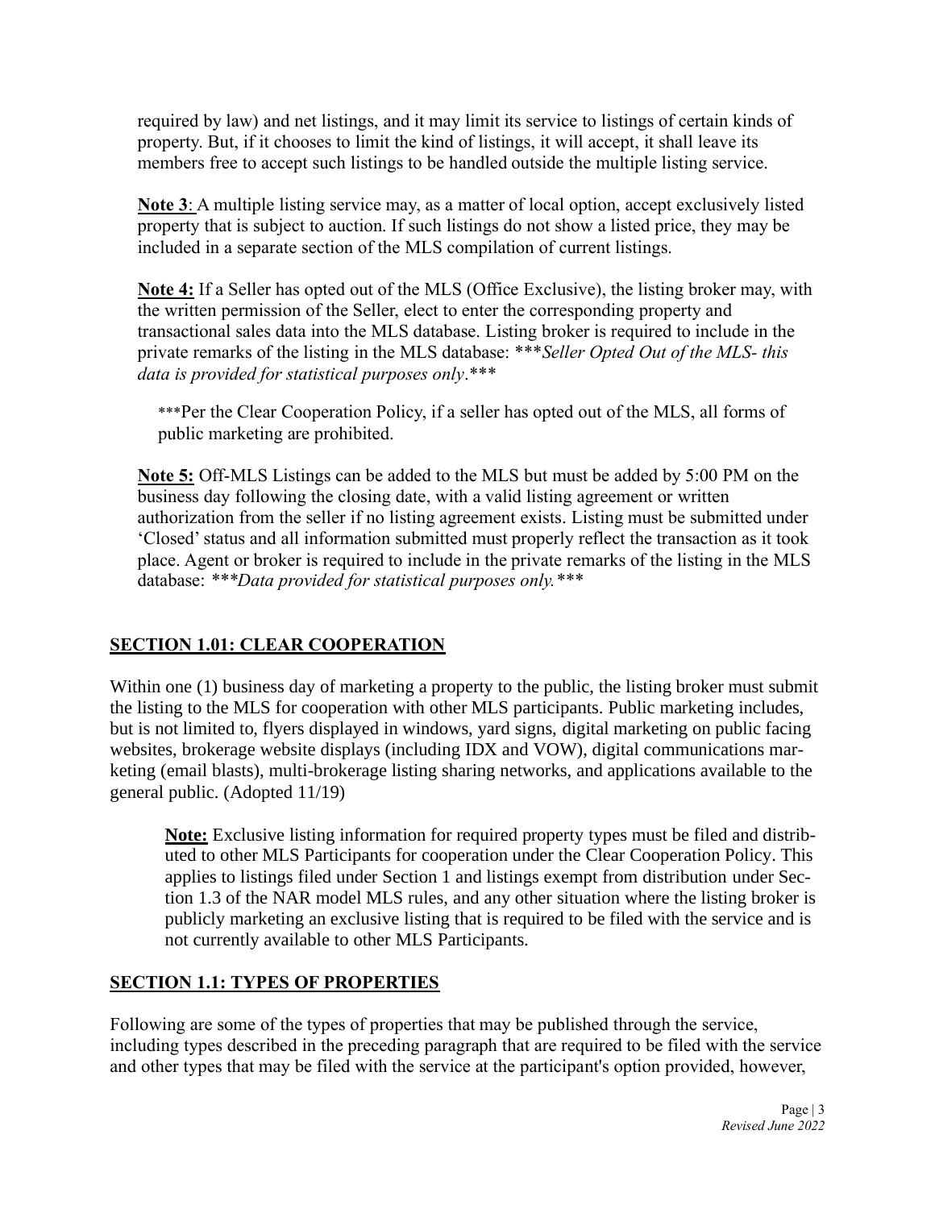required by law) and net listings, and it may limit its service to listings of certain kinds of property. But, if it chooses to limit the kind of listings, it will accept, it shall leave its members free to accept such listings to be handled outside the multiple listing service.

**Note 3**: A multiple listing service may, as a matter of local option, accept exclusively listed property that is subject to auction. If such listings do not show a listed price, they may be included in a separate section of the MLS compilation of current listings.

**Note 4:** If a Seller has opted out of the MLS (Office Exclusive), the listing broker may, with the written permission of the Seller, elect to enter the corresponding property and transactional sales data into the MLS database. Listing broker is required to include in the private remarks of the listing in the MLS database: ****Seller Opted Out of the MLS- this data is provided for statistical purposes only*.***

> ***Per the Clear Cooperation Policy, if a seller has opted out of the MLS, all forms of public marketing are prohibited.

**Note 5:** Off-MLS Listings can be added to the MLS but must be added by 5:00 PM on the business day following the closing date, with a valid listing agreement or written authorization from the seller if no listing agreement exists. Listing must be submitted under 'Closed' status and all information submitted must properly reflect the transaction as it took place. Agent or broker is required to include in the private remarks of the listing in the MLS database: ****Data provided for statistical purposes only.****

## SECTION 1.01: CLEAR COOPERATION

Within one (1) business day of marketing a property to the public, the listing broker must submit the listing to the MLS for cooperation with other MLS participants. Public marketing includes, but is not limited to, flyers displayed in windows, yard signs, digital marketing on public facing websites, brokerage website displays (including IDX and VOW), digital communications marketing (email blasts), multi-brokerage listing sharing networks, and applications available to the general public. (Adopted 11/19)

> **Note:** Exclusive listing information for required property types must be filed and distributed to other MLS Participants for cooperation under the Clear Cooperation Policy. This applies to listings filed under Section 1 and listings exempt from distribution under Section 1.3 of the NAR model MLS rules, and any other situation where the listing broker is publicly marketing an exclusive listing that is required to be filed with the service and is not currently available to other MLS Participants.

## SECTION 1.1: TYPES OF PROPERTIES

Following are some of the types of properties that may be published through the service, including types described in the preceding paragraph that are required to be filed with the service and other types that may be filed with the service at the participant's option provided, however,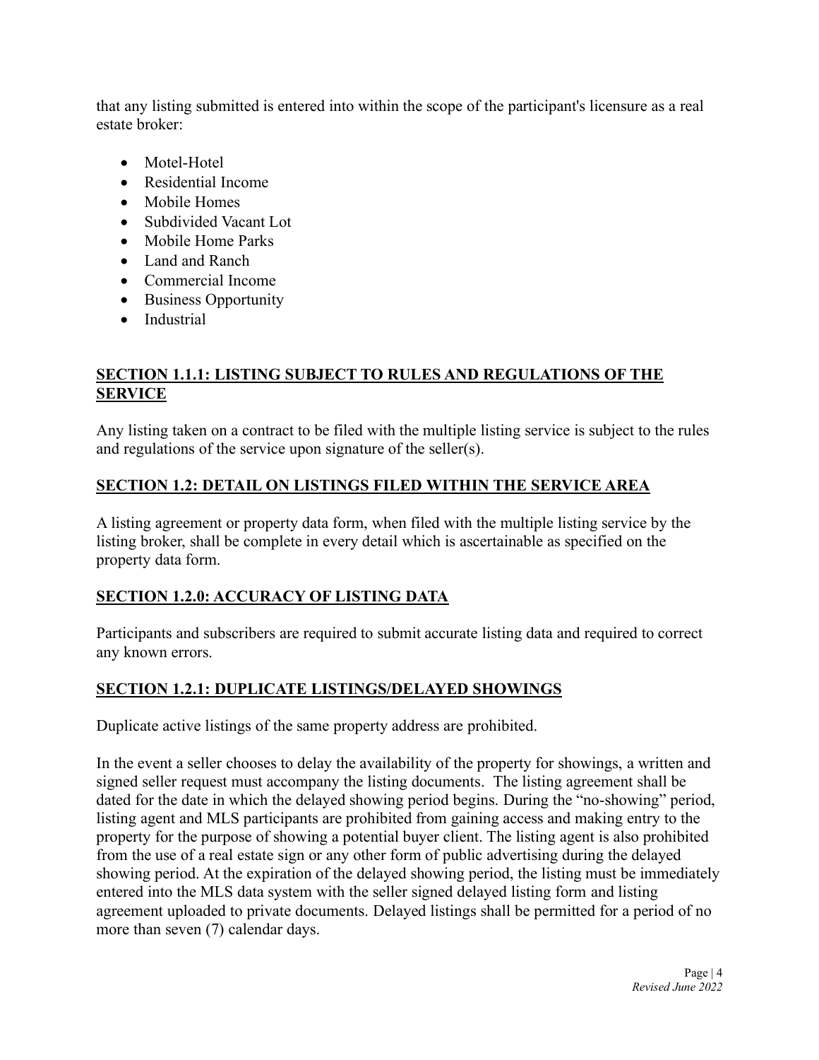that any listing submitted is entered into within the scope of the participant's licensure as a real estate broker:

- Motel-Hotel
- Residential Income
- Mobile Homes
- Subdivided Vacant Lot
- Mobile Home Parks
- Land and Ranch
- Commercial Income
- Business Opportunity
- Industrial

## SECTION 1.1.1: LISTING SUBJECT TO RULES AND REGULATIONS OF THE SERVICE

Any listing taken on a contract to be filed with the multiple listing service is subject to the rules and regulations of the service upon signature of the seller(s).

## SECTION 1.2: DETAIL ON LISTINGS FILED WITHIN THE SERVICE AREA

A listing agreement or property data form, when filed with the multiple listing service by the listing broker, shall be complete in every detail which is ascertainable as specified on the property data form.

## SECTION 1.2.0: ACCURACY OF LISTING DATA

Participants and subscribers are required to submit accurate listing data and required to correct any known errors.

## SECTION 1.2.1: DUPLICATE LISTINGS/DELAYED SHOWINGS

Duplicate active listings of the same property address are prohibited.

In the event a seller chooses to delay the availability of the property for showings, a written and signed seller request must accompany the listing documents. The listing agreement shall be dated for the date in which the delayed showing period begins. During the "no-showing" period, listing agent and MLS participants are prohibited from gaining access and making entry to the property for the purpose of showing a potential buyer client. The listing agent is also prohibited from the use of a real estate sign or any other form of public advertising during the delayed showing period. At the expiration of the delayed showing period, the listing must be immediately entered into the MLS data system with the seller signed delayed listing form and listing agreement uploaded to private documents. Delayed listings shall be permitted for a period of no more than seven (7) calendar days.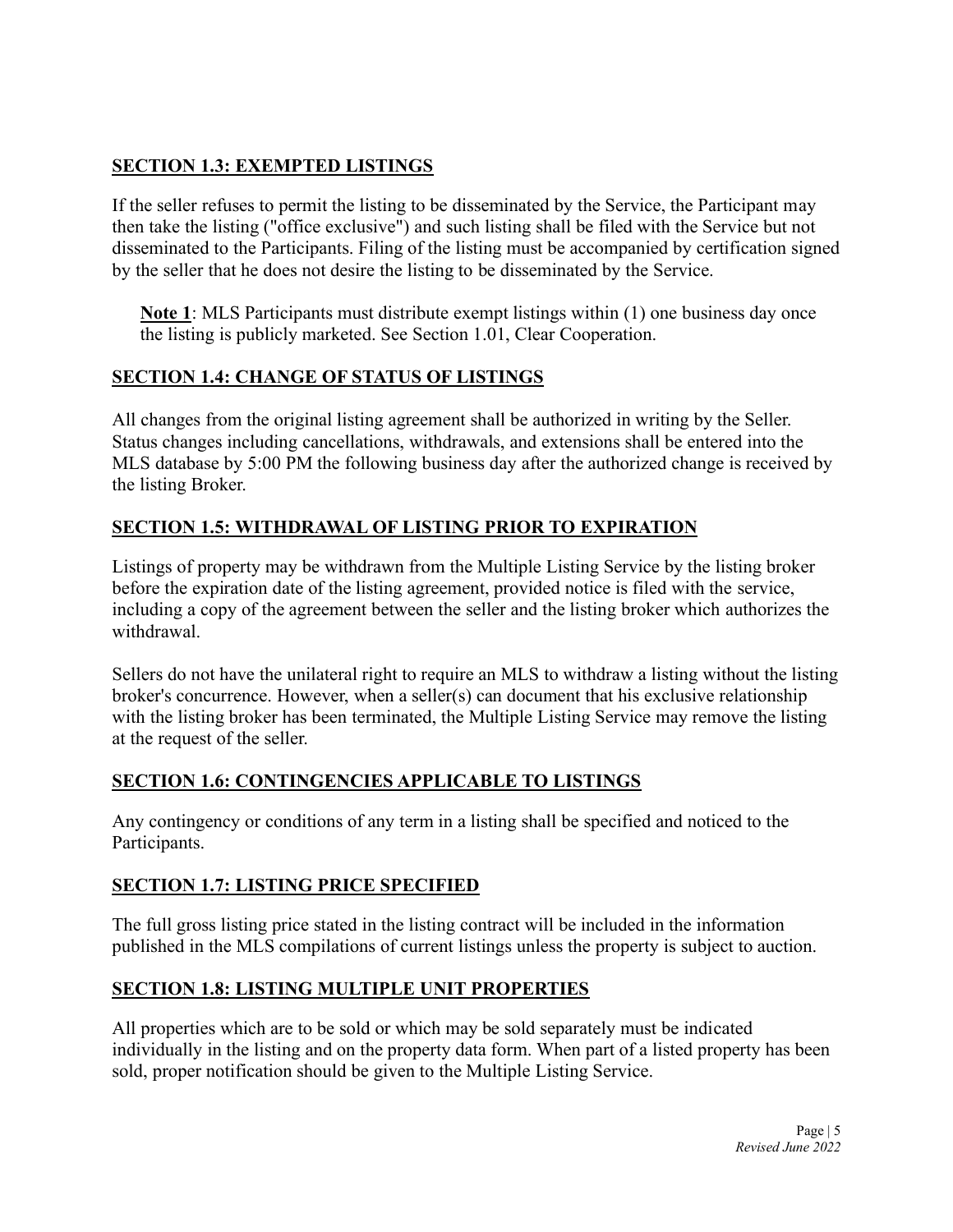## SECTION 1.3: EXEMPTED LISTINGS

If the seller refuses to permit the listing to be disseminated by the Service, the Participant may then take the listing ("office exclusive") and such listing shall be filed with the Service but not disseminated to the Participants. Filing of the listing must be accompanied by certification signed by the seller that he does not desire the listing to be disseminated by the Service.

> **Note 1**: MLS Participants must distribute exempt listings within (1) one business day once the listing is publicly marketed. See Section 1.01, Clear Cooperation.

## SECTION 1.4: CHANGE OF STATUS OF LISTINGS

All changes from the original listing agreement shall be authorized in writing by the Seller. Status changes including cancellations, withdrawals, and extensions shall be entered into the MLS database by 5:00 PM the following business day after the authorized change is received by the listing Broker.

## SECTION 1.5: WITHDRAWAL OF LISTING PRIOR TO EXPIRATION

Listings of property may be withdrawn from the Multiple Listing Service by the listing broker before the expiration date of the listing agreement, provided notice is filed with the service, including a copy of the agreement between the seller and the listing broker which authorizes the withdrawal.

Sellers do not have the unilateral right to require an MLS to withdraw a listing without the listing broker's concurrence. However, when a seller(s) can document that his exclusive relationship with the listing broker has been terminated, the Multiple Listing Service may remove the listing at the request of the seller.

## SECTION 1.6: CONTINGENCIES APPLICABLE TO LISTINGS

Any contingency or conditions of any term in a listing shall be specified and noticed to the Participants.

## SECTION 1.7: LISTING PRICE SPECIFIED

The full gross listing price stated in the listing contract will be included in the information published in the MLS compilations of current listings unless the property is subject to auction.

## SECTION 1.8: LISTING MULTIPLE UNIT PROPERTIES

All properties which are to be sold or which may be sold separately must be indicated individually in the listing and on the property data form. When part of a listed property has been sold, proper notification should be given to the Multiple Listing Service.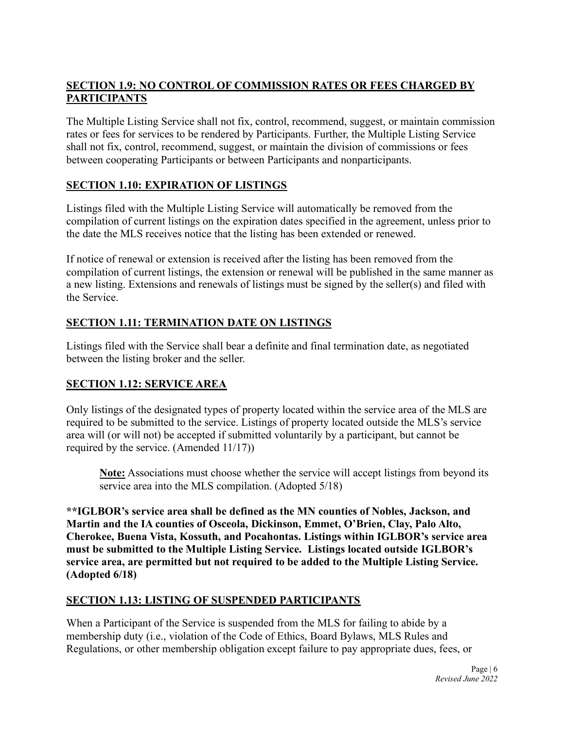## SECTION 1.9: NO CONTROL OF COMMISSION RATES OR FEES CHARGED BY PARTICIPANTS

The Multiple Listing Service shall not fix, control, recommend, suggest, or maintain commission rates or fees for services to be rendered by Participants. Further, the Multiple Listing Service shall not fix, control, recommend, suggest, or maintain the division of commissions or fees between cooperating Participants or between Participants and nonparticipants.

## SECTION 1.10: EXPIRATION OF LISTINGS

Listings filed with the Multiple Listing Service will automatically be removed from the compilation of current listings on the expiration dates specified in the agreement, unless prior to the date the MLS receives notice that the listing has been extended or renewed.

If notice of renewal or extension is received after the listing has been removed from the compilation of current listings, the extension or renewal will be published in the same manner as a new listing. Extensions and renewals of listings must be signed by the seller(s) and filed with the Service.

## SECTION 1.11: TERMINATION DATE ON LISTINGS

Listings filed with the Service shall bear a definite and final termination date, as negotiated between the listing broker and the seller.

## SECTION 1.12: SERVICE AREA

Only listings of the designated types of property located within the service area of the MLS are required to be submitted to the service. Listings of property located outside the MLS's service area will (or will not) be accepted if submitted voluntarily by a participant, but cannot be required by the service. (Amended 11/17))

> **Note:** Associations must choose whether the service will accept listings from beyond its service area into the MLS compilation. (Adopted 5/18)

**\*\*IGLBOR's service area shall be defined as the MN counties of Nobles, Jackson, and Martin and the IA counties of Osceola, Dickinson, Emmet, O'Brien, Clay, Palo Alto, Cherokee, Buena Vista, Kossuth, and Pocahontas. Listings within IGLBOR's service area must be submitted to the Multiple Listing Service. Listings located outside IGLBOR's service area, are permitted but not required to be added to the Multiple Listing Service. (Adopted 6/18)**

## SECTION 1.13: LISTING OF SUSPENDED PARTICIPANTS

When a Participant of the Service is suspended from the MLS for failing to abide by a membership duty (i.e., violation of the Code of Ethics, Board Bylaws, MLS Rules and Regulations, or other membership obligation except failure to pay appropriate dues, fees, or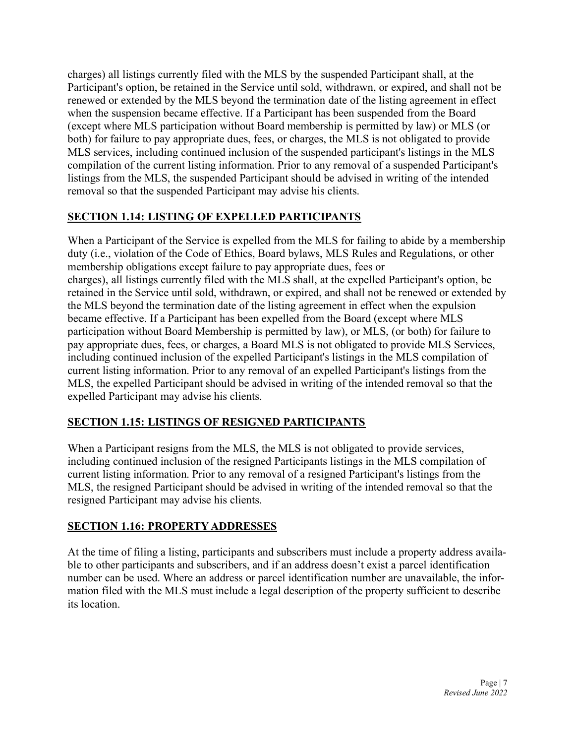charges) all listings currently filed with the MLS by the suspended Participant shall, at the Participant's option, be retained in the Service until sold, withdrawn, or expired, and shall not be renewed or extended by the MLS beyond the termination date of the listing agreement in effect when the suspension became effective. If a Participant has been suspended from the Board (except where MLS participation without Board membership is permitted by law) or MLS (or both) for failure to pay appropriate dues, fees, or charges, the MLS is not obligated to provide MLS services, including continued inclusion of the suspended participant's listings in the MLS compilation of the current listing information. Prior to any removal of a suspended Participant's listings from the MLS, the suspended Participant should be advised in writing of the intended removal so that the suspended Participant may advise his clients.

## SECTION 1.14: LISTING OF EXPELLED PARTICIPANTS

When a Participant of the Service is expelled from the MLS for failing to abide by a membership duty (i.e., violation of the Code of Ethics, Board bylaws, MLS Rules and Regulations, or other membership obligations except failure to pay appropriate dues, fees or charges), all listings currently filed with the MLS shall, at the expelled Participant's option, be retained in the Service until sold, withdrawn, or expired, and shall not be renewed or extended by the MLS beyond the termination date of the listing agreement in effect when the expulsion became effective. If a Participant has been expelled from the Board (except where MLS participation without Board Membership is permitted by law), or MLS, (or both) for failure to pay appropriate dues, fees, or charges, a Board MLS is not obligated to provide MLS Services, including continued inclusion of the expelled Participant's listings in the MLS compilation of current listing information. Prior to any removal of an expelled Participant's listings from the MLS, the expelled Participant should be advised in writing of the intended removal so that the expelled Participant may advise his clients.

## SECTION 1.15: LISTINGS OF RESIGNED PARTICIPANTS

When a Participant resigns from the MLS, the MLS is not obligated to provide services, including continued inclusion of the resigned Participants listings in the MLS compilation of current listing information. Prior to any removal of a resigned Participant's listings from the MLS, the resigned Participant should be advised in writing of the intended removal so that the resigned Participant may advise his clients.

## SECTION 1.16: PROPERTY ADDRESSES

At the time of filing a listing, participants and subscribers must include a property address available to other participants and subscribers, and if an address doesn't exist a parcel identification number can be used. Where an address or parcel identification number are unavailable, the information filed with the MLS must include a legal description of the property sufficient to describe its location.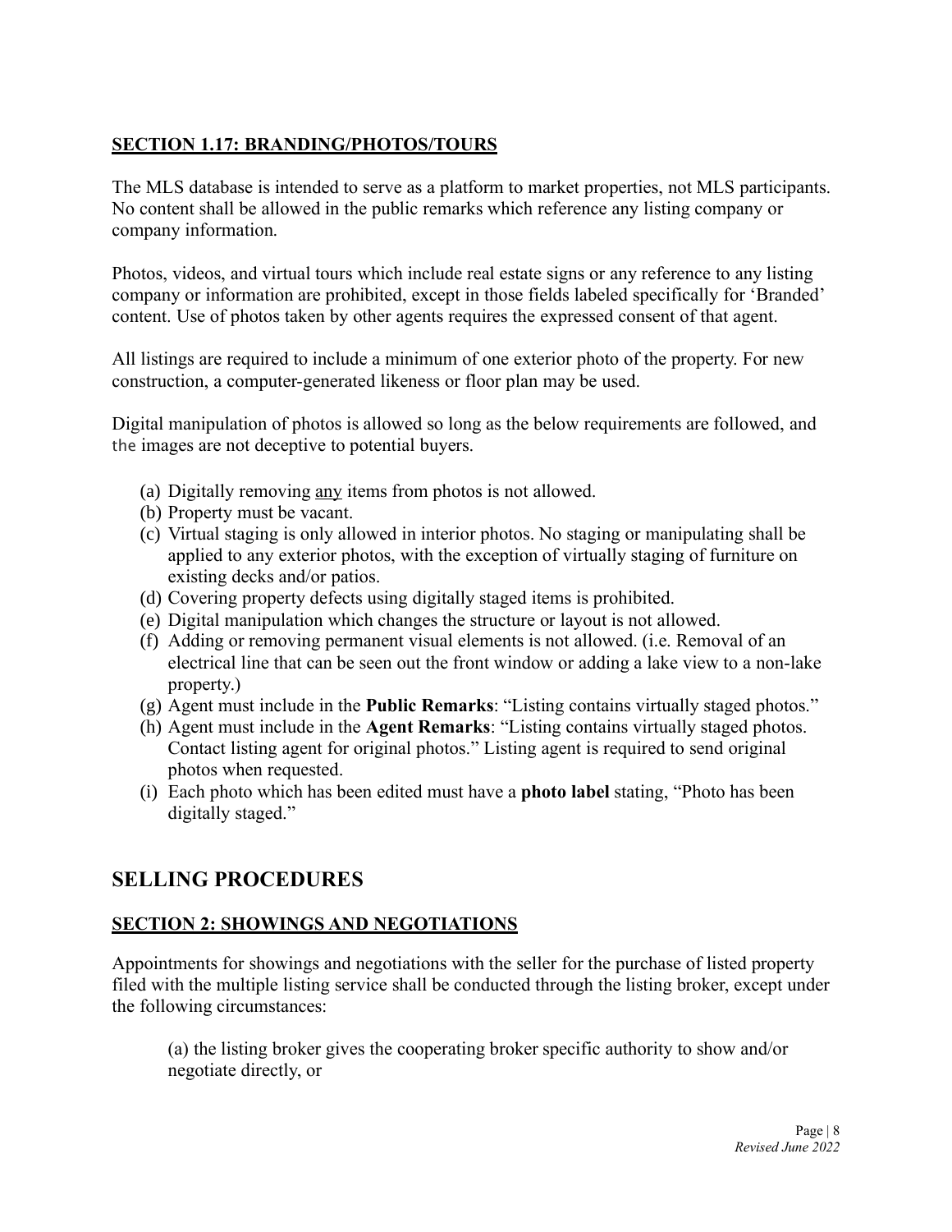## SECTION 1.17: BRANDING/PHOTOS/TOURS

The MLS database is intended to serve as a platform to market properties, not MLS participants. No content shall be allowed in the public remarks which reference any listing company or company information.

Photos, videos, and virtual tours which include real estate signs or any reference to any listing company or information are prohibited, except in those fields labeled specifically for 'Branded' content. Use of photos taken by other agents requires the expressed consent of that agent.

All listings are required to include a minimum of one exterior photo of the property. For new construction, a computer-generated likeness or floor plan may be used.

Digital manipulation of photos is allowed so long as the below requirements are followed, and the images are not deceptive to potential buyers.

(a) Digitally removing <u>any</u> items from photos is not allowed.
(b) Property must be vacant.
(c) Virtual staging is only allowed in interior photos. No staging or manipulating shall be applied to any exterior photos, with the exception of virtually staging of furniture on existing decks and/or patios.
(d) Covering property defects using digitally staged items is prohibited.
(e) Digital manipulation which changes the structure or layout is not allowed.
(f) Adding or removing permanent visual elements is not allowed. (i.e. Removal of an electrical line that can be seen out the front window or adding a lake view to a non-lake property.)
(g) Agent must include in the **Public Remarks**: "Listing contains virtually staged photos."
(h) Agent must include in the **Agent Remarks**: "Listing contains virtually staged photos. Contact listing agent for original photos." Listing agent is required to send original photos when requested.
(i) Each photo which has been edited must have a **photo label** stating, "Photo has been digitally staged."

# SELLING PROCEDURES

## SECTION 2: SHOWINGS AND NEGOTIATIONS

Appointments for showings and negotiations with the seller for the purchase of listed property filed with the multiple listing service shall be conducted through the listing broker, except under the following circumstances:

(a) the listing broker gives the cooperating broker specific authority to show and/or negotiate directly, or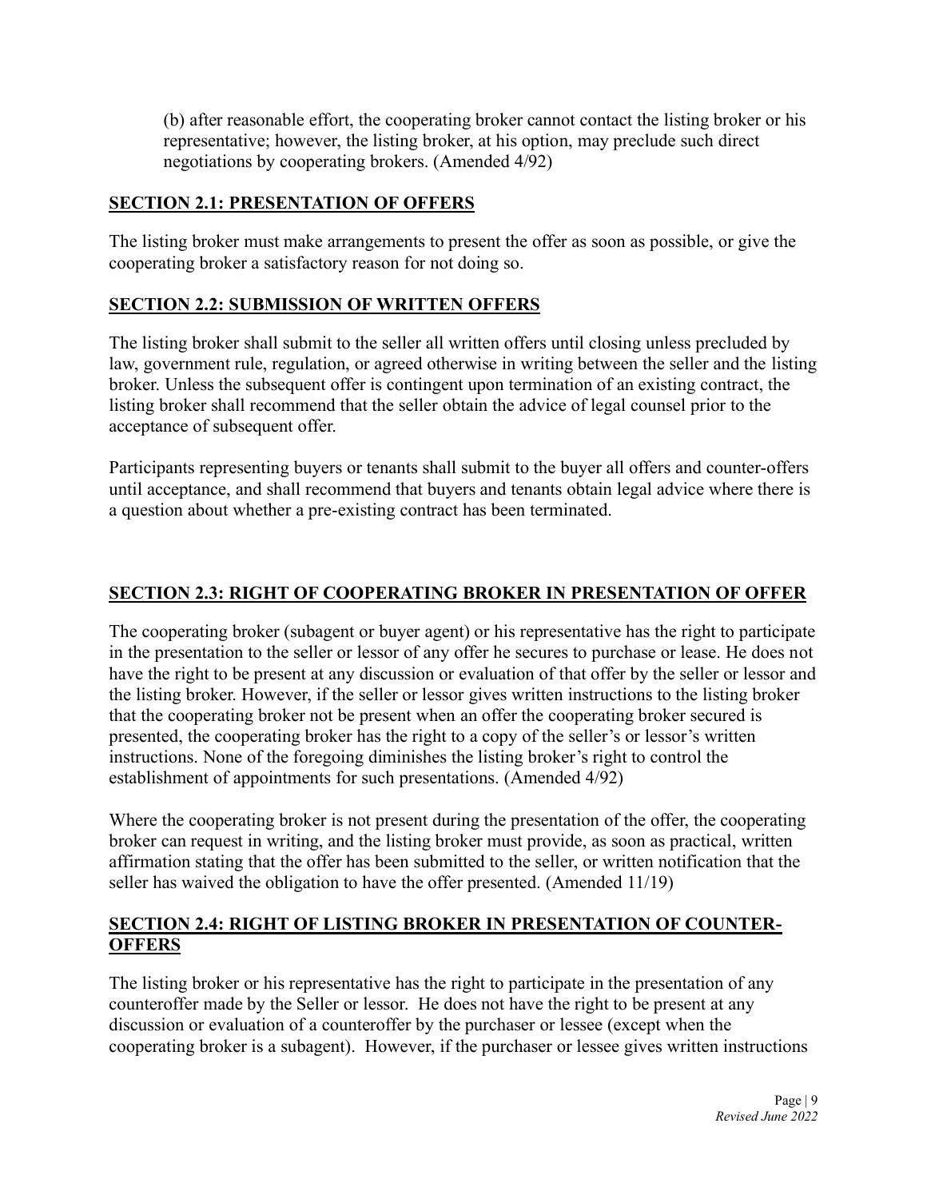(b) after reasonable effort, the cooperating broker cannot contact the listing broker or his representative; however, the listing broker, at his option, may preclude such direct negotiations by cooperating brokers. (Amended 4/92)

## SECTION 2.1: PRESENTATION OF OFFERS

The listing broker must make arrangements to present the offer as soon as possible, or give the cooperating broker a satisfactory reason for not doing so.

## SECTION 2.2: SUBMISSION OF WRITTEN OFFERS

The listing broker shall submit to the seller all written offers until closing unless precluded by law, government rule, regulation, or agreed otherwise in writing between the seller and the listing broker. Unless the subsequent offer is contingent upon termination of an existing contract, the listing broker shall recommend that the seller obtain the advice of legal counsel prior to the acceptance of subsequent offer.

Participants representing buyers or tenants shall submit to the buyer all offers and counter-offers until acceptance, and shall recommend that buyers and tenants obtain legal advice where there is a question about whether a pre-existing contract has been terminated.

## SECTION 2.3: RIGHT OF COOPERATING BROKER IN PRESENTATION OF OFFER

The cooperating broker (subagent or buyer agent) or his representative has the right to participate in the presentation to the seller or lessor of any offer he secures to purchase or lease. He does not have the right to be present at any discussion or evaluation of that offer by the seller or lessor and the listing broker. However, if the seller or lessor gives written instructions to the listing broker that the cooperating broker not be present when an offer the cooperating broker secured is presented, the cooperating broker has the right to a copy of the seller's or lessor's written instructions. None of the foregoing diminishes the listing broker's right to control the establishment of appointments for such presentations. (Amended 4/92)

Where the cooperating broker is not present during the presentation of the offer, the cooperating broker can request in writing, and the listing broker must provide, as soon as practical, written affirmation stating that the offer has been submitted to the seller, or written notification that the seller has waived the obligation to have the offer presented. (Amended 11/19)

## SECTION 2.4: RIGHT OF LISTING BROKER IN PRESENTATION OF COUNTER-OFFERS

The listing broker or his representative has the right to participate in the presentation of any counteroffer made by the Seller or lessor. He does not have the right to be present at any discussion or evaluation of a counteroffer by the purchaser or lessee (except when the cooperating broker is a subagent). However, if the purchaser or lessee gives written instructions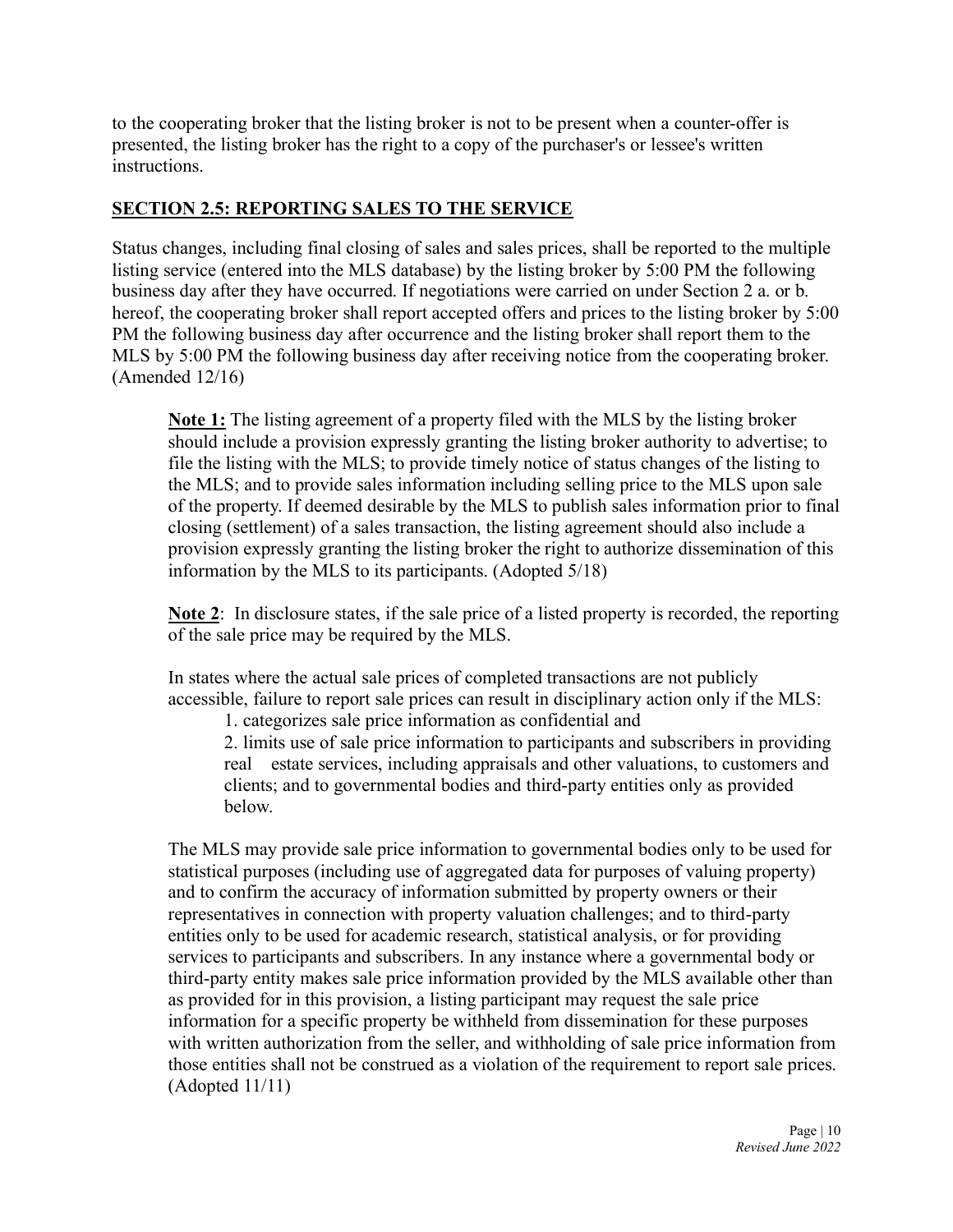to the cooperating broker that the listing broker is not to be present when a counter-offer is presented, the listing broker has the right to a copy of the purchaser's or lessee's written instructions.

## SECTION 2.5: REPORTING SALES TO THE SERVICE

Status changes, including final closing of sales and sales prices, shall be reported to the multiple listing service (entered into the MLS database) by the listing broker by 5:00 PM the following business day after they have occurred. If negotiations were carried on under Section 2 a. or b. hereof, the cooperating broker shall report accepted offers and prices to the listing broker by 5:00 PM the following business day after occurrence and the listing broker shall report them to the MLS by 5:00 PM the following business day after receiving notice from the cooperating broker. (Amended 12/16)

> **Note 1:** The listing agreement of a property filed with the MLS by the listing broker should include a provision expressly granting the listing broker authority to advertise; to file the listing with the MLS; to provide timely notice of status changes of the listing to the MLS; and to provide sales information including selling price to the MLS upon sale of the property. If deemed desirable by the MLS to publish sales information prior to final closing (settlement) of a sales transaction, the listing agreement should also include a provision expressly granting the listing broker the right to authorize dissemination of this information by the MLS to its participants. (Adopted 5/18)
>
> **Note 2**: In disclosure states, if the sale price of a listed property is recorded, the reporting of the sale price may be required by the MLS.
>
> In states where the actual sale prices of completed transactions are not publicly accessible, failure to report sale prices can result in disciplinary action only if the MLS:
>
> 1. categorizes sale price information as confidential and
> 2. limits use of sale price information to participants and subscribers in providing real estate services, including appraisals and other valuations, to customers and clients; and to governmental bodies and third-party entities only as provided below.
>
> The MLS may provide sale price information to governmental bodies only to be used for statistical purposes (including use of aggregated data for purposes of valuing property) and to confirm the accuracy of information submitted by property owners or their representatives in connection with property valuation challenges; and to third-party entities only to be used for academic research, statistical analysis, or for providing services to participants and subscribers. In any instance where a governmental body or third-party entity makes sale price information provided by the MLS available other than as provided for in this provision, a listing participant may request the sale price information for a specific property be withheld from dissemination for these purposes with written authorization from the seller, and withholding of sale price information from those entities shall not be construed as a violation of the requirement to report sale prices. (Adopted 11/11)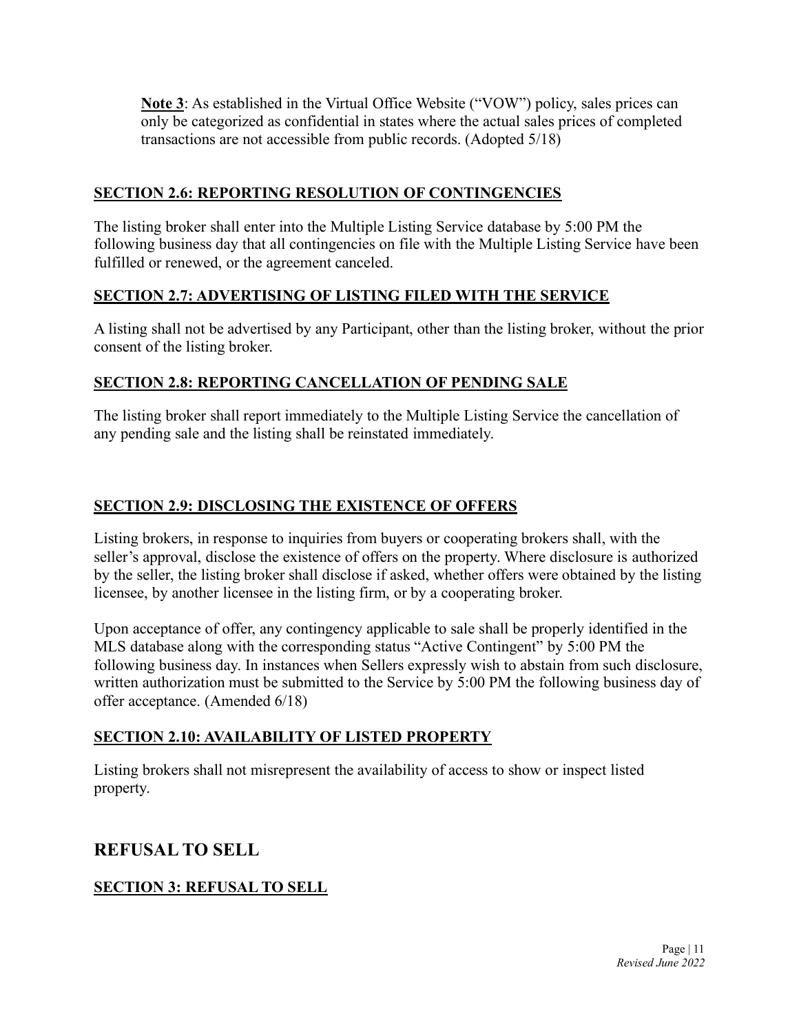**Note 3**: As established in the Virtual Office Website ("VOW") policy, sales prices can only be categorized as confidential in states where the actual sales prices of completed transactions are not accessible from public records. (Adopted 5/18)

### SECTION 2.6: REPORTING RESOLUTION OF CONTINGENCIES

The listing broker shall enter into the Multiple Listing Service database by 5:00 PM the following business day that all contingencies on file with the Multiple Listing Service have been fulfilled or renewed, or the agreement canceled.

### SECTION 2.7: ADVERTISING OF LISTING FILED WITH THE SERVICE

A listing shall not be advertised by any Participant, other than the listing broker, without the prior consent of the listing broker.

### SECTION 2.8: REPORTING CANCELLATION OF PENDING SALE

The listing broker shall report immediately to the Multiple Listing Service the cancellation of any pending sale and the listing shall be reinstated immediately.

### SECTION 2.9: DISCLOSING THE EXISTENCE OF OFFERS

Listing brokers, in response to inquiries from buyers or cooperating brokers shall, with the seller's approval, disclose the existence of offers on the property. Where disclosure is authorized by the seller, the listing broker shall disclose if asked, whether offers were obtained by the listing licensee, by another licensee in the listing firm, or by a cooperating broker.

Upon acceptance of offer, any contingency applicable to sale shall be properly identified in the MLS database along with the corresponding status "Active Contingent" by 5:00 PM the following business day. In instances when Sellers expressly wish to abstain from such disclosure, written authorization must be submitted to the Service by 5:00 PM the following business day of offer acceptance. (Amended 6/18)

### SECTION 2.10: AVAILABILITY OF LISTED PROPERTY

Listing brokers shall not misrepresent the availability of access to show or inspect listed property.

## REFUSAL TO SELL

### SECTION 3: REFUSAL TO SELL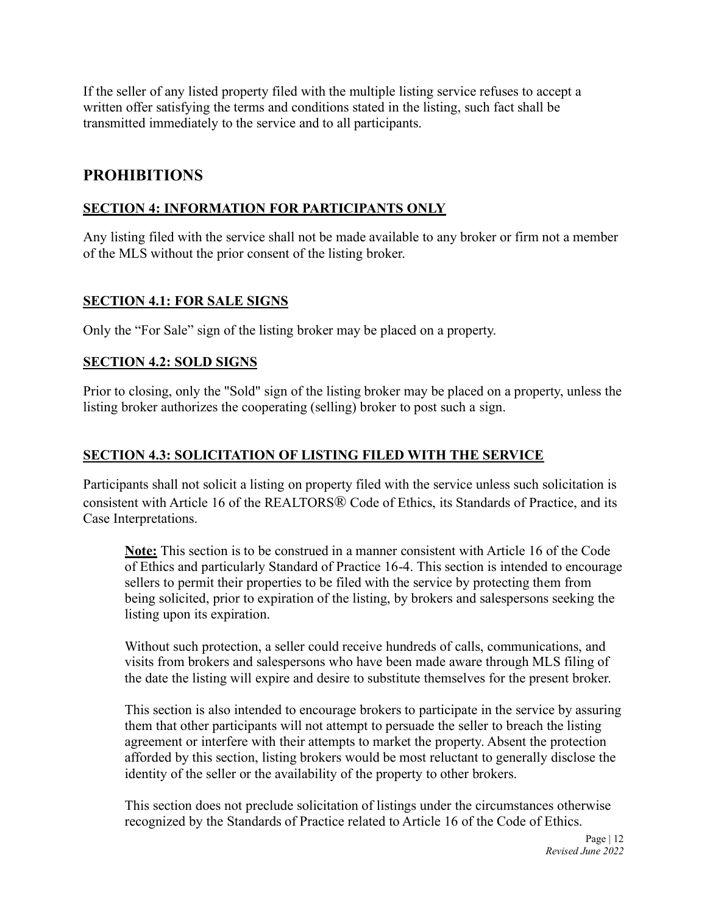If the seller of any listed property filed with the multiple listing service refuses to accept a written offer satisfying the terms and conditions stated in the listing, such fact shall be transmitted immediately to the service and to all participants.

## PROHIBITIONS

### SECTION 4: INFORMATION FOR PARTICIPANTS ONLY

Any listing filed with the service shall not be made available to any broker or firm not a member of the MLS without the prior consent of the listing broker.

### SECTION 4.1: FOR SALE SIGNS

Only the "For Sale" sign of the listing broker may be placed on a property.

### SECTION 4.2: SOLD SIGNS

Prior to closing, only the "Sold" sign of the listing broker may be placed on a property, unless the listing broker authorizes the cooperating (selling) broker to post such a sign.

### SECTION 4.3: SOLICITATION OF LISTING FILED WITH THE SERVICE

Participants shall not solicit a listing on property filed with the service unless such solicitation is consistent with Article 16 of the REALTORS® Code of Ethics, its Standards of Practice, and its Case Interpretations.

> **Note:** This section is to be construed in a manner consistent with Article 16 of the Code of Ethics and particularly Standard of Practice 16-4. This section is intended to encourage sellers to permit their properties to be filed with the service by protecting them from being solicited, prior to expiration of the listing, by brokers and salespersons seeking the listing upon its expiration.
>
> Without such protection, a seller could receive hundreds of calls, communications, and visits from brokers and salespersons who have been made aware through MLS filing of the date the listing will expire and desire to substitute themselves for the present broker.
>
> This section is also intended to encourage brokers to participate in the service by assuring them that other participants will not attempt to persuade the seller to breach the listing agreement or interfere with their attempts to market the property. Absent the protection afforded by this section, listing brokers would be most reluctant to generally disclose the identity of the seller or the availability of the property to other brokers.
>
> This section does not preclude solicitation of listings under the circumstances otherwise recognized by the Standards of Practice related to Article 16 of the Code of Ethics.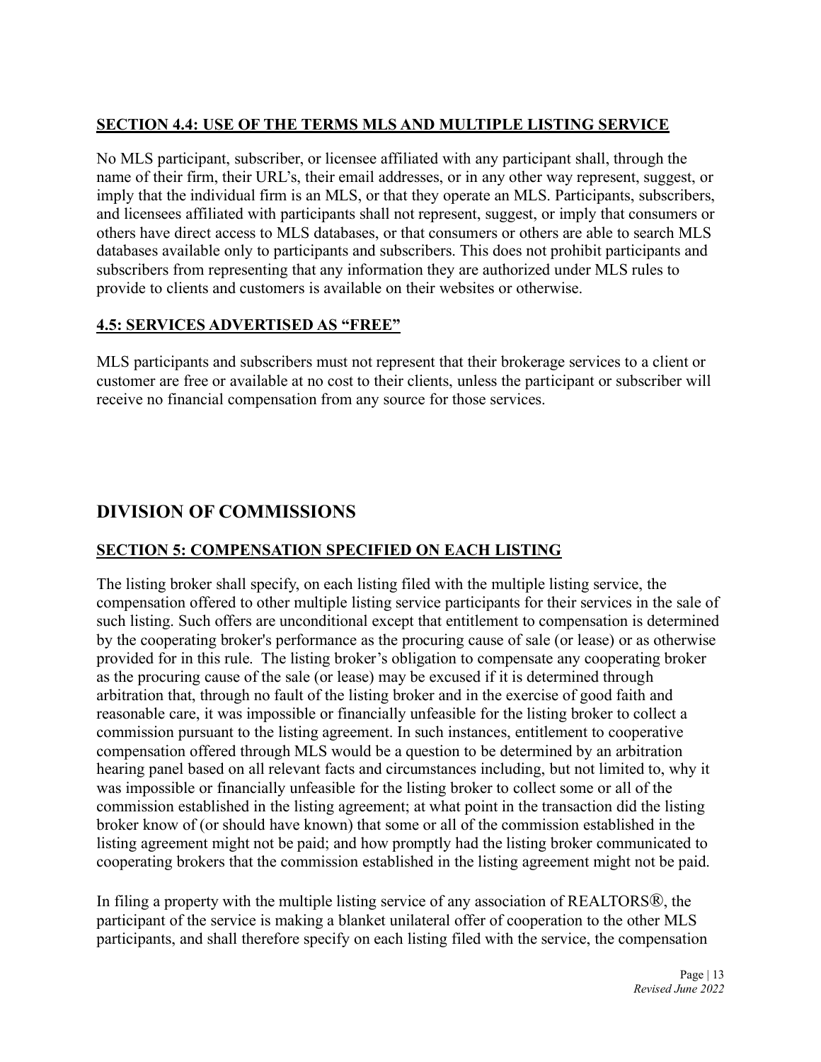### SECTION 4.4: USE OF THE TERMS MLS AND MULTIPLE LISTING SERVICE

No MLS participant, subscriber, or licensee affiliated with any participant shall, through the name of their firm, their URL's, their email addresses, or in any other way represent, suggest, or imply that the individual firm is an MLS, or that they operate an MLS. Participants, subscribers, and licensees affiliated with participants shall not represent, suggest, or imply that consumers or others have direct access to MLS databases, or that consumers or others are able to search MLS databases available only to participants and subscribers. This does not prohibit participants and subscribers from representing that any information they are authorized under MLS rules to provide to clients and customers is available on their websites or otherwise.

### 4.5: SERVICES ADVERTISED AS "FREE"

MLS participants and subscribers must not represent that their brokerage services to a client or customer are free or available at no cost to their clients, unless the participant or subscriber will receive no financial compensation from any source for those services.

## DIVISION OF COMMISSIONS

### SECTION 5: COMPENSATION SPECIFIED ON EACH LISTING

The listing broker shall specify, on each listing filed with the multiple listing service, the compensation offered to other multiple listing service participants for their services in the sale of such listing. Such offers are unconditional except that entitlement to compensation is determined by the cooperating broker's performance as the procuring cause of sale (or lease) or as otherwise provided for in this rule. The listing broker's obligation to compensate any cooperating broker as the procuring cause of the sale (or lease) may be excused if it is determined through arbitration that, through no fault of the listing broker and in the exercise of good faith and reasonable care, it was impossible or financially unfeasible for the listing broker to collect a commission pursuant to the listing agreement. In such instances, entitlement to cooperative compensation offered through MLS would be a question to be determined by an arbitration hearing panel based on all relevant facts and circumstances including, but not limited to, why it was impossible or financially unfeasible for the listing broker to collect some or all of the commission established in the listing agreement; at what point in the transaction did the listing broker know of (or should have known) that some or all of the commission established in the listing agreement might not be paid; and how promptly had the listing broker communicated to cooperating brokers that the commission established in the listing agreement might not be paid.

In filing a property with the multiple listing service of any association of REALTORS®, the participant of the service is making a blanket unilateral offer of cooperation to the other MLS participants, and shall therefore specify on each listing filed with the service, the compensation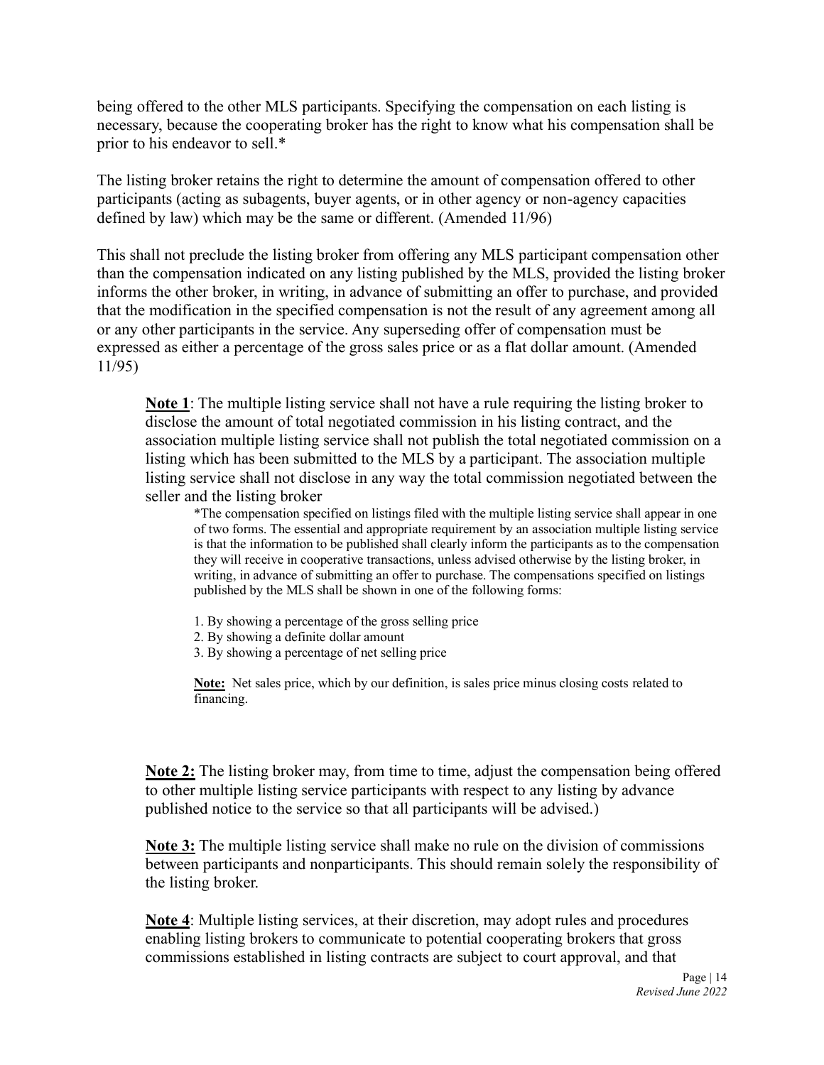being offered to the other MLS participants. Specifying the compensation on each listing is necessary, because the cooperating broker has the right to know what his compensation shall be prior to his endeavor to sell.*

The listing broker retains the right to determine the amount of compensation offered to other participants (acting as subagents, buyer agents, or in other agency or non-agency capacities defined by law) which may be the same or different. (Amended 11/96)

This shall not preclude the listing broker from offering any MLS participant compensation other than the compensation indicated on any listing published by the MLS, provided the listing broker informs the other broker, in writing, in advance of submitting an offer to purchase, and provided that the modification in the specified compensation is not the result of any agreement among all or any other participants in the service. Any superseding offer of compensation must be expressed as either a percentage of the gross sales price or as a flat dollar amount. (Amended 11/95)

> **Note 1**: The multiple listing service shall not have a rule requiring the listing broker to disclose the amount of total negotiated commission in his listing contract, and the association multiple listing service shall not publish the total negotiated commission on a listing which has been submitted to the MLS by a participant. The association multiple listing service shall not disclose in any way the total commission negotiated between the seller and the listing broker
>
> *The compensation specified on listings filed with the multiple listing service shall appear in one of two forms. The essential and appropriate requirement by an association multiple listing service is that the information to be published shall clearly inform the participants as to the compensation they will receive in cooperative transactions, unless advised otherwise by the listing broker, in writing, in advance of submitting an offer to purchase. The compensations specified on listings published by the MLS shall be shown in one of the following forms:
>
> 1. By showing a percentage of the gross selling price
> 2. By showing a definite dollar amount
> 3. By showing a percentage of net selling price
>
> **Note:** Net sales price, which by our definition, is sales price minus closing costs related to financing.
>
> **Note 2:** The listing broker may, from time to time, adjust the compensation being offered to other multiple listing service participants with respect to any listing by advance published notice to the service so that all participants will be advised.)
>
> **Note 3:** The multiple listing service shall make no rule on the division of commissions between participants and nonparticipants. This should remain solely the responsibility of the listing broker.
>
> **Note 4**: Multiple listing services, at their discretion, may adopt rules and procedures enabling listing brokers to communicate to potential cooperating brokers that gross commissions established in listing contracts are subject to court approval, and that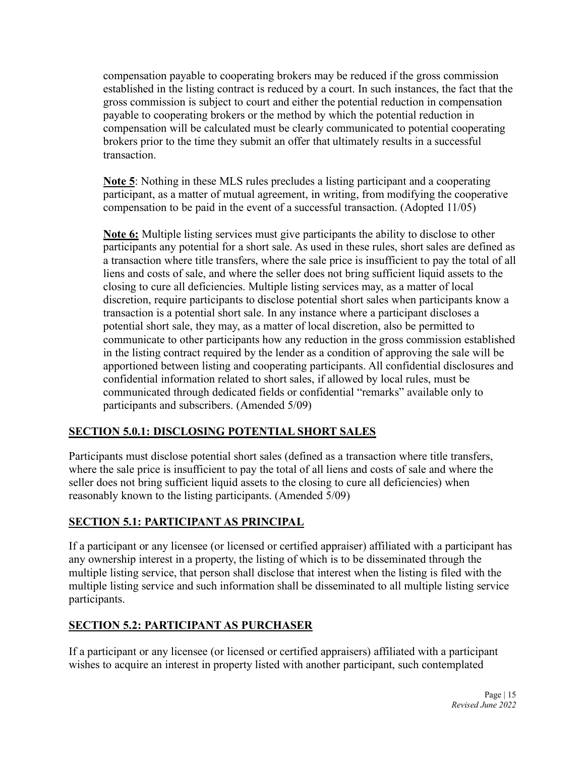compensation payable to cooperating brokers may be reduced if the gross commission established in the listing contract is reduced by a court. In such instances, the fact that the gross commission is subject to court and either the potential reduction in compensation payable to cooperating brokers or the method by which the potential reduction in compensation will be calculated must be clearly communicated to potential cooperating brokers prior to the time they submit an offer that ultimately results in a successful transaction.

**Note 5**: Nothing in these MLS rules precludes a listing participant and a cooperating participant, as a matter of mutual agreement, in writing, from modifying the cooperative compensation to be paid in the event of a successful transaction. (Adopted 11/05)

**Note 6:** Multiple listing services must give participants the ability to disclose to other participants any potential for a short sale. As used in these rules, short sales are defined as a transaction where title transfers, where the sale price is insufficient to pay the total of all liens and costs of sale, and where the seller does not bring sufficient liquid assets to the closing to cure all deficiencies. Multiple listing services may, as a matter of local discretion, require participants to disclose potential short sales when participants know a transaction is a potential short sale. In any instance where a participant discloses a potential short sale, they may, as a matter of local discretion, also be permitted to communicate to other participants how any reduction in the gross commission established in the listing contract required by the lender as a condition of approving the sale will be apportioned between listing and cooperating participants. All confidential disclosures and confidential information related to short sales, if allowed by local rules, must be communicated through dedicated fields or confidential "remarks" available only to participants and subscribers. (Amended 5/09)

## SECTION 5.0.1: DISCLOSING POTENTIAL SHORT SALES

Participants must disclose potential short sales (defined as a transaction where title transfers, where the sale price is insufficient to pay the total of all liens and costs of sale and where the seller does not bring sufficient liquid assets to the closing to cure all deficiencies) when reasonably known to the listing participants. (Amended 5/09)

## SECTION 5.1: PARTICIPANT AS PRINCIPAL

If a participant or any licensee (or licensed or certified appraiser) affiliated with a participant has any ownership interest in a property, the listing of which is to be disseminated through the multiple listing service, that person shall disclose that interest when the listing is filed with the multiple listing service and such information shall be disseminated to all multiple listing service participants.

## SECTION 5.2: PARTICIPANT AS PURCHASER

If a participant or any licensee (or licensed or certified appraisers) affiliated with a participant wishes to acquire an interest in property listed with another participant, such contemplated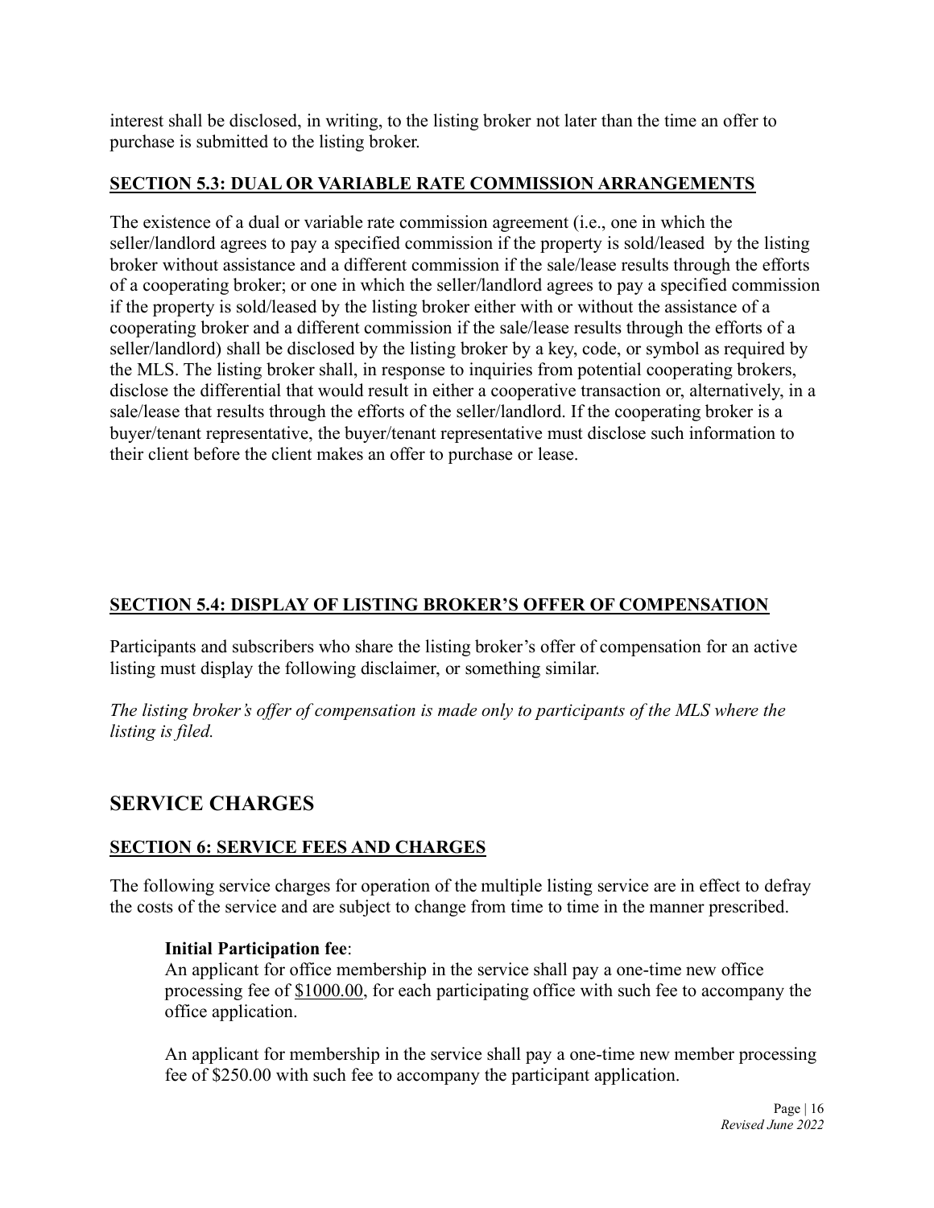interest shall be disclosed, in writing, to the listing broker not later than the time an offer to purchase is submitted to the listing broker.

### SECTION 5.3: DUAL OR VARIABLE RATE COMMISSION ARRANGEMENTS

The existence of a dual or variable rate commission agreement (i.e., one in which the seller/landlord agrees to pay a specified commission if the property is sold/leased by the listing broker without assistance and a different commission if the sale/lease results through the efforts of a cooperating broker; or one in which the seller/landlord agrees to pay a specified commission if the property is sold/leased by the listing broker either with or without the assistance of a cooperating broker and a different commission if the sale/lease results through the efforts of a seller/landlord) shall be disclosed by the listing broker by a key, code, or symbol as required by the MLS. The listing broker shall, in response to inquiries from potential cooperating brokers, disclose the differential that would result in either a cooperative transaction or, alternatively, in a sale/lease that results through the efforts of the seller/landlord. If the cooperating broker is a buyer/tenant representative, the buyer/tenant representative must disclose such information to their client before the client makes an offer to purchase or lease.

### SECTION 5.4: DISPLAY OF LISTING BROKER'S OFFER OF COMPENSATION

Participants and subscribers who share the listing broker's offer of compensation for an active listing must display the following disclaimer, or something similar.

*The listing broker's offer of compensation is made only to participants of the MLS where the listing is filed.*

## SERVICE CHARGES

### SECTION 6: SERVICE FEES AND CHARGES

The following service charges for operation of the multiple listing service are in effect to defray the costs of the service and are subject to change from time to time in the manner prescribed.

**Initial Participation fee**:
An applicant for office membership in the service shall pay a one-time new office processing fee of $1000.00, for each participating office with such fee to accompany the office application.

An applicant for membership in the service shall pay a one-time new member processing fee of $250.00 with such fee to accompany the participant application.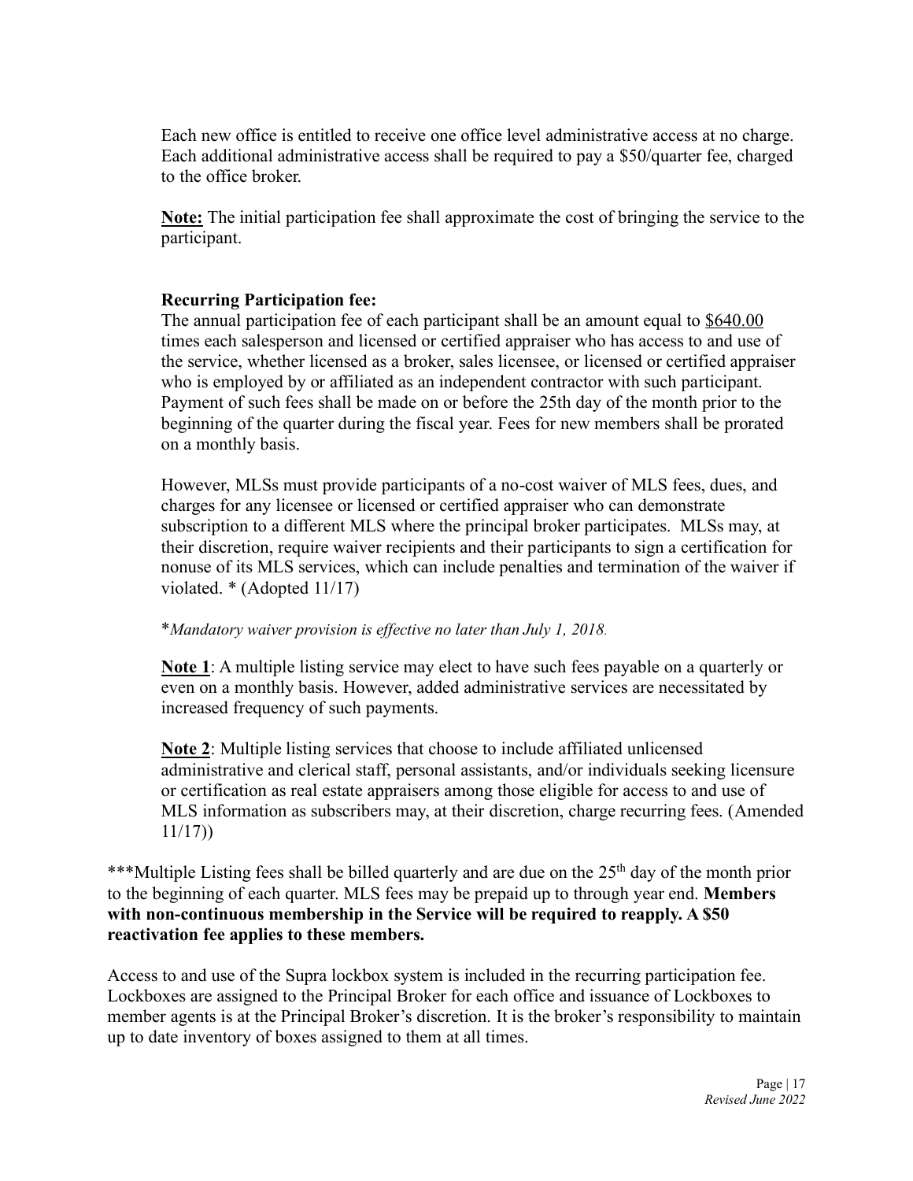Each new office is entitled to receive one office level administrative access at no charge. Each additional administrative access shall be required to pay a $50/quarter fee, charged to the office broker.

**Note:** The initial participation fee shall approximate the cost of bringing the service to the participant.

**Recurring Participation fee:**

The annual participation fee of each participant shall be an amount equal to $640.00 times each salesperson and licensed or certified appraiser who has access to and use of the service, whether licensed as a broker, sales licensee, or licensed or certified appraiser who is employed by or affiliated as an independent contractor with such participant. Payment of such fees shall be made on or before the 25th day of the month prior to the beginning of the quarter during the fiscal year. Fees for new members shall be prorated on a monthly basis.

However, MLSs must provide participants of a no-cost waiver of MLS fees, dues, and charges for any licensee or licensed or certified appraiser who can demonstrate subscription to a different MLS where the principal broker participates. MLSs may, at their discretion, require waiver recipients and their participants to sign a certification for nonuse of its MLS services, which can include penalties and termination of the waiver if violated. * (Adopted 11/17)

**Mandatory waiver provision is effective no later than July 1, 2018.*

**Note 1**: A multiple listing service may elect to have such fees payable on a quarterly or even on a monthly basis. However, added administrative services are necessitated by increased frequency of such payments.

**Note 2**: Multiple listing services that choose to include affiliated unlicensed administrative and clerical staff, personal assistants, and/or individuals seeking licensure or certification as real estate appraisers among those eligible for access to and use of MLS information as subscribers may, at their discretion, charge recurring fees. (Amended 11/17))

***Multiple Listing fees shall be billed quarterly and are due on the 25th day of the month prior to the beginning of each quarter. MLS fees may be prepaid up to through year end. **Members with non-continuous membership in the Service will be required to reapply. A $50 reactivation fee applies to these members.**

Access to and use of the Supra lockbox system is included in the recurring participation fee. Lockboxes are assigned to the Principal Broker for each office and issuance of Lockboxes to member agents is at the Principal Broker's discretion. It is the broker's responsibility to maintain up to date inventory of boxes assigned to them at all times.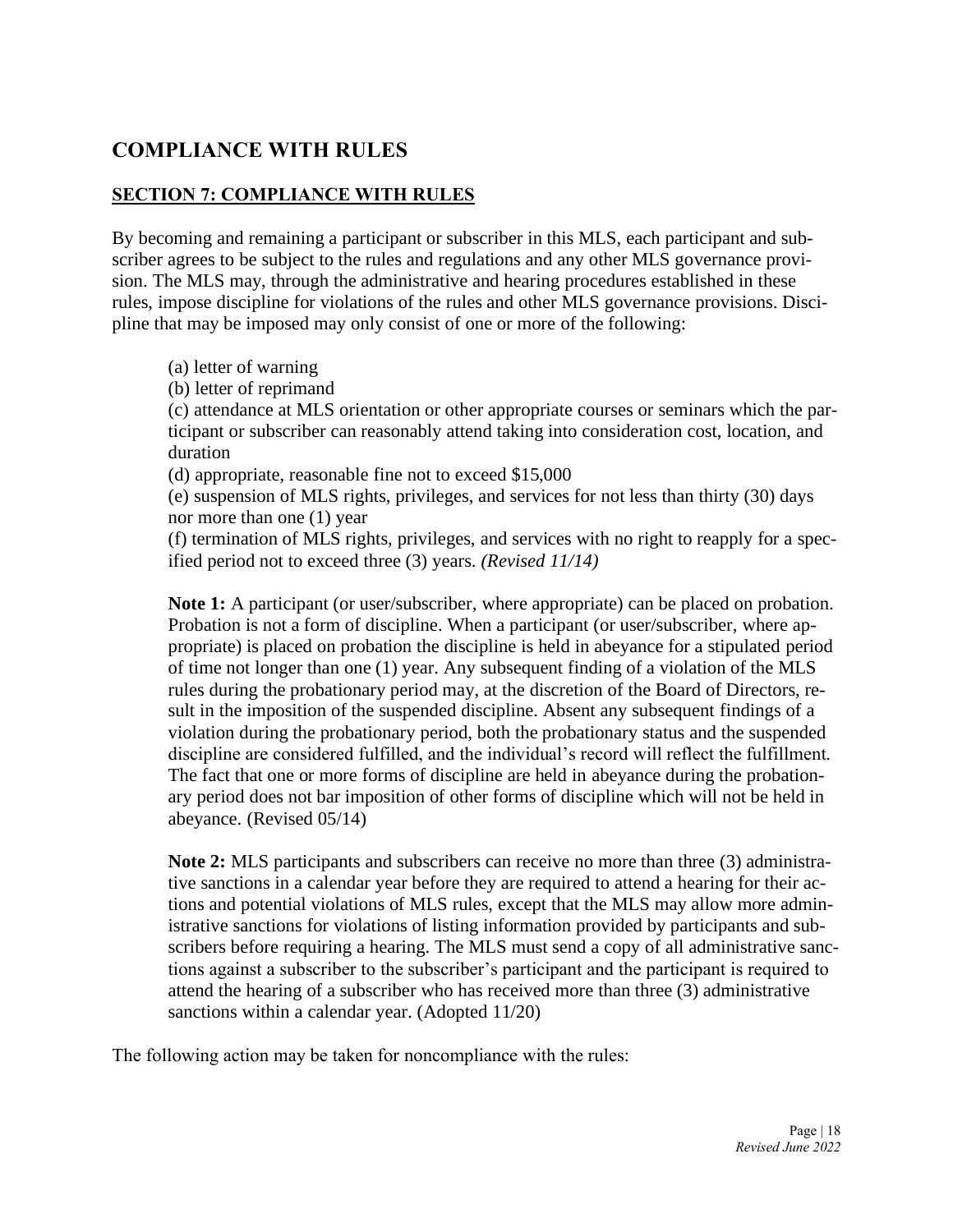# COMPLIANCE WITH RULES

## SECTION 7: COMPLIANCE WITH RULES

By becoming and remaining a participant or subscriber in this MLS, each participant and subscriber agrees to be subject to the rules and regulations and any other MLS governance provision. The MLS may, through the administrative and hearing procedures established in these rules, impose discipline for violations of the rules and other MLS governance provisions. Discipline that may be imposed may only consist of one or more of the following:

(a) letter of warning
(b) letter of reprimand
(c) attendance at MLS orientation or other appropriate courses or seminars which the participant or subscriber can reasonably attend taking into consideration cost, location, and duration
(d) appropriate, reasonable fine not to exceed $15,000
(e) suspension of MLS rights, privileges, and services for not less than thirty (30) days nor more than one (1) year
(f) termination of MLS rights, privileges, and services with no right to reapply for a specified period not to exceed three (3) years. *(Revised 11/14)*

**Note 1:** A participant (or user/subscriber, where appropriate) can be placed on probation. Probation is not a form of discipline. When a participant (or user/subscriber, where appropriate) is placed on probation the discipline is held in abeyance for a stipulated period of time not longer than one (1) year. Any subsequent finding of a violation of the MLS rules during the probationary period may, at the discretion of the Board of Directors, result in the imposition of the suspended discipline. Absent any subsequent findings of a violation during the probationary period, both the probationary status and the suspended discipline are considered fulfilled, and the individual's record will reflect the fulfillment. The fact that one or more forms of discipline are held in abeyance during the probationary period does not bar imposition of other forms of discipline which will not be held in abeyance. (Revised 05/14)

**Note 2:** MLS participants and subscribers can receive no more than three (3) administrative sanctions in a calendar year before they are required to attend a hearing for their actions and potential violations of MLS rules, except that the MLS may allow more administrative sanctions for violations of listing information provided by participants and subscribers before requiring a hearing. The MLS must send a copy of all administrative sanctions against a subscriber to the subscriber's participant and the participant is required to attend the hearing of a subscriber who has received more than three (3) administrative sanctions within a calendar year. (Adopted 11/20)

The following action may be taken for noncompliance with the rules: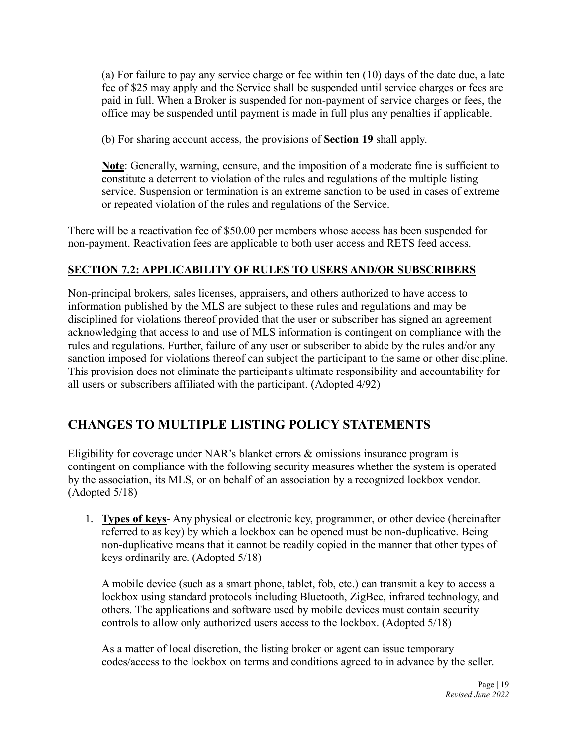(a) For failure to pay any service charge or fee within ten (10) days of the date due, a late fee of $25 may apply and the Service shall be suspended until service charges or fees are paid in full. When a Broker is suspended for non-payment of service charges or fees, the office may be suspended until payment is made in full plus any penalties if applicable.

(b) For sharing account access, the provisions of **Section 19** shall apply.

**Note**: Generally, warning, censure, and the imposition of a moderate fine is sufficient to constitute a deterrent to violation of the rules and regulations of the multiple listing service. Suspension or termination is an extreme sanction to be used in cases of extreme or repeated violation of the rules and regulations of the Service.

There will be a reactivation fee of $50.00 per members whose access has been suspended for non-payment. Reactivation fees are applicable to both user access and RETS feed access.

### SECTION 7.2: APPLICABILITY OF RULES TO USERS AND/OR SUBSCRIBERS

Non-principal brokers, sales licenses, appraisers, and others authorized to have access to information published by the MLS are subject to these rules and regulations and may be disciplined for violations thereof provided that the user or subscriber has signed an agreement acknowledging that access to and use of MLS information is contingent on compliance with the rules and regulations. Further, failure of any user or subscriber to abide by the rules and/or any sanction imposed for violations thereof can subject the participant to the same or other discipline. This provision does not eliminate the participant's ultimate responsibility and accountability for all users or subscribers affiliated with the participant. (Adopted 4/92)

## CHANGES TO MULTIPLE LISTING POLICY STATEMENTS

Eligibility for coverage under NAR's blanket errors & omissions insurance program is contingent on compliance with the following security measures whether the system is operated by the association, its MLS, or on behalf of an association by a recognized lockbox vendor. (Adopted 5/18)

1. **Types of keys**- Any physical or electronic key, programmer, or other device (hereinafter referred to as key) by which a lockbox can be opened must be non-duplicative. Being non-duplicative means that it cannot be readily copied in the manner that other types of keys ordinarily are. (Adopted 5/18)

   A mobile device (such as a smart phone, tablet, fob, etc.) can transmit a key to access a lockbox using standard protocols including Bluetooth, ZigBee, infrared technology, and others. The applications and software used by mobile devices must contain security controls to allow only authorized users access to the lockbox. (Adopted 5/18)

   As a matter of local discretion, the listing broker or agent can issue temporary codes/access to the lockbox on terms and conditions agreed to in advance by the seller.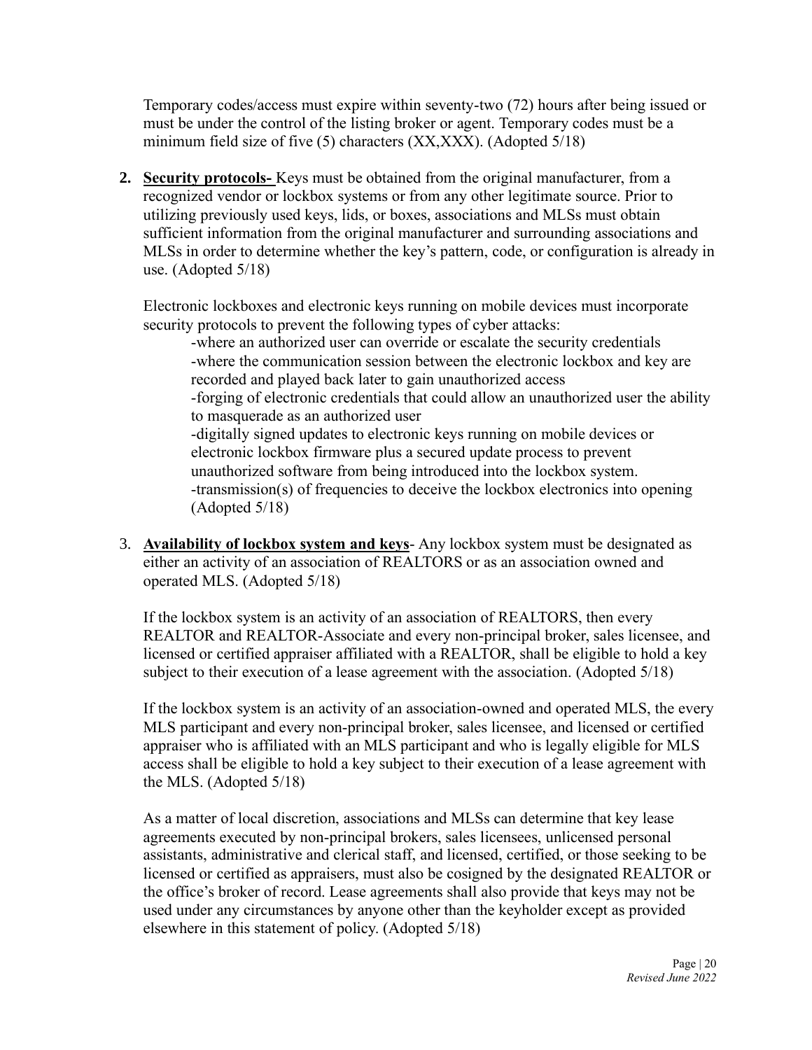Temporary codes/access must expire within seventy-two (72) hours after being issued or must be under the control of the listing broker or agent. Temporary codes must be a minimum field size of five (5) characters (XX,XXX). (Adopted 5/18)

2. **Security protocols-** Keys must be obtained from the original manufacturer, from a recognized vendor or lockbox systems or from any other legitimate source. Prior to utilizing previously used keys, lids, or boxes, associations and MLSs must obtain sufficient information from the original manufacturer and surrounding associations and MLSs in order to determine whether the key's pattern, code, or configuration is already in use. (Adopted 5/18)

   Electronic lockboxes and electronic keys running on mobile devices must incorporate security protocols to prevent the following types of cyber attacks:

   -where an authorized user can override or escalate the security credentials
   -where the communication session between the electronic lockbox and key are recorded and played back later to gain unauthorized access
   -forging of electronic credentials that could allow an unauthorized user the ability to masquerade as an authorized user
   -digitally signed updates to electronic keys running on mobile devices or electronic lockbox firmware plus a secured update process to prevent unauthorized software from being introduced into the lockbox system.
   -transmission(s) of frequencies to deceive the lockbox electronics into opening (Adopted 5/18)

3. **Availability of lockbox system and keys**- Any lockbox system must be designated as either an activity of an association of REALTORS or as an association owned and operated MLS. (Adopted 5/18)

   If the lockbox system is an activity of an association of REALTORS, then every REALTOR and REALTOR-Associate and every non-principal broker, sales licensee, and licensed or certified appraiser affiliated with a REALTOR, shall be eligible to hold a key subject to their execution of a lease agreement with the association. (Adopted 5/18)

   If the lockbox system is an activity of an association-owned and operated MLS, the every MLS participant and every non-principal broker, sales licensee, and licensed or certified appraiser who is affiliated with an MLS participant and who is legally eligible for MLS access shall be eligible to hold a key subject to their execution of a lease agreement with the MLS. (Adopted 5/18)

   As a matter of local discretion, associations and MLSs can determine that key lease agreements executed by non-principal brokers, sales licensees, unlicensed personal assistants, administrative and clerical staff, and licensed, certified, or those seeking to be licensed or certified as appraisers, must also be cosigned by the designated REALTOR or the office's broker of record. Lease agreements shall also provide that keys may not be used under any circumstances by anyone other than the keyholder except as provided elsewhere in this statement of policy. (Adopted 5/18)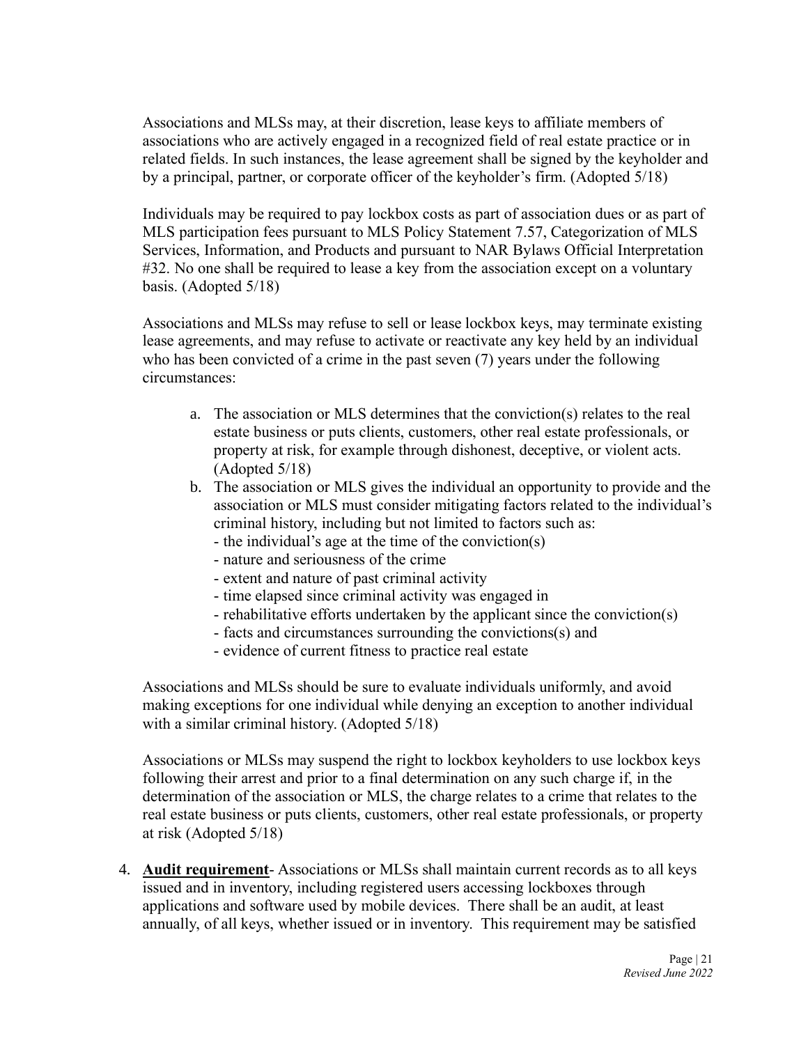Associations and MLSs may, at their discretion, lease keys to affiliate members of associations who are actively engaged in a recognized field of real estate practice or in related fields. In such instances, the lease agreement shall be signed by the keyholder and by a principal, partner, or corporate officer of the keyholder's firm. (Adopted 5/18)

Individuals may be required to pay lockbox costs as part of association dues or as part of MLS participation fees pursuant to MLS Policy Statement 7.57, Categorization of MLS Services, Information, and Products and pursuant to NAR Bylaws Official Interpretation #32. No one shall be required to lease a key from the association except on a voluntary basis. (Adopted 5/18)

Associations and MLSs may refuse to sell or lease lockbox keys, may terminate existing lease agreements, and may refuse to activate or reactivate any key held by an individual who has been convicted of a crime in the past seven (7) years under the following circumstances:

a. The association or MLS determines that the conviction(s) relates to the real estate business or puts clients, customers, other real estate professionals, or property at risk, for example through dishonest, deceptive, or violent acts. (Adopted 5/18)
b. The association or MLS gives the individual an opportunity to provide and the association or MLS must consider mitigating factors related to the individual's criminal history, including but not limited to factors such as:
   - the individual's age at the time of the conviction(s)
   - nature and seriousness of the crime
   - extent and nature of past criminal activity
   - time elapsed since criminal activity was engaged in
   - rehabilitative efforts undertaken by the applicant since the conviction(s)
   - facts and circumstances surrounding the convictions(s) and
   - evidence of current fitness to practice real estate

Associations and MLSs should be sure to evaluate individuals uniformly, and avoid making exceptions for one individual while denying an exception to another individual with a similar criminal history. (Adopted 5/18)

Associations or MLSs may suspend the right to lockbox keyholders to use lockbox keys following their arrest and prior to a final determination on any such charge if, in the determination of the association or MLS, the charge relates to a crime that relates to the real estate business or puts clients, customers, other real estate professionals, or property at risk (Adopted 5/18)

4. **Audit requirement**- Associations or MLSs shall maintain current records as to all keys issued and in inventory, including registered users accessing lockboxes through applications and software used by mobile devices. There shall be an audit, at least annually, of all keys, whether issued or in inventory. This requirement may be satisfied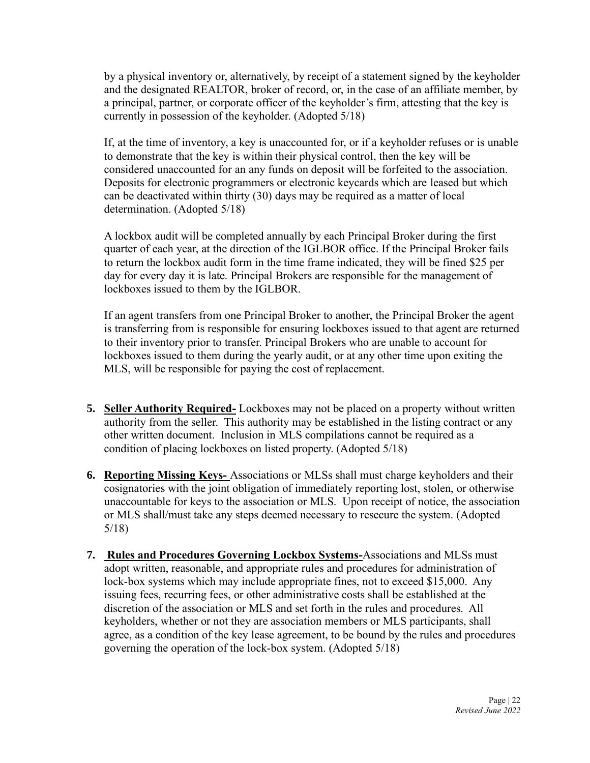by a physical inventory or, alternatively, by receipt of a statement signed by the keyholder and the designated REALTOR, broker of record, or, in the case of an affiliate member, by a principal, partner, or corporate officer of the keyholder's firm, attesting that the key is currently in possession of the keyholder. (Adopted 5/18)

If, at the time of inventory, a key is unaccounted for, or if a keyholder refuses or is unable to demonstrate that the key is within their physical control, then the key will be considered unaccounted for an any funds on deposit will be forfeited to the association. Deposits for electronic programmers or electronic keycards which are leased but which can be deactivated within thirty (30) days may be required as a matter of local determination. (Adopted 5/18)

A lockbox audit will be completed annually by each Principal Broker during the first quarter of each year, at the direction of the IGLBOR office. If the Principal Broker fails to return the lockbox audit form in the time frame indicated, they will be fined $25 per day for every day it is late. Principal Brokers are responsible for the management of lockboxes issued to them by the IGLBOR.

If an agent transfers from one Principal Broker to another, the Principal Broker the agent is transferring from is responsible for ensuring lockboxes issued to that agent are returned to their inventory prior to transfer. Principal Brokers who are unable to account for lockboxes issued to them during the yearly audit, or at any other time upon exiting the MLS, will be responsible for paying the cost of replacement.

5. **Seller Authority Required-** Lockboxes may not be placed on a property without written authority from the seller. This authority may be established in the listing contract or any other written document. Inclusion in MLS compilations cannot be required as a condition of placing lockboxes on listed property. (Adopted 5/18)

6. **Reporting Missing Keys-** Associations or MLSs shall must charge keyholders and their cosignatories with the joint obligation of immediately reporting lost, stolen, or otherwise unaccountable for keys to the association or MLS. Upon receipt of notice, the association or MLS shall/must take any steps deemed necessary to resecure the system. (Adopted 5/18)

7. **Rules and Procedures Governing Lockbox Systems-**Associations and MLSs must adopt written, reasonable, and appropriate rules and procedures for administration of lock-box systems which may include appropriate fines, not to exceed $15,000. Any issuing fees, recurring fees, or other administrative costs shall be established at the discretion of the association or MLS and set forth in the rules and procedures. All keyholders, whether or not they are association members or MLS participants, shall agree, as a condition of the key lease agreement, to be bound by the rules and procedures governing the operation of the lock-box system. (Adopted 5/18)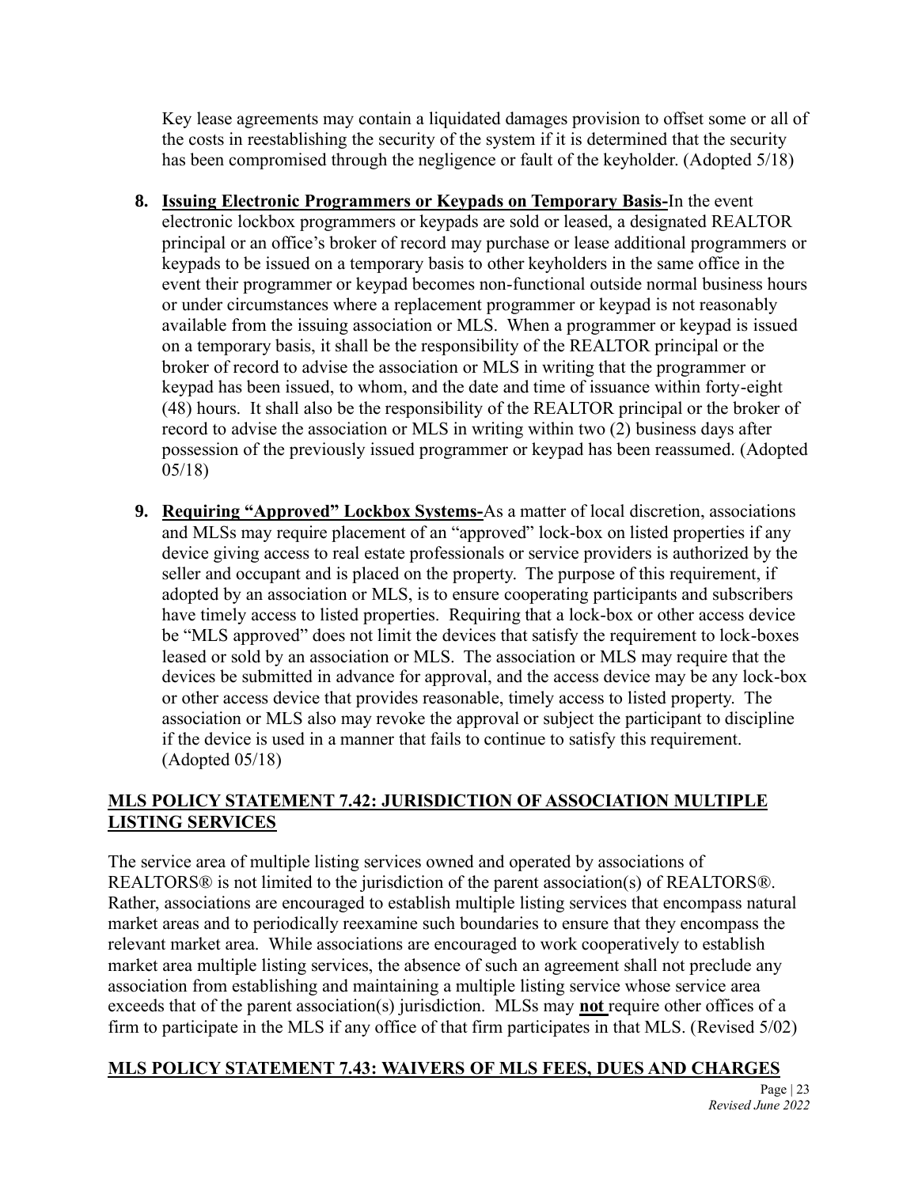Key lease agreements may contain a liquidated damages provision to offset some or all of the costs in reestablishing the security of the system if it is determined that the security has been compromised through the negligence or fault of the keyholder. (Adopted 5/18)

8. **Issuing Electronic Programmers or Keypads on Temporary Basis-**In the event electronic lockbox programmers or keypads are sold or leased, a designated REALTOR principal or an office's broker of record may purchase or lease additional programmers or keypads to be issued on a temporary basis to other keyholders in the same office in the event their programmer or keypad becomes non-functional outside normal business hours or under circumstances where a replacement programmer or keypad is not reasonably available from the issuing association or MLS. When a programmer or keypad is issued on a temporary basis, it shall be the responsibility of the REALTOR principal or the broker of record to advise the association or MLS in writing that the programmer or keypad has been issued, to whom, and the date and time of issuance within forty-eight (48) hours. It shall also be the responsibility of the REALTOR principal or the broker of record to advise the association or MLS in writing within two (2) business days after possession of the previously issued programmer or keypad has been reassumed. (Adopted 05/18)

9. **Requiring "Approved" Lockbox Systems-**As a matter of local discretion, associations and MLSs may require placement of an "approved" lock-box on listed properties if any device giving access to real estate professionals or service providers is authorized by the seller and occupant and is placed on the property. The purpose of this requirement, if adopted by an association or MLS, is to ensure cooperating participants and subscribers have timely access to listed properties. Requiring that a lock-box or other access device be "MLS approved" does not limit the devices that satisfy the requirement to lock-boxes leased or sold by an association or MLS. The association or MLS may require that the devices be submitted in advance for approval, and the access device may be any lock-box or other access device that provides reasonable, timely access to listed property. The association or MLS also may revoke the approval or subject the participant to discipline if the device is used in a manner that fails to continue to satisfy this requirement. (Adopted 05/18)

## MLS POLICY STATEMENT 7.42: JURISDICTION OF ASSOCIATION MULTIPLE LISTING SERVICES

The service area of multiple listing services owned and operated by associations of REALTORS® is not limited to the jurisdiction of the parent association(s) of REALTORS®. Rather, associations are encouraged to establish multiple listing services that encompass natural market areas and to periodically reexamine such boundaries to ensure that they encompass the relevant market area. While associations are encouraged to work cooperatively to establish market area multiple listing services, the absence of such an agreement shall not preclude any association from establishing and maintaining a multiple listing service whose service area exceeds that of the parent association(s) jurisdiction. MLSs may **not** require other offices of a firm to participate in the MLS if any office of that firm participates in that MLS. (Revised 5/02)

## MLS POLICY STATEMENT 7.43: WAIVERS OF MLS FEES, DUES AND CHARGES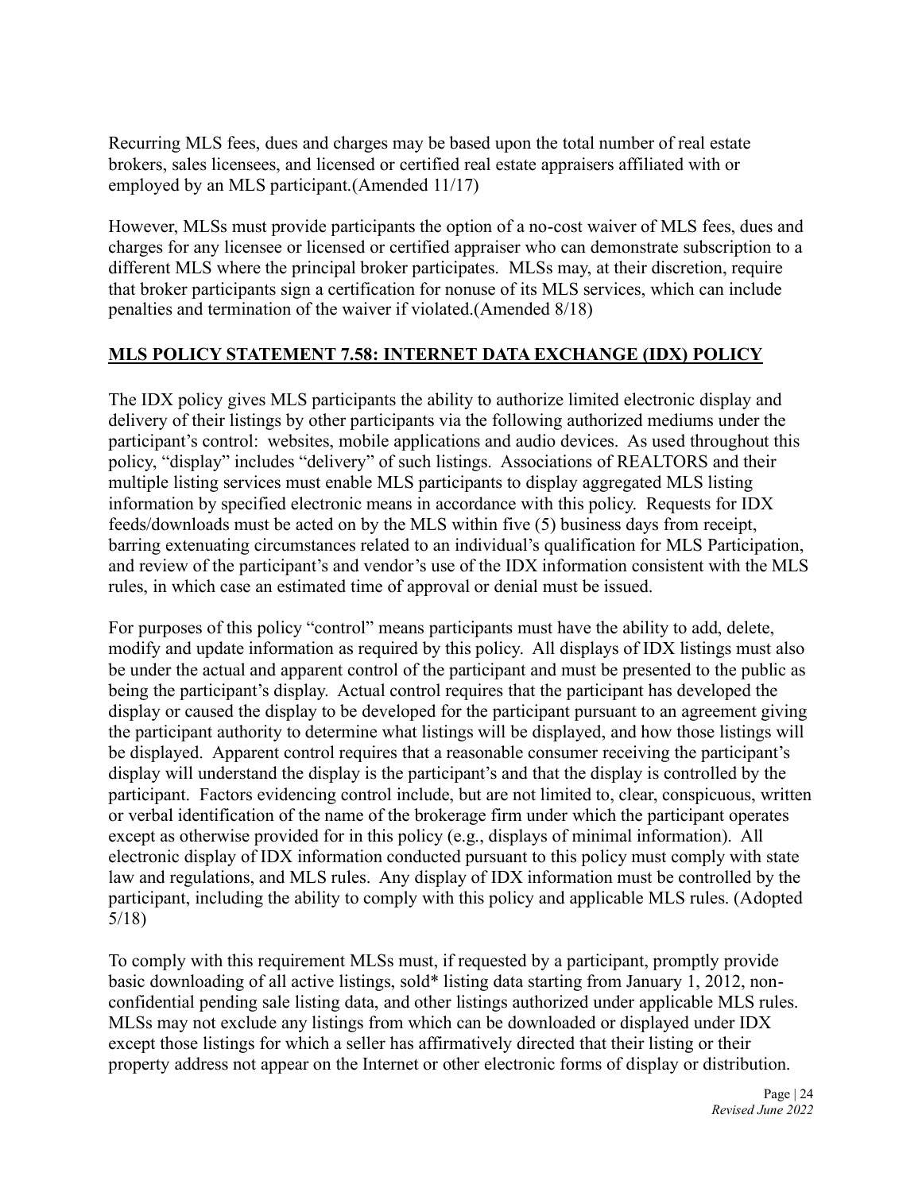Recurring MLS fees, dues and charges may be based upon the total number of real estate brokers, sales licensees, and licensed or certified real estate appraisers affiliated with or employed by an MLS participant.(Amended 11/17)

However, MLSs must provide participants the option of a no-cost waiver of MLS fees, dues and charges for any licensee or licensed or certified appraiser who can demonstrate subscription to a different MLS where the principal broker participates. MLSs may, at their discretion, require that broker participants sign a certification for nonuse of its MLS services, which can include penalties and termination of the waiver if violated.(Amended 8/18)

## MLS POLICY STATEMENT 7.58: INTERNET DATA EXCHANGE (IDX) POLICY

The IDX policy gives MLS participants the ability to authorize limited electronic display and delivery of their listings by other participants via the following authorized mediums under the participant's control: websites, mobile applications and audio devices. As used throughout this policy, "display" includes "delivery" of such listings. Associations of REALTORS and their multiple listing services must enable MLS participants to display aggregated MLS listing information by specified electronic means in accordance with this policy. Requests for IDX feeds/downloads must be acted on by the MLS within five (5) business days from receipt, barring extenuating circumstances related to an individual's qualification for MLS Participation, and review of the participant's and vendor's use of the IDX information consistent with the MLS rules, in which case an estimated time of approval or denial must be issued.

For purposes of this policy "control" means participants must have the ability to add, delete, modify and update information as required by this policy. All displays of IDX listings must also be under the actual and apparent control of the participant and must be presented to the public as being the participant's display. Actual control requires that the participant has developed the display or caused the display to be developed for the participant pursuant to an agreement giving the participant authority to determine what listings will be displayed, and how those listings will be displayed. Apparent control requires that a reasonable consumer receiving the participant's display will understand the display is the participant's and that the display is controlled by the participant. Factors evidencing control include, but are not limited to, clear, conspicuous, written or verbal identification of the name of the brokerage firm under which the participant operates except as otherwise provided for in this policy (e.g., displays of minimal information). All electronic display of IDX information conducted pursuant to this policy must comply with state law and regulations, and MLS rules. Any display of IDX information must be controlled by the participant, including the ability to comply with this policy and applicable MLS rules. (Adopted 5/18)

To comply with this requirement MLSs must, if requested by a participant, promptly provide basic downloading of all active listings, sold* listing data starting from January 1, 2012, non-confidential pending sale listing data, and other listings authorized under applicable MLS rules. MLSs may not exclude any listings from which can be downloaded or displayed under IDX except those listings for which a seller has affirmatively directed that their listing or their property address not appear on the Internet or other electronic forms of display or distribution.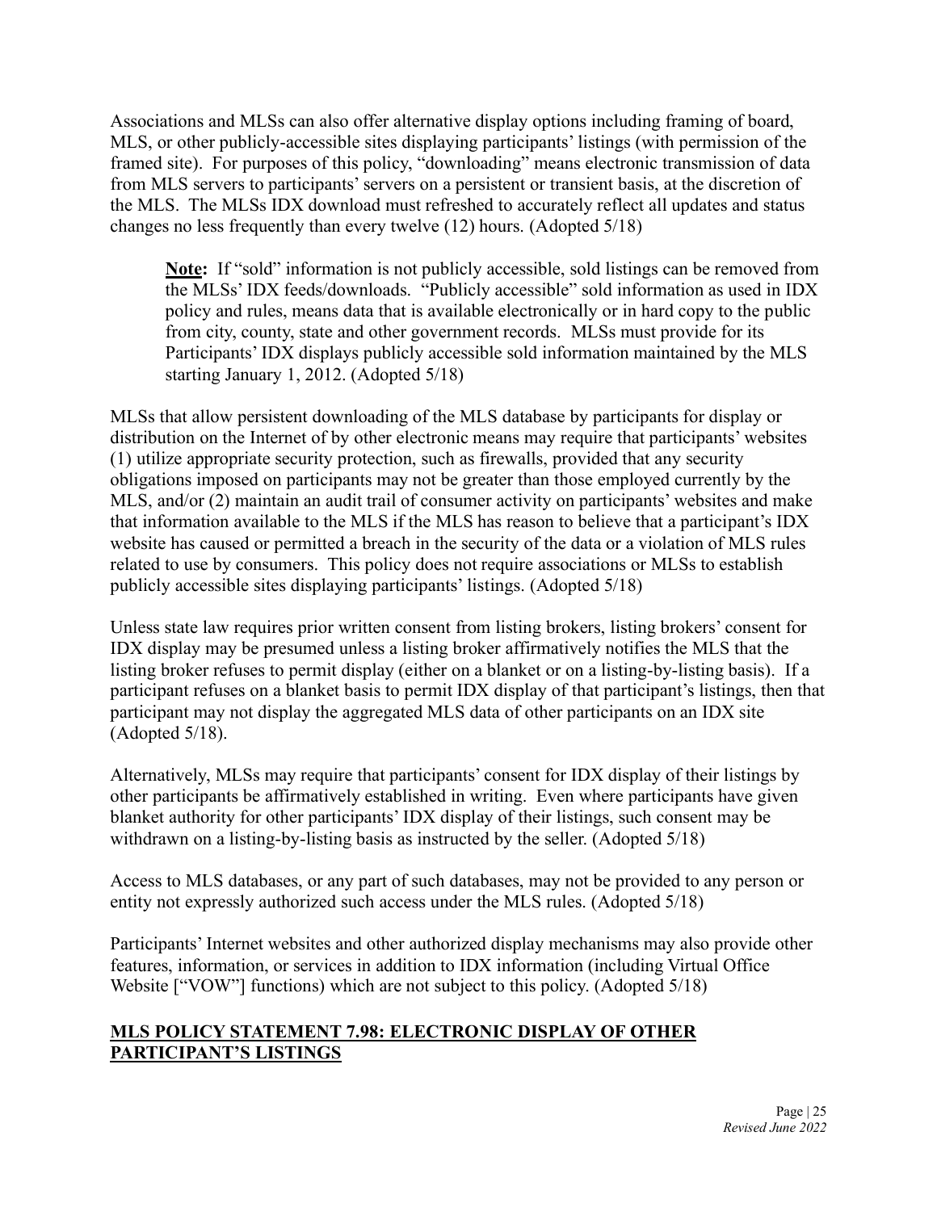Associations and MLSs can also offer alternative display options including framing of board, MLS, or other publicly-accessible sites displaying participants' listings (with permission of the framed site). For purposes of this policy, "downloading" means electronic transmission of data from MLS servers to participants' servers on a persistent or transient basis, at the discretion of the MLS. The MLSs IDX download must refreshed to accurately reflect all updates and status changes no less frequently than every twelve (12) hours. (Adopted 5/18)

> **Note:** If "sold" information is not publicly accessible, sold listings can be removed from the MLSs' IDX feeds/downloads. "Publicly accessible" sold information as used in IDX policy and rules, means data that is available electronically or in hard copy to the public from city, county, state and other government records. MLSs must provide for its Participants' IDX displays publicly accessible sold information maintained by the MLS starting January 1, 2012. (Adopted 5/18)

MLSs that allow persistent downloading of the MLS database by participants for display or distribution on the Internet of by other electronic means may require that participants' websites (1) utilize appropriate security protection, such as firewalls, provided that any security obligations imposed on participants may not be greater than those employed currently by the MLS, and/or (2) maintain an audit trail of consumer activity on participants' websites and make that information available to the MLS if the MLS has reason to believe that a participant's IDX website has caused or permitted a breach in the security of the data or a violation of MLS rules related to use by consumers. This policy does not require associations or MLSs to establish publicly accessible sites displaying participants' listings. (Adopted 5/18)

Unless state law requires prior written consent from listing brokers, listing brokers' consent for IDX display may be presumed unless a listing broker affirmatively notifies the MLS that the listing broker refuses to permit display (either on a blanket or on a listing-by-listing basis). If a participant refuses on a blanket basis to permit IDX display of that participant's listings, then that participant may not display the aggregated MLS data of other participants on an IDX site (Adopted 5/18).

Alternatively, MLSs may require that participants' consent for IDX display of their listings by other participants be affirmatively established in writing. Even where participants have given blanket authority for other participants' IDX display of their listings, such consent may be withdrawn on a listing-by-listing basis as instructed by the seller. (Adopted 5/18)

Access to MLS databases, or any part of such databases, may not be provided to any person or entity not expressly authorized such access under the MLS rules. (Adopted 5/18)

Participants' Internet websites and other authorized display mechanisms may also provide other features, information, or services in addition to IDX information (including Virtual Office Website ["VOW"] functions) which are not subject to this policy. (Adopted 5/18)

## MLS POLICY STATEMENT 7.98: ELECTRONIC DISPLAY OF OTHER PARTICIPANT'S LISTINGS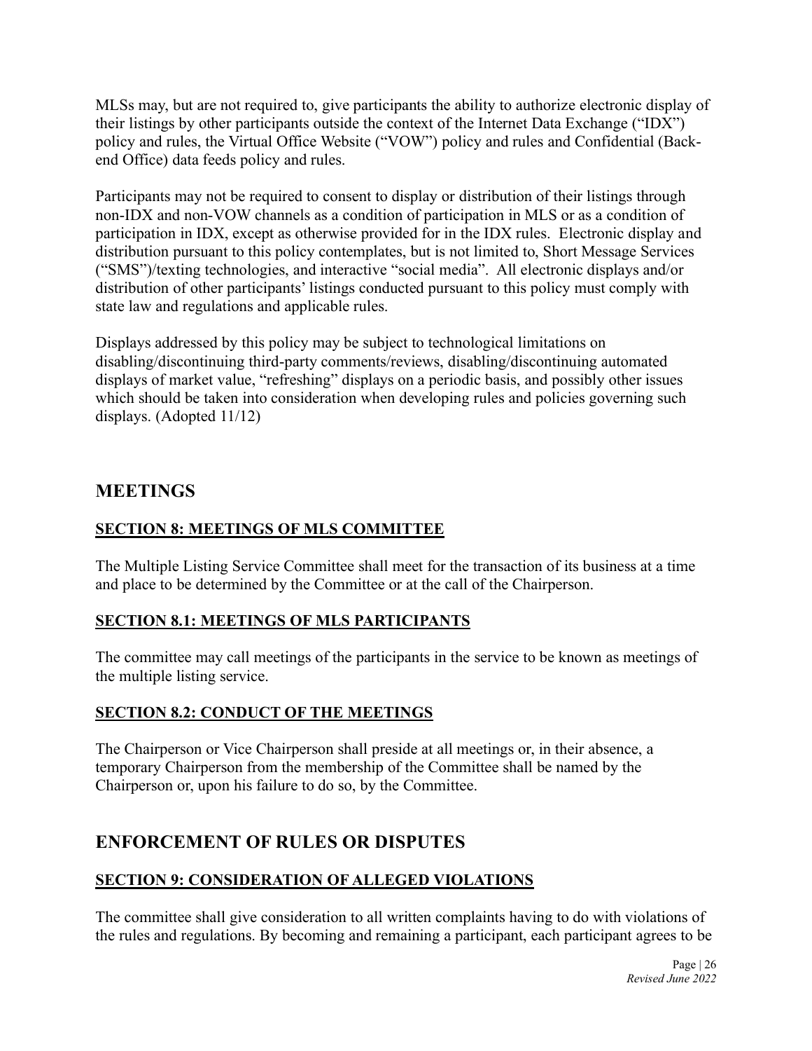MLSs may, but are not required to, give participants the ability to authorize electronic display of their listings by other participants outside the context of the Internet Data Exchange ("IDX") policy and rules, the Virtual Office Website ("VOW") policy and rules and Confidential (Back-end Office) data feeds policy and rules.

Participants may not be required to consent to display or distribution of their listings through non-IDX and non-VOW channels as a condition of participation in MLS or as a condition of participation in IDX, except as otherwise provided for in the IDX rules. Electronic display and distribution pursuant to this policy contemplates, but is not limited to, Short Message Services ("SMS")/texting technologies, and interactive "social media". All electronic displays and/or distribution of other participants' listings conducted pursuant to this policy must comply with state law and regulations and applicable rules.

Displays addressed by this policy may be subject to technological limitations on disabling/discontinuing third-party comments/reviews, disabling/discontinuing automated displays of market value, "refreshing" displays on a periodic basis, and possibly other issues which should be taken into consideration when developing rules and policies governing such displays. (Adopted 11/12)

## MEETINGS

### SECTION 8: MEETINGS OF MLS COMMITTEE

The Multiple Listing Service Committee shall meet for the transaction of its business at a time and place to be determined by the Committee or at the call of the Chairperson.

### SECTION 8.1: MEETINGS OF MLS PARTICIPANTS

The committee may call meetings of the participants in the service to be known as meetings of the multiple listing service.

### SECTION 8.2: CONDUCT OF THE MEETINGS

The Chairperson or Vice Chairperson shall preside at all meetings or, in their absence, a temporary Chairperson from the membership of the Committee shall be named by the Chairperson or, upon his failure to do so, by the Committee.

## ENFORCEMENT OF RULES OR DISPUTES

### SECTION 9: CONSIDERATION OF ALLEGED VIOLATIONS

The committee shall give consideration to all written complaints having to do with violations of the rules and regulations. By becoming and remaining a participant, each participant agrees to be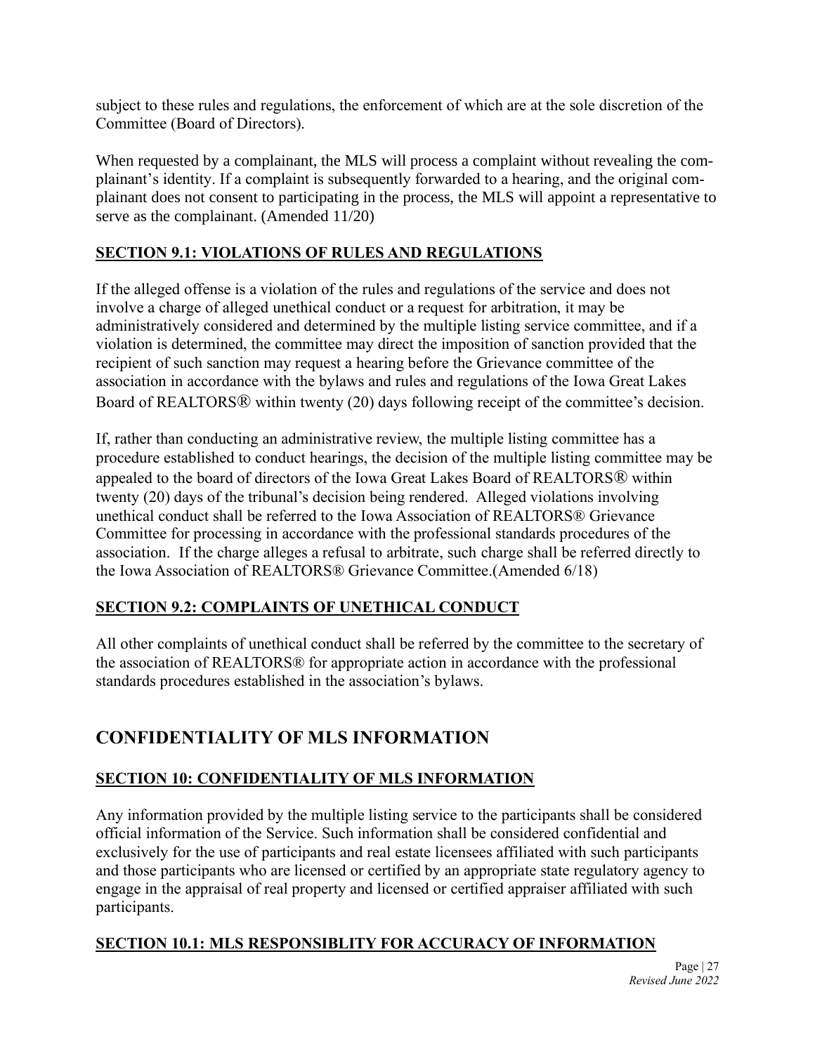subject to these rules and regulations, the enforcement of which are at the sole discretion of the Committee (Board of Directors).

When requested by a complainant, the MLS will process a complaint without revealing the complainant's identity. If a complaint is subsequently forwarded to a hearing, and the original complainant does not consent to participating in the process, the MLS will appoint a representative to serve as the complainant. (Amended 11/20)

### SECTION 9.1: VIOLATIONS OF RULES AND REGULATIONS

If the alleged offense is a violation of the rules and regulations of the service and does not involve a charge of alleged unethical conduct or a request for arbitration, it may be administratively considered and determined by the multiple listing service committee, and if a violation is determined, the committee may direct the imposition of sanction provided that the recipient of such sanction may request a hearing before the Grievance committee of the association in accordance with the bylaws and rules and regulations of the Iowa Great Lakes Board of REALTORS® within twenty (20) days following receipt of the committee's decision.

If, rather than conducting an administrative review, the multiple listing committee has a procedure established to conduct hearings, the decision of the multiple listing committee may be appealed to the board of directors of the Iowa Great Lakes Board of REALTORS® within twenty (20) days of the tribunal's decision being rendered. Alleged violations involving unethical conduct shall be referred to the Iowa Association of REALTORS® Grievance Committee for processing in accordance with the professional standards procedures of the association. If the charge alleges a refusal to arbitrate, such charge shall be referred directly to the Iowa Association of REALTORS® Grievance Committee.(Amended 6/18)

### SECTION 9.2: COMPLAINTS OF UNETHICAL CONDUCT

All other complaints of unethical conduct shall be referred by the committee to the secretary of the association of REALTORS® for appropriate action in accordance with the professional standards procedures established in the association's bylaws.

## CONFIDENTIALITY OF MLS INFORMATION

### SECTION 10: CONFIDENTIALITY OF MLS INFORMATION

Any information provided by the multiple listing service to the participants shall be considered official information of the Service. Such information shall be considered confidential and exclusively for the use of participants and real estate licensees affiliated with such participants and those participants who are licensed or certified by an appropriate state regulatory agency to engage in the appraisal of real property and licensed or certified appraiser affiliated with such participants.

### SECTION 10.1: MLS RESPONSIBLITY FOR ACCURACY OF INFORMATION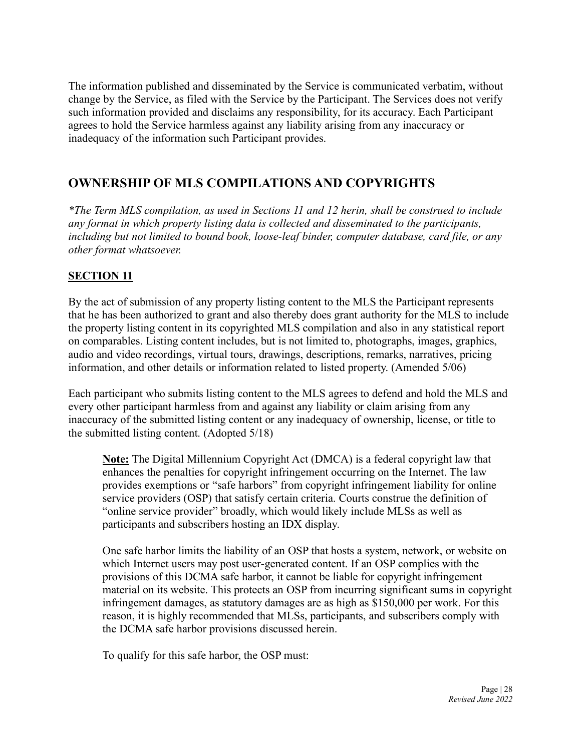The information published and disseminated by the Service is communicated verbatim, without change by the Service, as filed with the Service by the Participant. The Services does not verify such information provided and disclaims any responsibility, for its accuracy. Each Participant agrees to hold the Service harmless against any liability arising from any inaccuracy or inadequacy of the information such Participant provides.

## OWNERSHIP OF MLS COMPILATIONS AND COPYRIGHTS

*\*The Term MLS compilation, as used in Sections 11 and 12 herin, shall be construed to include any format in which property listing data is collected and disseminated to the participants, including but not limited to bound book, loose-leaf binder, computer database, card file, or any other format whatsoever.*

### SECTION 11

By the act of submission of any property listing content to the MLS the Participant represents that he has been authorized to grant and also thereby does grant authority for the MLS to include the property listing content in its copyrighted MLS compilation and also in any statistical report on comparables. Listing content includes, but is not limited to, photographs, images, graphics, audio and video recordings, virtual tours, drawings, descriptions, remarks, narratives, pricing information, and other details or information related to listed property. (Amended 5/06)

Each participant who submits listing content to the MLS agrees to defend and hold the MLS and every other participant harmless from and against any liability or claim arising from any inaccuracy of the submitted listing content or any inadequacy of ownership, license, or title to the submitted listing content. (Adopted 5/18)

> **Note:** The Digital Millennium Copyright Act (DMCA) is a federal copyright law that enhances the penalties for copyright infringement occurring on the Internet. The law provides exemptions or "safe harbors" from copyright infringement liability for online service providers (OSP) that satisfy certain criteria. Courts construe the definition of "online service provider" broadly, which would likely include MLSs as well as participants and subscribers hosting an IDX display.
>
> One safe harbor limits the liability of an OSP that hosts a system, network, or website on which Internet users may post user-generated content. If an OSP complies with the provisions of this DCMA safe harbor, it cannot be liable for copyright infringement material on its website. This protects an OSP from incurring significant sums in copyright infringement damages, as statutory damages are as high as $150,000 per work. For this reason, it is highly recommended that MLSs, participants, and subscribers comply with the DCMA safe harbor provisions discussed herein.
>
> To qualify for this safe harbor, the OSP must: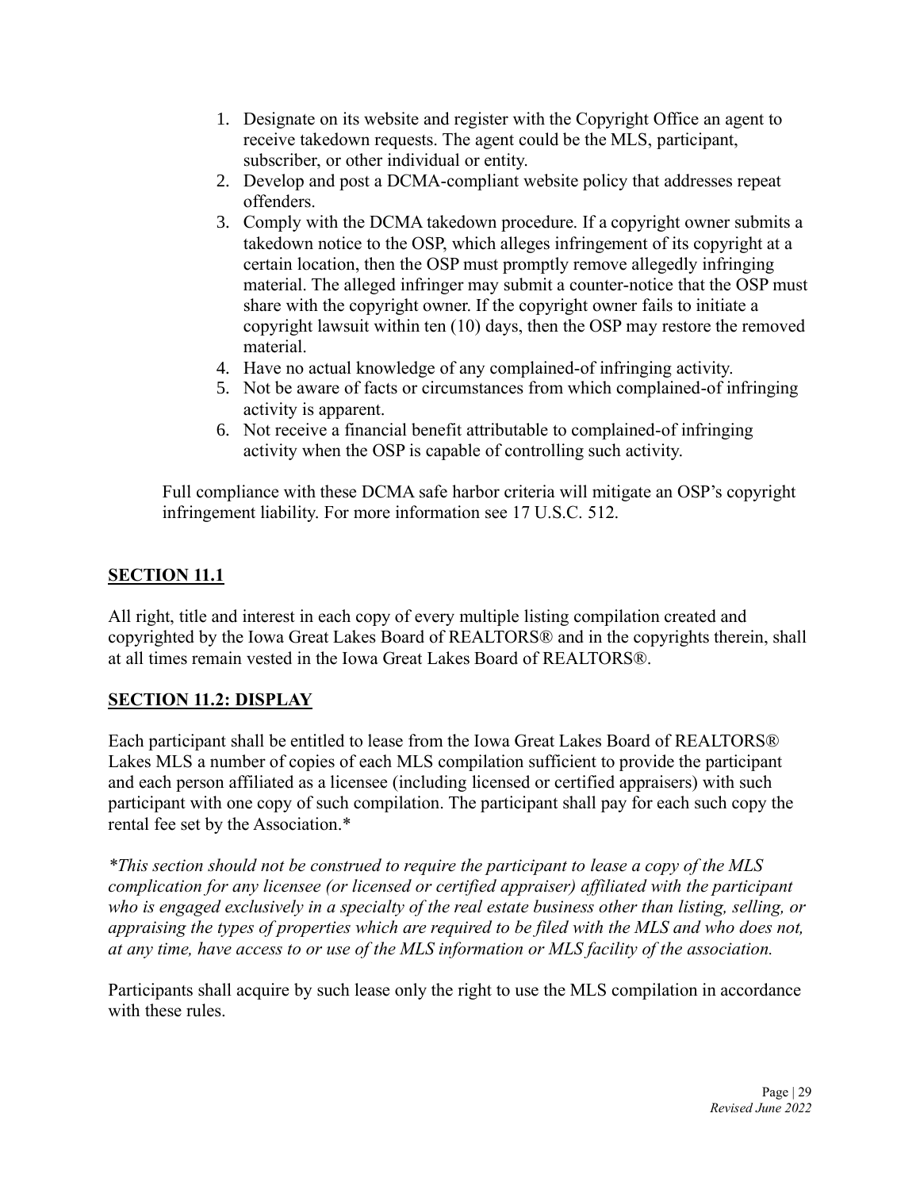1. Designate on its website and register with the Copyright Office an agent to receive takedown requests. The agent could be the MLS, participant, subscriber, or other individual or entity.
2. Develop and post a DCMA-compliant website policy that addresses repeat offenders.
3. Comply with the DCMA takedown procedure. If a copyright owner submits a takedown notice to the OSP, which alleges infringement of its copyright at a certain location, then the OSP must promptly remove allegedly infringing material. The alleged infringer may submit a counter-notice that the OSP must share with the copyright owner. If the copyright owner fails to initiate a copyright lawsuit within ten (10) days, then the OSP may restore the removed material.
4. Have no actual knowledge of any complained-of infringing activity.
5. Not be aware of facts or circumstances from which complained-of infringing activity is apparent.
6. Not receive a financial benefit attributable to complained-of infringing activity when the OSP is capable of controlling such activity.

Full compliance with these DCMA safe harbor criteria will mitigate an OSP's copyright infringement liability. For more information see 17 U.S.C. 512.

## SECTION 11.1

All right, title and interest in each copy of every multiple listing compilation created and copyrighted by the Iowa Great Lakes Board of REALTORS® and in the copyrights therein, shall at all times remain vested in the Iowa Great Lakes Board of REALTORS®.

## SECTION 11.2: DISPLAY

Each participant shall be entitled to lease from the Iowa Great Lakes Board of REALTORS® Lakes MLS a number of copies of each MLS compilation sufficient to provide the participant and each person affiliated as a licensee (including licensed or certified appraisers) with such participant with one copy of such compilation. The participant shall pay for each such copy the rental fee set by the Association.*

*\*This section should not be construed to require the participant to lease a copy of the MLS complication for any licensee (or licensed or certified appraiser) affiliated with the participant who is engaged exclusively in a specialty of the real estate business other than listing, selling, or appraising the types of properties which are required to be filed with the MLS and who does not, at any time, have access to or use of the MLS information or MLS facility of the association.*

Participants shall acquire by such lease only the right to use the MLS compilation in accordance with these rules.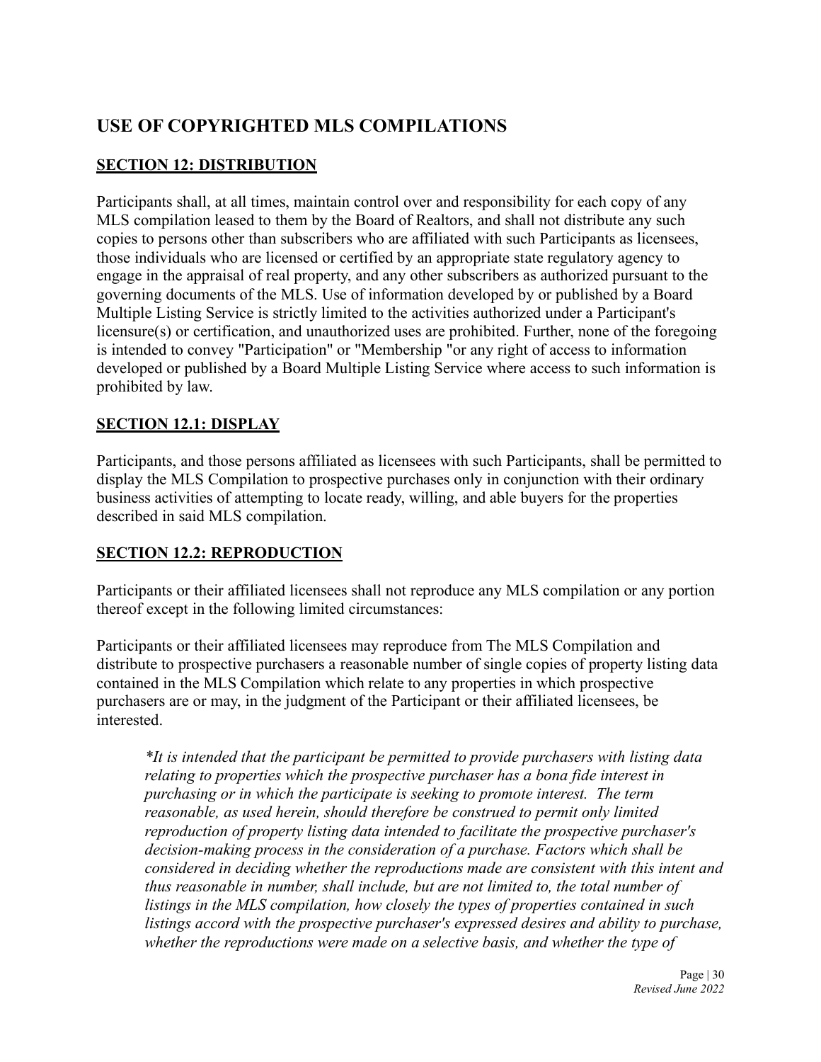## USE OF COPYRIGHTED MLS COMPILATIONS

### SECTION 12: DISTRIBUTION

Participants shall, at all times, maintain control over and responsibility for each copy of any MLS compilation leased to them by the Board of Realtors, and shall not distribute any such copies to persons other than subscribers who are affiliated with such Participants as licensees, those individuals who are licensed or certified by an appropriate state regulatory agency to engage in the appraisal of real property, and any other subscribers as authorized pursuant to the governing documents of the MLS. Use of information developed by or published by a Board Multiple Listing Service is strictly limited to the activities authorized under a Participant's licensure(s) or certification, and unauthorized uses are prohibited. Further, none of the foregoing is intended to convey "Participation" or "Membership "or any right of access to information developed or published by a Board Multiple Listing Service where access to such information is prohibited by law.

### SECTION 12.1: DISPLAY

Participants, and those persons affiliated as licensees with such Participants, shall be permitted to display the MLS Compilation to prospective purchases only in conjunction with their ordinary business activities of attempting to locate ready, willing, and able buyers for the properties described in said MLS compilation.

### SECTION 12.2: REPRODUCTION

Participants or their affiliated licensees shall not reproduce any MLS compilation or any portion thereof except in the following limited circumstances:

Participants or their affiliated licensees may reproduce from The MLS Compilation and distribute to prospective purchasers a reasonable number of single copies of property listing data contained in the MLS Compilation which relate to any properties in which prospective purchasers are or may, in the judgment of the Participant or their affiliated licensees, be interested.

> *\*It is intended that the participant be permitted to provide purchasers with listing data relating to properties which the prospective purchaser has a bona fide interest in purchasing or in which the participate is seeking to promote interest. The term reasonable, as used herein, should therefore be construed to permit only limited reproduction of property listing data intended to facilitate the prospective purchaser's decision-making process in the consideration of a purchase. Factors which shall be considered in deciding whether the reproductions made are consistent with this intent and thus reasonable in number, shall include, but are not limited to, the total number of listings in the MLS compilation, how closely the types of properties contained in such listings accord with the prospective purchaser's expressed desires and ability to purchase, whether the reproductions were made on a selective basis, and whether the type of*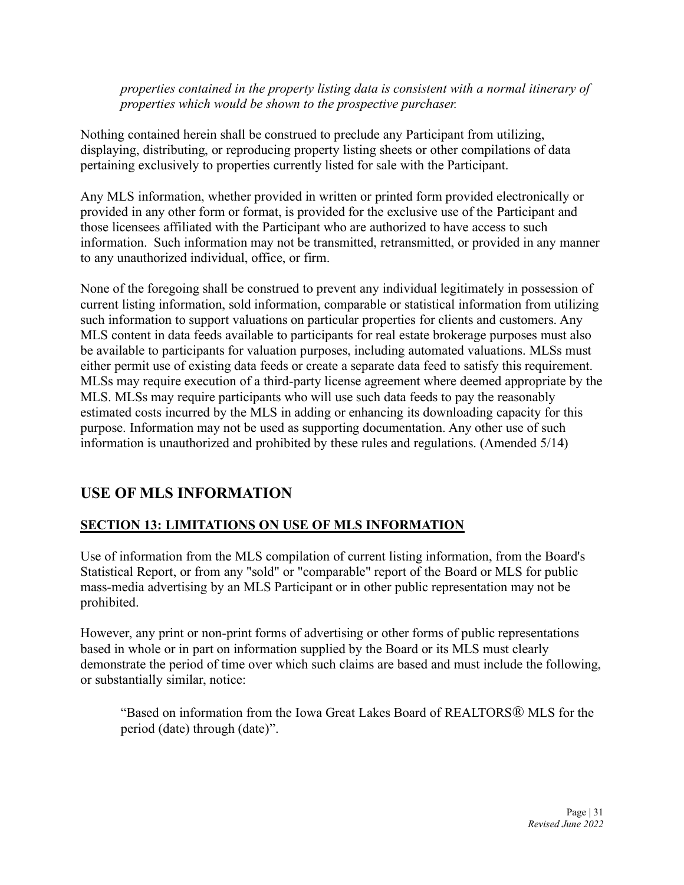*properties contained in the property listing data is consistent with a normal itinerary of properties which would be shown to the prospective purchaser.*

Nothing contained herein shall be construed to preclude any Participant from utilizing, displaying, distributing, or reproducing property listing sheets or other compilations of data pertaining exclusively to properties currently listed for sale with the Participant.

Any MLS information, whether provided in written or printed form provided electronically or provided in any other form or format, is provided for the exclusive use of the Participant and those licensees affiliated with the Participant who are authorized to have access to such information. Such information may not be transmitted, retransmitted, or provided in any manner to any unauthorized individual, office, or firm.

None of the foregoing shall be construed to prevent any individual legitimately in possession of current listing information, sold information, comparable or statistical information from utilizing such information to support valuations on particular properties for clients and customers. Any MLS content in data feeds available to participants for real estate brokerage purposes must also be available to participants for valuation purposes, including automated valuations. MLSs must either permit use of existing data feeds or create a separate data feed to satisfy this requirement. MLSs may require execution of a third-party license agreement where deemed appropriate by the MLS. MLSs may require participants who will use such data feeds to pay the reasonably estimated costs incurred by the MLS in adding or enhancing its downloading capacity for this purpose. Information may not be used as supporting documentation. Any other use of such information is unauthorized and prohibited by these rules and regulations. (Amended 5/14)

## USE OF MLS INFORMATION

### SECTION 13: LIMITATIONS ON USE OF MLS INFORMATION

Use of information from the MLS compilation of current listing information, from the Board's Statistical Report, or from any "sold" or "comparable" report of the Board or MLS for public mass-media advertising by an MLS Participant or in other public representation may not be prohibited.

However, any print or non-print forms of advertising or other forms of public representations based in whole or in part on information supplied by the Board or its MLS must clearly demonstrate the period of time over which such claims are based and must include the following, or substantially similar, notice:

> "Based on information from the Iowa Great Lakes Board of REALTORS® MLS for the period (date) through (date)".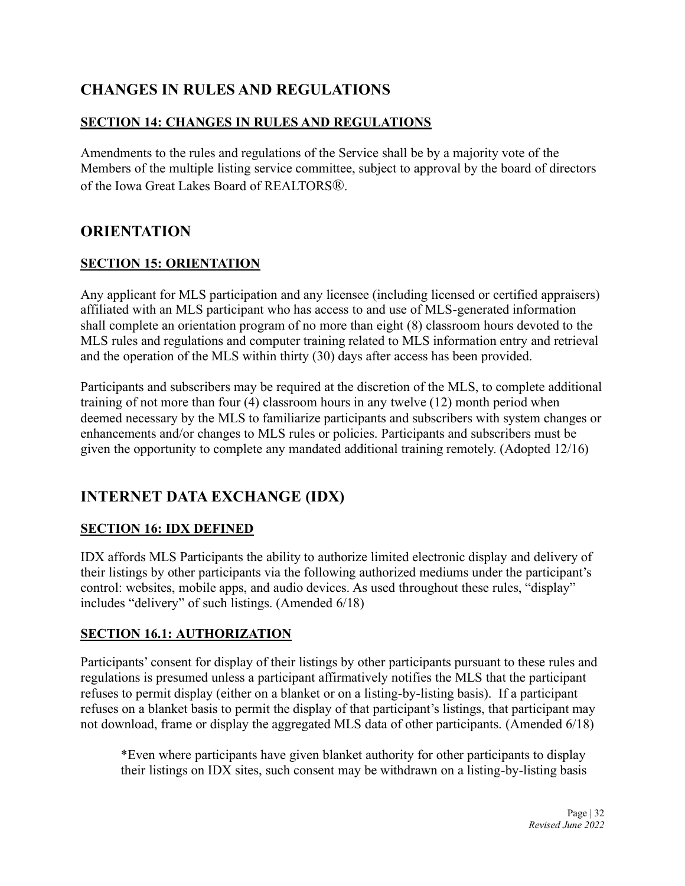## CHANGES IN RULES AND REGULATIONS

### SECTION 14: CHANGES IN RULES AND REGULATIONS

Amendments to the rules and regulations of the Service shall be by a majority vote of the Members of the multiple listing service committee, subject to approval by the board of directors of the Iowa Great Lakes Board of REALTORS®.

## ORIENTATION

### SECTION 15: ORIENTATION

Any applicant for MLS participation and any licensee (including licensed or certified appraisers) affiliated with an MLS participant who has access to and use of MLS-generated information shall complete an orientation program of no more than eight (8) classroom hours devoted to the MLS rules and regulations and computer training related to MLS information entry and retrieval and the operation of the MLS within thirty (30) days after access has been provided.

Participants and subscribers may be required at the discretion of the MLS, to complete additional training of not more than four (4) classroom hours in any twelve (12) month period when deemed necessary by the MLS to familiarize participants and subscribers with system changes or enhancements and/or changes to MLS rules or policies. Participants and subscribers must be given the opportunity to complete any mandated additional training remotely. (Adopted 12/16)

## INTERNET DATA EXCHANGE (IDX)

### SECTION 16: IDX DEFINED

IDX affords MLS Participants the ability to authorize limited electronic display and delivery of their listings by other participants via the following authorized mediums under the participant's control: websites, mobile apps, and audio devices. As used throughout these rules, "display" includes "delivery" of such listings. (Amended 6/18)

### SECTION 16.1: AUTHORIZATION

Participants' consent for display of their listings by other participants pursuant to these rules and regulations is presumed unless a participant affirmatively notifies the MLS that the participant refuses to permit display (either on a blanket or on a listing-by-listing basis). If a participant refuses on a blanket basis to permit the display of that participant's listings, that participant may not download, frame or display the aggregated MLS data of other participants. (Amended 6/18)

> *Even where participants have given blanket authority for other participants to display their listings on IDX sites, such consent may be withdrawn on a listing-by-listing basis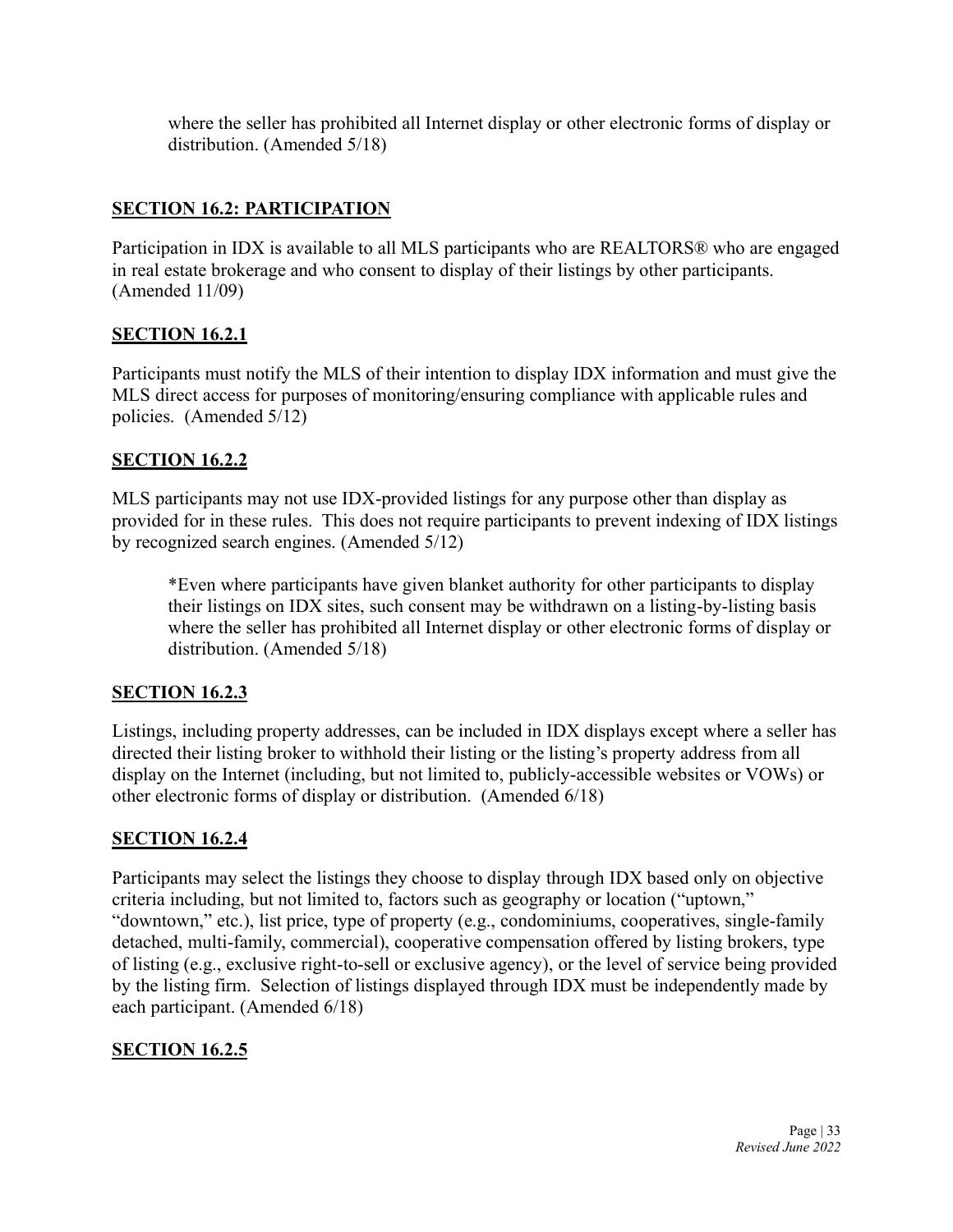where the seller has prohibited all Internet display or other electronic forms of display or distribution. (Amended 5/18)

## SECTION 16.2: PARTICIPATION

Participation in IDX is available to all MLS participants who are REALTORS® who are engaged in real estate brokerage and who consent to display of their listings by other participants. (Amended 11/09)

## SECTION 16.2.1

Participants must notify the MLS of their intention to display IDX information and must give the MLS direct access for purposes of monitoring/ensuring compliance with applicable rules and policies. (Amended 5/12)

## SECTION 16.2.2

MLS participants may not use IDX-provided listings for any purpose other than display as provided for in these rules. This does not require participants to prevent indexing of IDX listings by recognized search engines. (Amended 5/12)

> *Even where participants have given blanket authority for other participants to display their listings on IDX sites, such consent may be withdrawn on a listing-by-listing basis where the seller has prohibited all Internet display or other electronic forms of display or distribution. (Amended 5/18)

## SECTION 16.2.3

Listings, including property addresses, can be included in IDX displays except where a seller has directed their listing broker to withhold their listing or the listing's property address from all display on the Internet (including, but not limited to, publicly-accessible websites or VOWs) or other electronic forms of display or distribution. (Amended 6/18)

## SECTION 16.2.4

Participants may select the listings they choose to display through IDX based only on objective criteria including, but not limited to, factors such as geography or location ("uptown," "downtown," etc.), list price, type of property (e.g., condominiums, cooperatives, single-family detached, multi-family, commercial), cooperative compensation offered by listing brokers, type of listing (e.g., exclusive right-to-sell or exclusive agency), or the level of service being provided by the listing firm. Selection of listings displayed through IDX must be independently made by each participant. (Amended 6/18)

## SECTION 16.2.5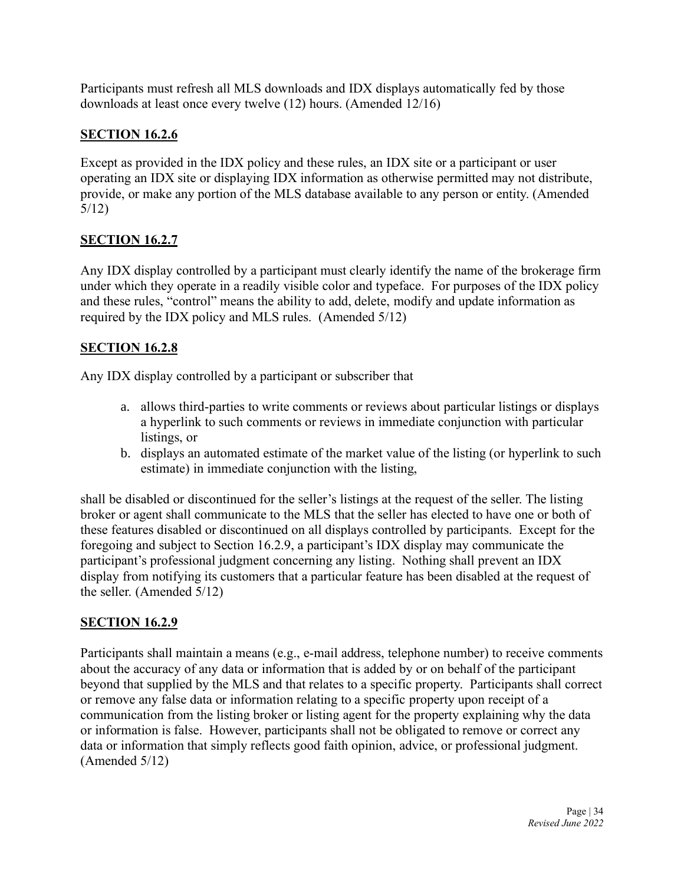Participants must refresh all MLS downloads and IDX displays automatically fed by those downloads at least once every twelve (12) hours. (Amended 12/16)

## SECTION 16.2.6

Except as provided in the IDX policy and these rules, an IDX site or a participant or user operating an IDX site or displaying IDX information as otherwise permitted may not distribute, provide, or make any portion of the MLS database available to any person or entity. (Amended 5/12)

## SECTION 16.2.7

Any IDX display controlled by a participant must clearly identify the name of the brokerage firm under which they operate in a readily visible color and typeface. For purposes of the IDX policy and these rules, "control" means the ability to add, delete, modify and update information as required by the IDX policy and MLS rules. (Amended 5/12)

## SECTION 16.2.8

Any IDX display controlled by a participant or subscriber that

a. allows third-parties to write comments or reviews about particular listings or displays a hyperlink to such comments or reviews in immediate conjunction with particular listings, or
b. displays an automated estimate of the market value of the listing (or hyperlink to such estimate) in immediate conjunction with the listing,

shall be disabled or discontinued for the seller's listings at the request of the seller. The listing broker or agent shall communicate to the MLS that the seller has elected to have one or both of these features disabled or discontinued on all displays controlled by participants. Except for the foregoing and subject to Section 16.2.9, a participant's IDX display may communicate the participant's professional judgment concerning any listing. Nothing shall prevent an IDX display from notifying its customers that a particular feature has been disabled at the request of the seller. (Amended 5/12)

## SECTION 16.2.9

Participants shall maintain a means (e.g., e-mail address, telephone number) to receive comments about the accuracy of any data or information that is added by or on behalf of the participant beyond that supplied by the MLS and that relates to a specific property. Participants shall correct or remove any false data or information relating to a specific property upon receipt of a communication from the listing broker or listing agent for the property explaining why the data or information is false. However, participants shall not be obligated to remove or correct any data or information that simply reflects good faith opinion, advice, or professional judgment. (Amended 5/12)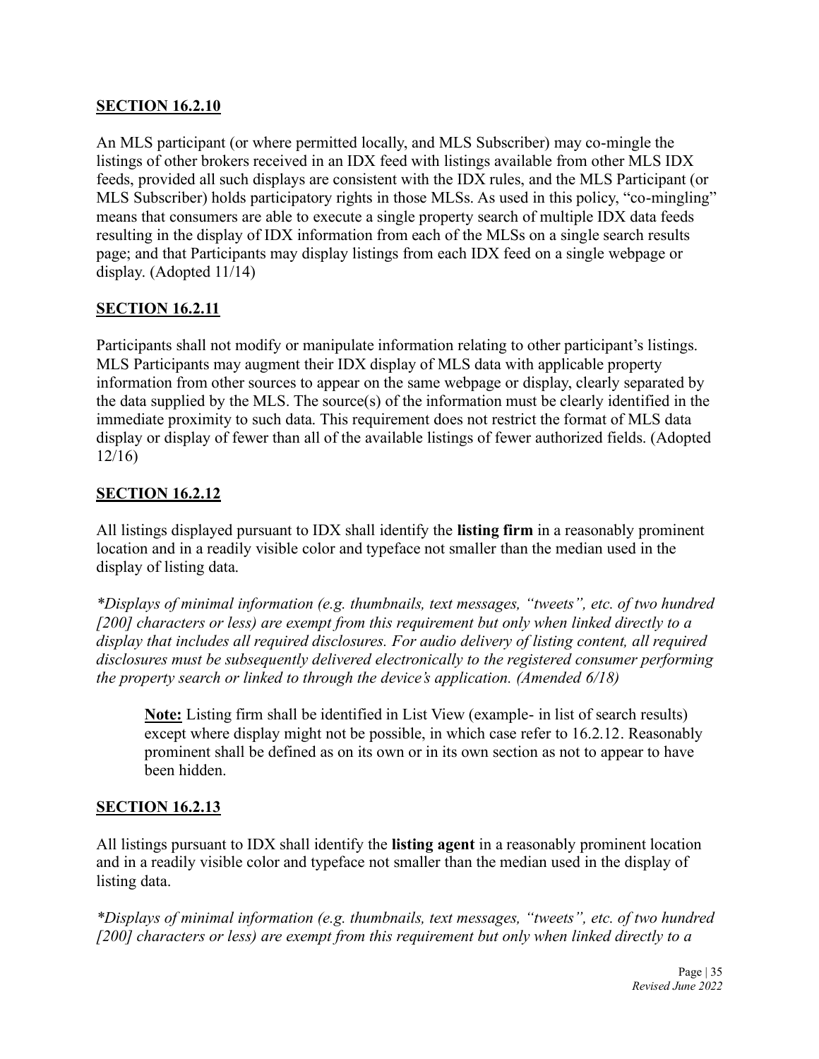**SECTION 16.2.10**

An MLS participant (or where permitted locally, and MLS Subscriber) may co-mingle the listings of other brokers received in an IDX feed with listings available from other MLS IDX feeds, provided all such displays are consistent with the IDX rules, and the MLS Participant (or MLS Subscriber) holds participatory rights in those MLSs. As used in this policy, "co-mingling" means that consumers are able to execute a single property search of multiple IDX data feeds resulting in the display of IDX information from each of the MLSs on a single search results page; and that Participants may display listings from each IDX feed on a single webpage or display. (Adopted 11/14)

**SECTION 16.2.11**

Participants shall not modify or manipulate information relating to other participant's listings. MLS Participants may augment their IDX display of MLS data with applicable property information from other sources to appear on the same webpage or display, clearly separated by the data supplied by the MLS. The source(s) of the information must be clearly identified in the immediate proximity to such data. This requirement does not restrict the format of MLS data display or display of fewer than all of the available listings of fewer authorized fields. (Adopted 12/16)

**SECTION 16.2.12**

All listings displayed pursuant to IDX shall identify the **listing firm** in a reasonably prominent location and in a readily visible color and typeface not smaller than the median used in the display of listing data.

*\*Displays of minimal information (e.g. thumbnails, text messages, "tweets", etc. of two hundred [200] characters or less) are exempt from this requirement but only when linked directly to a display that includes all required disclosures. For audio delivery of listing content, all required disclosures must be subsequently delivered electronically to the registered consumer performing the property search or linked to through the device's application. (Amended 6/18)*

> **Note:** Listing firm shall be identified in List View (example- in list of search results) except where display might not be possible, in which case refer to 16.2.12. Reasonably prominent shall be defined as on its own or in its own section as not to appear to have been hidden.

**SECTION 16.2.13**

All listings pursuant to IDX shall identify the **listing agent** in a reasonably prominent location and in a readily visible color and typeface not smaller than the median used in the display of listing data.

*\*Displays of minimal information (e.g. thumbnails, text messages, "tweets", etc. of two hundred [200] characters or less) are exempt from this requirement but only when linked directly to a*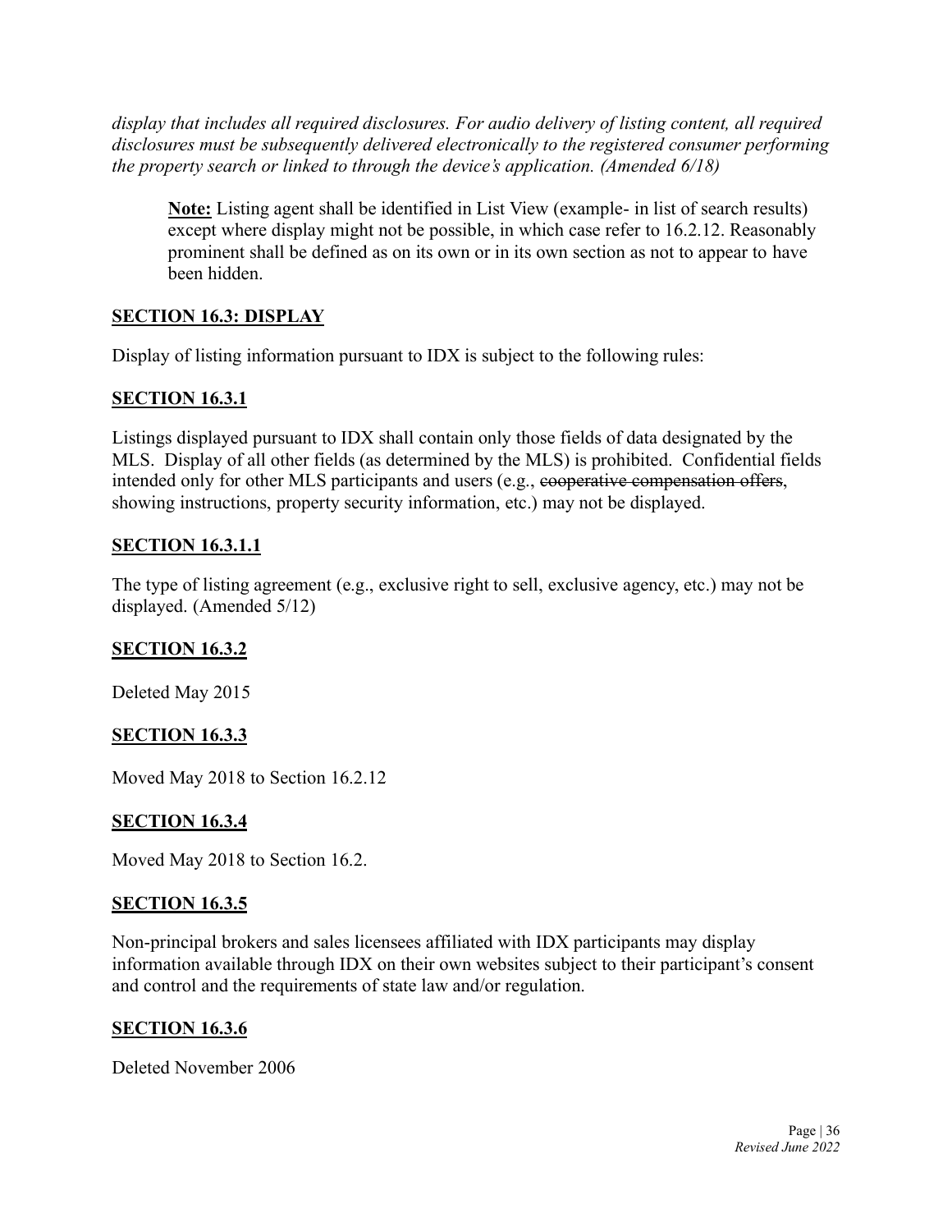*display that includes all required disclosures. For audio delivery of listing content, all required disclosures must be subsequently delivered electronically to the registered consumer performing the property search or linked to through the device's application. (Amended 6/18)*

> **Note:** Listing agent shall be identified in List View (example- in list of search results) except where display might not be possible, in which case refer to 16.2.12. Reasonably prominent shall be defined as on its own or in its own section as not to appear to have been hidden.

## SECTION 16.3: DISPLAY

Display of listing information pursuant to IDX is subject to the following rules:

### SECTION 16.3.1

Listings displayed pursuant to IDX shall contain only those fields of data designated by the MLS. Display of all other fields (as determined by the MLS) is prohibited. Confidential fields intended only for other MLS participants and users (e.g., ~~cooperative compensation offers~~, showing instructions, property security information, etc.) may not be displayed.

### SECTION 16.3.1.1

The type of listing agreement (e.g., exclusive right to sell, exclusive agency, etc.) may not be displayed. (Amended 5/12)

### SECTION 16.3.2

Deleted May 2015

### SECTION 16.3.3

Moved May 2018 to Section 16.2.12

### SECTION 16.3.4

Moved May 2018 to Section 16.2.

### SECTION 16.3.5

Non-principal brokers and sales licensees affiliated with IDX participants may display information available through IDX on their own websites subject to their participant's consent and control and the requirements of state law and/or regulation.

### SECTION 16.3.6

Deleted November 2006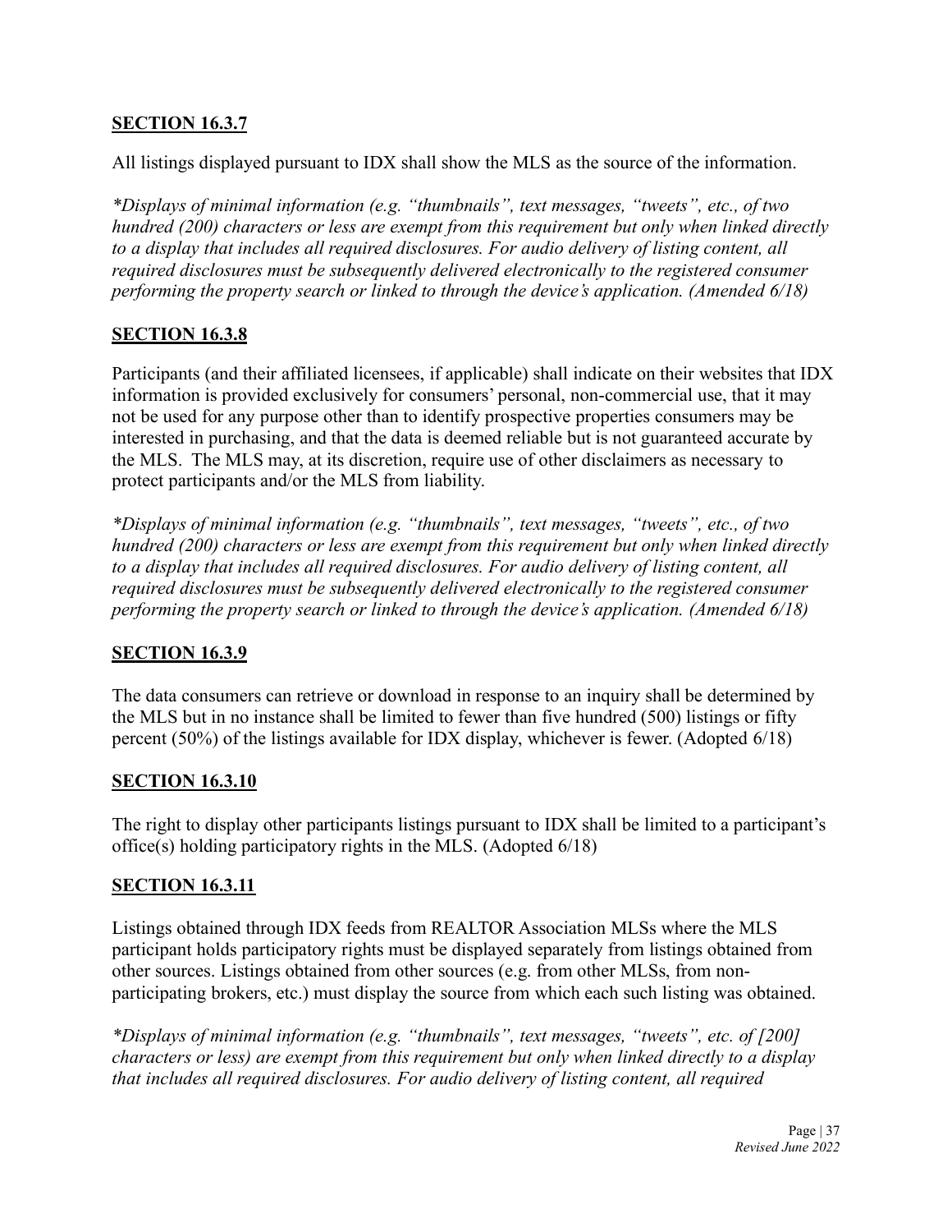## **SECTION 16.3.7**

All listings displayed pursuant to IDX shall show the MLS as the source of the information.

*\*Displays of minimal information (e.g. "thumbnails", text messages, "tweets", etc., of two hundred (200) characters or less are exempt from this requirement but only when linked directly to a display that includes all required disclosures. For audio delivery of listing content, all required disclosures must be subsequently delivered electronically to the registered consumer performing the property search or linked to through the device's application. (Amended 6/18)*

## **SECTION 16.3.8**

Participants (and their affiliated licensees, if applicable) shall indicate on their websites that IDX information is provided exclusively for consumers' personal, non-commercial use, that it may not be used for any purpose other than to identify prospective properties consumers may be interested in purchasing, and that the data is deemed reliable but is not guaranteed accurate by the MLS. The MLS may, at its discretion, require use of other disclaimers as necessary to protect participants and/or the MLS from liability.

*\*Displays of minimal information (e.g. "thumbnails", text messages, "tweets", etc., of two hundred (200) characters or less are exempt from this requirement but only when linked directly to a display that includes all required disclosures. For audio delivery of listing content, all required disclosures must be subsequently delivered electronically to the registered consumer performing the property search or linked to through the device's application. (Amended 6/18)*

## **SECTION 16.3.9**

The data consumers can retrieve or download in response to an inquiry shall be determined by the MLS but in no instance shall be limited to fewer than five hundred (500) listings or fifty percent (50%) of the listings available for IDX display, whichever is fewer. (Adopted 6/18)

## **SECTION 16.3.10**

The right to display other participants listings pursuant to IDX shall be limited to a participant's office(s) holding participatory rights in the MLS. (Adopted 6/18)

## **SECTION 16.3.11**

Listings obtained through IDX feeds from REALTOR Association MLSs where the MLS participant holds participatory rights must be displayed separately from listings obtained from other sources. Listings obtained from other sources (e.g. from other MLSs, from non-participating brokers, etc.) must display the source from which each such listing was obtained.

*\*Displays of minimal information (e.g. "thumbnails", text messages, "tweets", etc. of [200] characters or less) are exempt from this requirement but only when linked directly to a display that includes all required disclosures. For audio delivery of listing content, all required*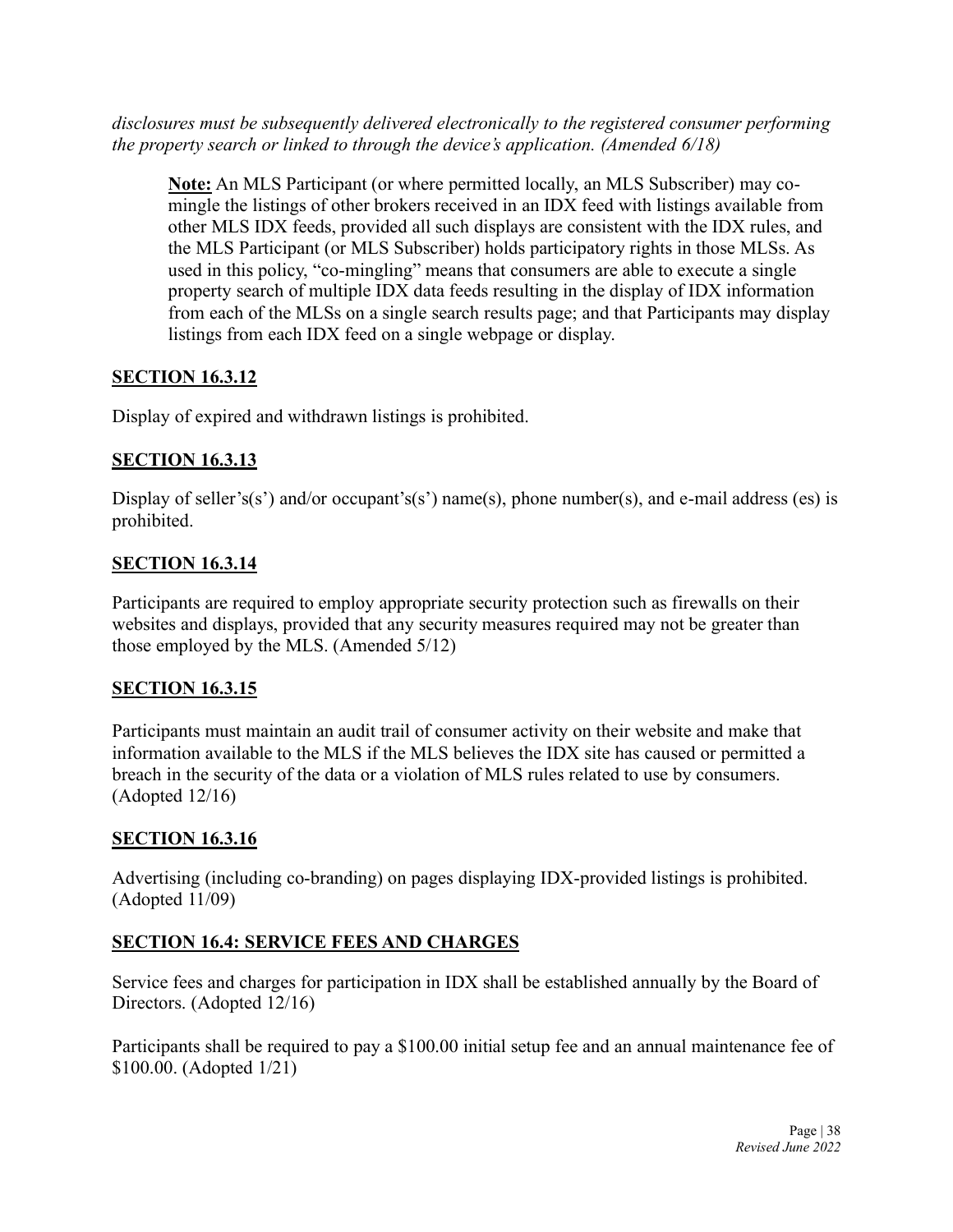*disclosures must be subsequently delivered electronically to the registered consumer performing the property search or linked to through the device's application. (Amended 6/18)*

> **Note:** An MLS Participant (or where permitted locally, an MLS Subscriber) may co-mingle the listings of other brokers received in an IDX feed with listings available from other MLS IDX feeds, provided all such displays are consistent with the IDX rules, and the MLS Participant (or MLS Subscriber) holds participatory rights in those MLSs. As used in this policy, "co-mingling" means that consumers are able to execute a single property search of multiple IDX data feeds resulting in the display of IDX information from each of the MLSs on a single search results page; and that Participants may display listings from each IDX feed on a single webpage or display.

## SECTION 16.3.12

Display of expired and withdrawn listings is prohibited.

## SECTION 16.3.13

Display of seller's(s') and/or occupant's(s') name(s), phone number(s), and e-mail address (es) is prohibited.

## SECTION 16.3.14

Participants are required to employ appropriate security protection such as firewalls on their websites and displays, provided that any security measures required may not be greater than those employed by the MLS. (Amended 5/12)

## SECTION 16.3.15

Participants must maintain an audit trail of consumer activity on their website and make that information available to the MLS if the MLS believes the IDX site has caused or permitted a breach in the security of the data or a violation of MLS rules related to use by consumers. (Adopted 12/16)

## SECTION 16.3.16

Advertising (including co-branding) on pages displaying IDX-provided listings is prohibited. (Adopted 11/09)

## SECTION 16.4: SERVICE FEES AND CHARGES

Service fees and charges for participation in IDX shall be established annually by the Board of Directors. (Adopted 12/16)

Participants shall be required to pay a $100.00 initial setup fee and an annual maintenance fee of $100.00. (Adopted 1/21)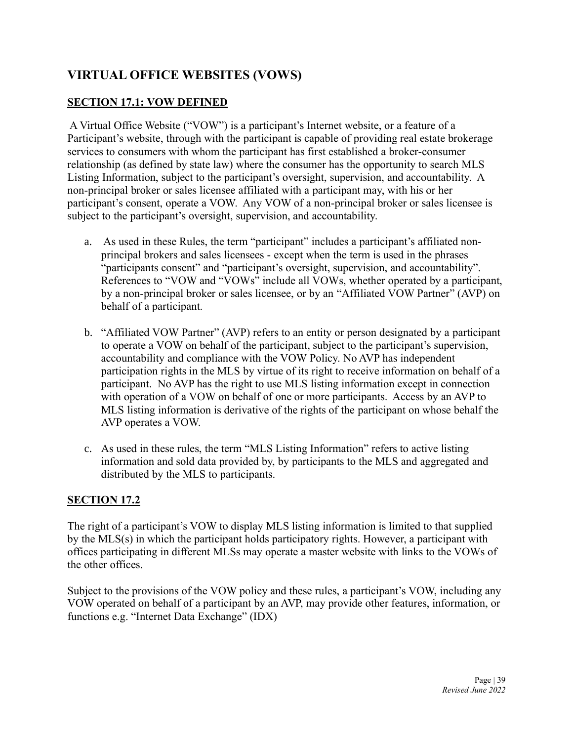## VIRTUAL OFFICE WEBSITES (VOWS)

### SECTION 17.1: VOW DEFINED

A Virtual Office Website ("VOW") is a participant's Internet website, or a feature of a Participant's website, through with the participant is capable of providing real estate brokerage services to consumers with whom the participant has first established a broker-consumer relationship (as defined by state law) where the consumer has the opportunity to search MLS Listing Information, subject to the participant's oversight, supervision, and accountability. A non-principal broker or sales licensee affiliated with a participant may, with his or her participant's consent, operate a VOW. Any VOW of a non-principal broker or sales licensee is subject to the participant's oversight, supervision, and accountability.

a. As used in these Rules, the term "participant" includes a participant's affiliated non-principal brokers and sales licensees - except when the term is used in the phrases "participants consent" and "participant's oversight, supervision, and accountability". References to "VOW and "VOWs" include all VOWs, whether operated by a participant, by a non-principal broker or sales licensee, or by an "Affiliated VOW Partner" (AVP) on behalf of a participant.

b. "Affiliated VOW Partner" (AVP) refers to an entity or person designated by a participant to operate a VOW on behalf of the participant, subject to the participant's supervision, accountability and compliance with the VOW Policy. No AVP has independent participation rights in the MLS by virtue of its right to receive information on behalf of a participant. No AVP has the right to use MLS listing information except in connection with operation of a VOW on behalf of one or more participants. Access by an AVP to MLS listing information is derivative of the rights of the participant on whose behalf the AVP operates a VOW.

c. As used in these rules, the term "MLS Listing Information" refers to active listing information and sold data provided by, by participants to the MLS and aggregated and distributed by the MLS to participants.

### SECTION 17.2

The right of a participant's VOW to display MLS listing information is limited to that supplied by the MLS(s) in which the participant holds participatory rights. However, a participant with offices participating in different MLSs may operate a master website with links to the VOWs of the other offices.

Subject to the provisions of the VOW policy and these rules, a participant's VOW, including any VOW operated on behalf of a participant by an AVP, may provide other features, information, or functions e.g. "Internet Data Exchange" (IDX)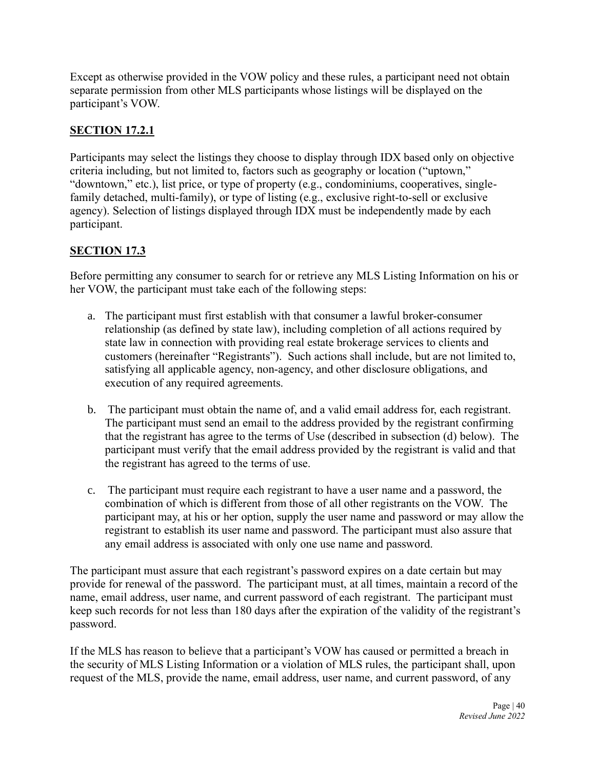Except as otherwise provided in the VOW policy and these rules, a participant need not obtain separate permission from other MLS participants whose listings will be displayed on the participant's VOW.

## SECTION 17.2.1

Participants may select the listings they choose to display through IDX based only on objective criteria including, but not limited to, factors such as geography or location ("uptown," "downtown," etc.), list price, or type of property (e.g., condominiums, cooperatives, single-family detached, multi-family), or type of listing (e.g., exclusive right-to-sell or exclusive agency). Selection of listings displayed through IDX must be independently made by each participant.

## SECTION 17.3

Before permitting any consumer to search for or retrieve any MLS Listing Information on his or her VOW, the participant must take each of the following steps:

a. The participant must first establish with that consumer a lawful broker-consumer relationship (as defined by state law), including completion of all actions required by state law in connection with providing real estate brokerage services to clients and customers (hereinafter "Registrants"). Such actions shall include, but are not limited to, satisfying all applicable agency, non-agency, and other disclosure obligations, and execution of any required agreements.

b. The participant must obtain the name of, and a valid email address for, each registrant. The participant must send an email to the address provided by the registrant confirming that the registrant has agree to the terms of Use (described in subsection (d) below). The participant must verify that the email address provided by the registrant is valid and that the registrant has agreed to the terms of use.

c. The participant must require each registrant to have a user name and a password, the combination of which is different from those of all other registrants on the VOW. The participant may, at his or her option, supply the user name and password or may allow the registrant to establish its user name and password. The participant must also assure that any email address is associated with only one use name and password.

The participant must assure that each registrant's password expires on a date certain but may provide for renewal of the password. The participant must, at all times, maintain a record of the name, email address, user name, and current password of each registrant. The participant must keep such records for not less than 180 days after the expiration of the validity of the registrant's password.

If the MLS has reason to believe that a participant's VOW has caused or permitted a breach in the security of MLS Listing Information or a violation of MLS rules, the participant shall, upon request of the MLS, provide the name, email address, user name, and current password, of any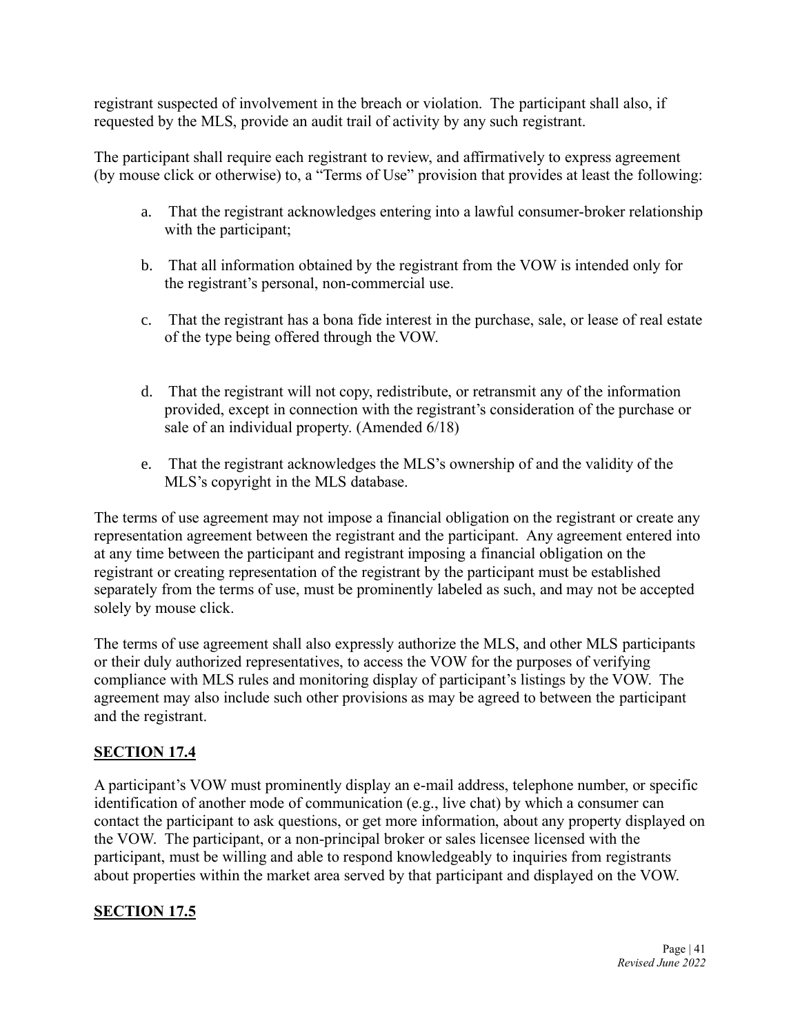registrant suspected of involvement in the breach or violation. The participant shall also, if requested by the MLS, provide an audit trail of activity by any such registrant.

The participant shall require each registrant to review, and affirmatively to express agreement (by mouse click or otherwise) to, a "Terms of Use" provision that provides at least the following:

a. That the registrant acknowledges entering into a lawful consumer-broker relationship with the participant;

b. That all information obtained by the registrant from the VOW is intended only for the registrant's personal, non-commercial use.

c. That the registrant has a bona fide interest in the purchase, sale, or lease of real estate of the type being offered through the VOW.

d. That the registrant will not copy, redistribute, or retransmit any of the information provided, except in connection with the registrant's consideration of the purchase or sale of an individual property. (Amended 6/18)

e. That the registrant acknowledges the MLS's ownership of and the validity of the MLS's copyright in the MLS database.

The terms of use agreement may not impose a financial obligation on the registrant or create any representation agreement between the registrant and the participant. Any agreement entered into at any time between the participant and registrant imposing a financial obligation on the registrant or creating representation of the registrant by the participant must be established separately from the terms of use, must be prominently labeled as such, and may not be accepted solely by mouse click.

The terms of use agreement shall also expressly authorize the MLS, and other MLS participants or their duly authorized representatives, to access the VOW for the purposes of verifying compliance with MLS rules and monitoring display of participant's listings by the VOW. The agreement may also include such other provisions as may be agreed to between the participant and the registrant.

## SECTION 17.4

A participant's VOW must prominently display an e-mail address, telephone number, or specific identification of another mode of communication (e.g., live chat) by which a consumer can contact the participant to ask questions, or get more information, about any property displayed on the VOW. The participant, or a non-principal broker or sales licensee licensed with the participant, must be willing and able to respond knowledgeably to inquiries from registrants about properties within the market area served by that participant and displayed on the VOW.

## SECTION 17.5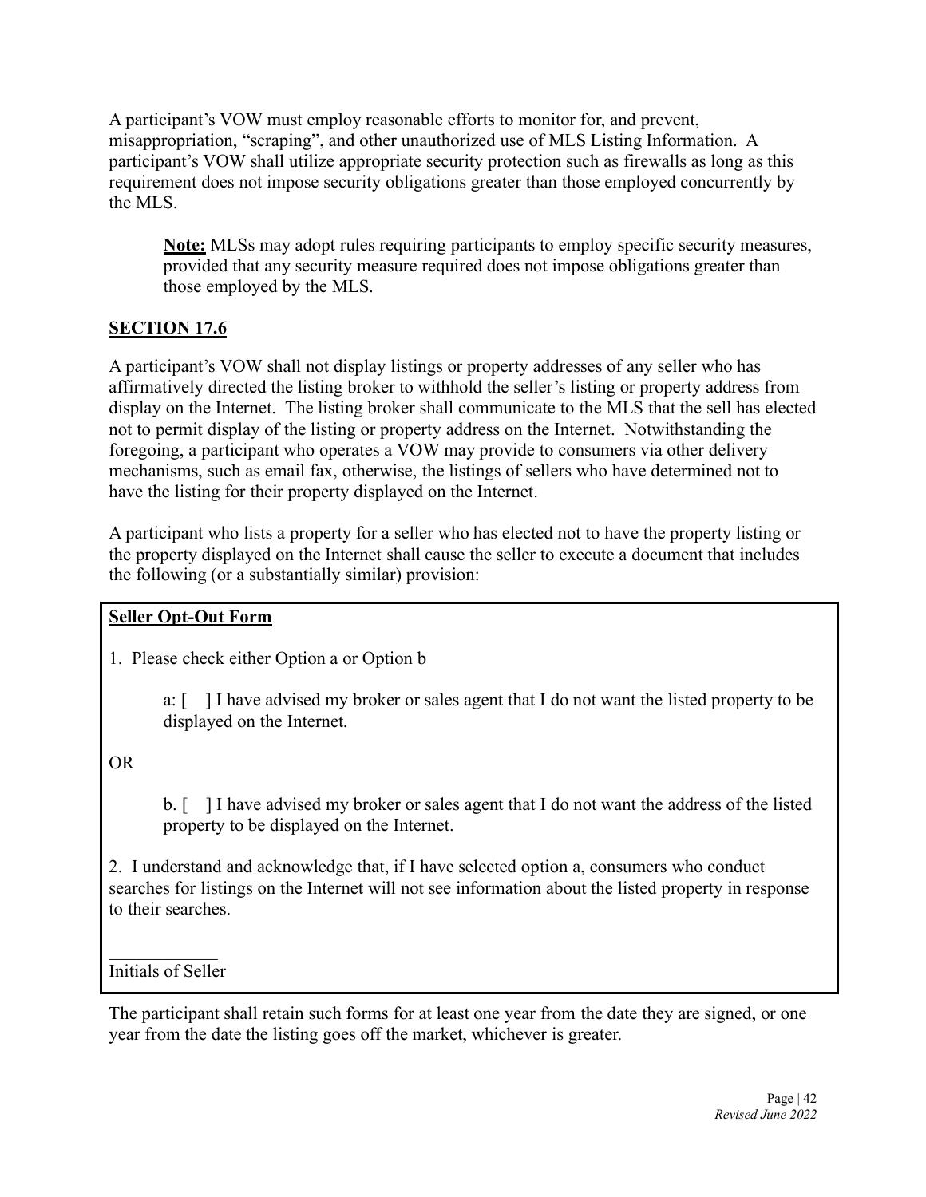A participant's VOW must employ reasonable efforts to monitor for, and prevent, misappropriation, "scraping", and other unauthorized use of MLS Listing Information. A participant's VOW shall utilize appropriate security protection such as firewalls as long as this requirement does not impose security obligations greater than those employed concurrently by the MLS.

> **Note:** MLSs may adopt rules requiring participants to employ specific security measures, provided that any security measure required does not impose obligations greater than those employed by the MLS.

## SECTION 17.6

A participant's VOW shall not display listings or property addresses of any seller who has affirmatively directed the listing broker to withhold the seller's listing or property address from display on the Internet. The listing broker shall communicate to the MLS that the sell has elected not to permit display of the listing or property address on the Internet. Notwithstanding the foregoing, a participant who operates a VOW may provide to consumers via other delivery mechanisms, such as email fax, otherwise, the listings of sellers who have determined not to have the listing for their property displayed on the Internet.

A participant who lists a property for a seller who has elected not to have the property listing or the property displayed on the Internet shall cause the seller to execute a document that includes the following (or a substantially similar) provision:

**Seller Opt-Out Form**

1. Please check either Option a or Option b

   a: [ ] I have advised my broker or sales agent that I do not want the listed property to be displayed on the Internet.

OR

   b. [ ] I have advised my broker or sales agent that I do not want the address of the listed property to be displayed on the Internet.

2. I understand and acknowledge that, if I have selected option a, consumers who conduct searches for listings on the Internet will not see information about the listed property in response to their searches.

_____________
Initials of Seller

The participant shall retain such forms for at least one year from the date they are signed, or one year from the date the listing goes off the market, whichever is greater.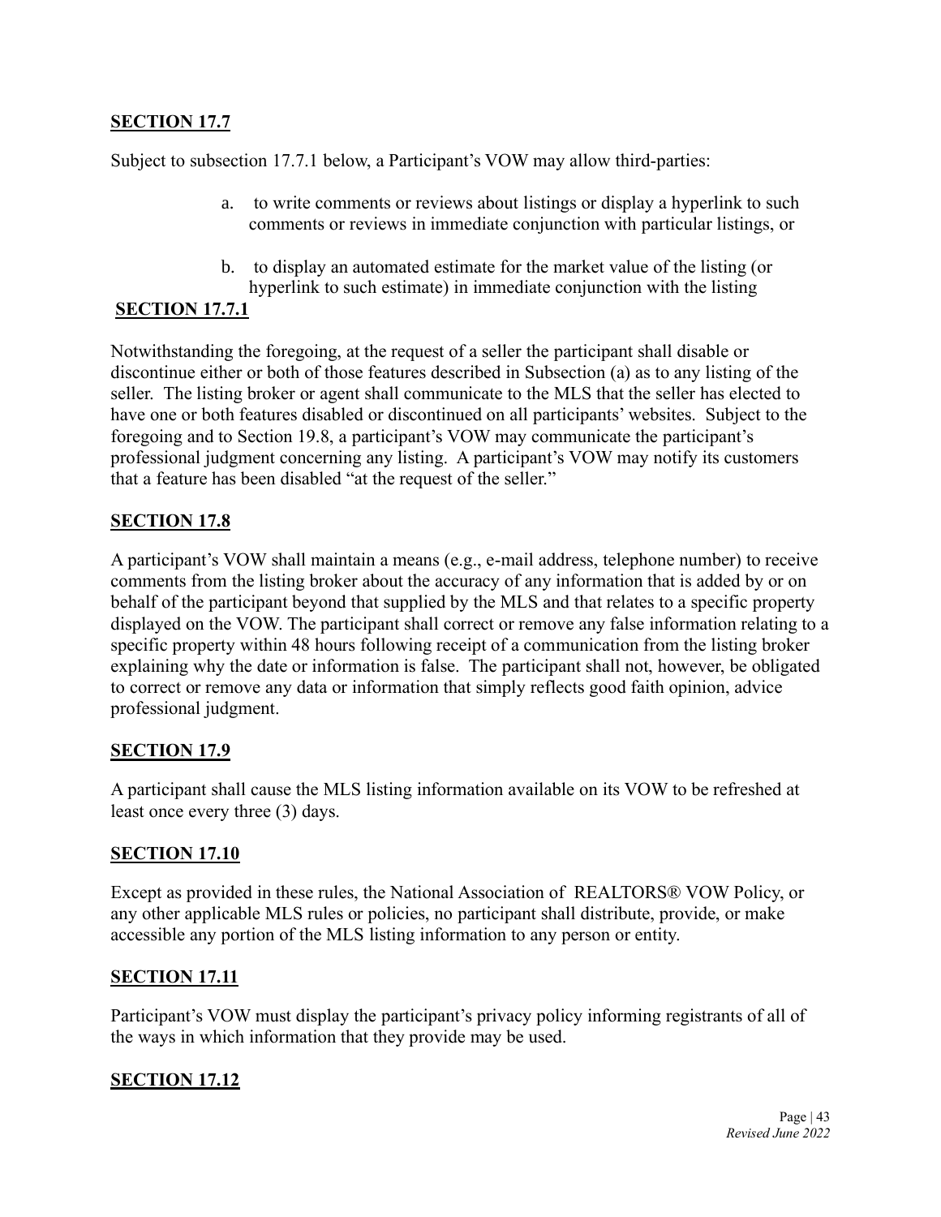**SECTION 17.7**

Subject to subsection 17.7.1 below, a Participant's VOW may allow third-parties:

a. to write comments or reviews about listings or display a hyperlink to such comments or reviews in immediate conjunction with particular listings, or

b. to display an automated estimate for the market value of the listing (or hyperlink to such estimate) in immediate conjunction with the listing

**SECTION 17.7.1**

Notwithstanding the foregoing, at the request of a seller the participant shall disable or discontinue either or both of those features described in Subsection (a) as to any listing of the seller. The listing broker or agent shall communicate to the MLS that the seller has elected to have one or both features disabled or discontinued on all participants' websites. Subject to the foregoing and to Section 19.8, a participant's VOW may communicate the participant's professional judgment concerning any listing. A participant's VOW may notify its customers that a feature has been disabled "at the request of the seller."

**SECTION 17.8**

A participant's VOW shall maintain a means (e.g., e-mail address, telephone number) to receive comments from the listing broker about the accuracy of any information that is added by or on behalf of the participant beyond that supplied by the MLS and that relates to a specific property displayed on the VOW. The participant shall correct or remove any false information relating to a specific property within 48 hours following receipt of a communication from the listing broker explaining why the date or information is false. The participant shall not, however, be obligated to correct or remove any data or information that simply reflects good faith opinion, advice professional judgment.

**SECTION 17.9**

A participant shall cause the MLS listing information available on its VOW to be refreshed at least once every three (3) days.

**SECTION 17.10**

Except as provided in these rules, the National Association of REALTORS® VOW Policy, or any other applicable MLS rules or policies, no participant shall distribute, provide, or make accessible any portion of the MLS listing information to any person or entity.

**SECTION 17.11**

Participant's VOW must display the participant's privacy policy informing registrants of all of the ways in which information that they provide may be used.

**SECTION 17.12**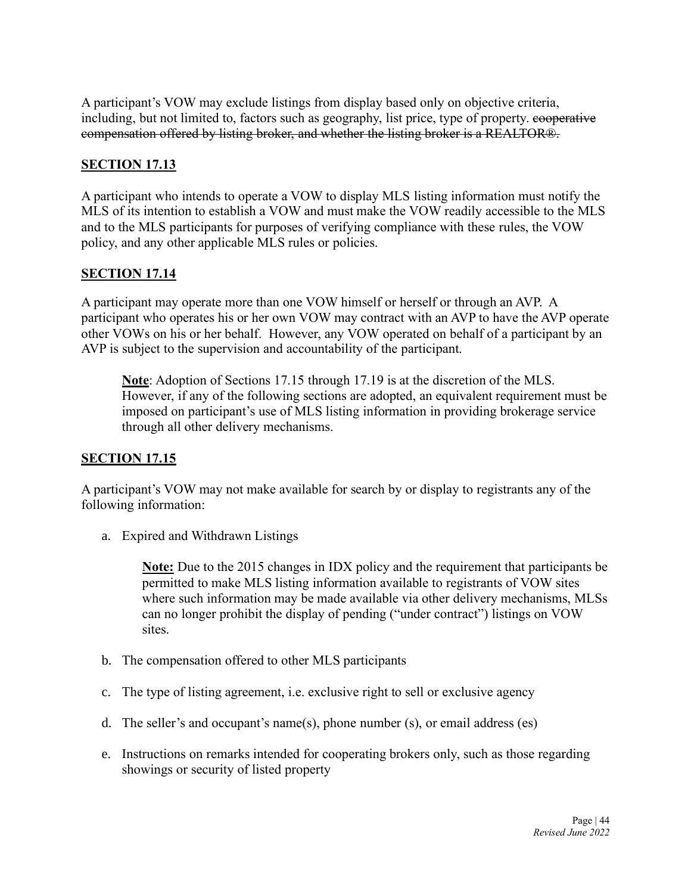A participant's VOW may exclude listings from display based only on objective criteria, including, but not limited to, factors such as geography, list price, type of property. ~~cooperative compensation offered by listing broker, and whether the listing broker is a REALTOR®.~~

**SECTION 17.13**

A participant who intends to operate a VOW to display MLS listing information must notify the MLS of its intention to establish a VOW and must make the VOW readily accessible to the MLS and to the MLS participants for purposes of verifying compliance with these rules, the VOW policy, and any other applicable MLS rules or policies.

**SECTION 17.14**

A participant may operate more than one VOW himself or herself or through an AVP. A participant who operates his or her own VOW may contract with an AVP to have the AVP operate other VOWs on his or her behalf. However, any VOW operated on behalf of a participant by an AVP is subject to the supervision and accountability of the participant.

> **Note**: Adoption of Sections 17.15 through 17.19 is at the discretion of the MLS. However, if any of the following sections are adopted, an equivalent requirement must be imposed on participant's use of MLS listing information in providing brokerage service through all other delivery mechanisms.

**SECTION 17.15**

A participant's VOW may not make available for search by or display to registrants any of the following information:

a. Expired and Withdrawn Listings

> **Note:** Due to the 2015 changes in IDX policy and the requirement that participants be permitted to make MLS listing information available to registrants of VOW sites where such information may be made available via other delivery mechanisms, MLSs can no longer prohibit the display of pending ("under contract") listings on VOW sites.

b. The compensation offered to other MLS participants

c. The type of listing agreement, i.e. exclusive right to sell or exclusive agency

d. The seller's and occupant's name(s), phone number (s), or email address (es)

e. Instructions on remarks intended for cooperating brokers only, such as those regarding showings or security of listed property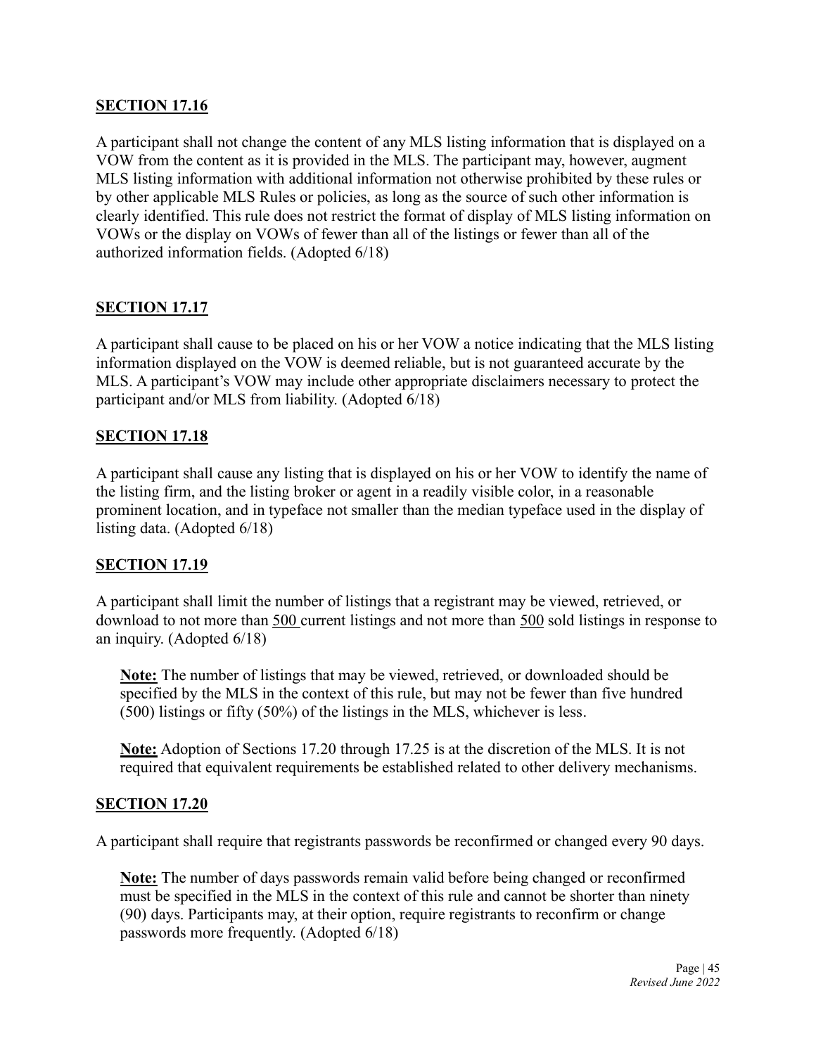**SECTION 17.16**

A participant shall not change the content of any MLS listing information that is displayed on a VOW from the content as it is provided in the MLS. The participant may, however, augment MLS listing information with additional information not otherwise prohibited by these rules or by other applicable MLS Rules or policies, as long as the source of such other information is clearly identified. This rule does not restrict the format of display of MLS listing information on VOWs or the display on VOWs of fewer than all of the listings or fewer than all of the authorized information fields. (Adopted 6/18)

**SECTION 17.17**

A participant shall cause to be placed on his or her VOW a notice indicating that the MLS listing information displayed on the VOW is deemed reliable, but is not guaranteed accurate by the MLS. A participant's VOW may include other appropriate disclaimers necessary to protect the participant and/or MLS from liability. (Adopted 6/18)

**SECTION 17.18**

A participant shall cause any listing that is displayed on his or her VOW to identify the name of the listing firm, and the listing broker or agent in a readily visible color, in a reasonable prominent location, and in typeface not smaller than the median typeface used in the display of listing data. (Adopted 6/18)

**SECTION 17.19**

A participant shall limit the number of listings that a registrant may be viewed, retrieved, or download to not more than 500 current listings and not more than 500 sold listings in response to an inquiry. (Adopted 6/18)

> **Note:** The number of listings that may be viewed, retrieved, or downloaded should be specified by the MLS in the context of this rule, but may not be fewer than five hundred (500) listings or fifty (50%) of the listings in the MLS, whichever is less.
>
> **Note:** Adoption of Sections 17.20 through 17.25 is at the discretion of the MLS. It is not required that equivalent requirements be established related to other delivery mechanisms.

**SECTION 17.20**

A participant shall require that registrants passwords be reconfirmed or changed every 90 days.

> **Note:** The number of days passwords remain valid before being changed or reconfirmed must be specified in the MLS in the context of this rule and cannot be shorter than ninety (90) days. Participants may, at their option, require registrants to reconfirm or change passwords more frequently. (Adopted 6/18)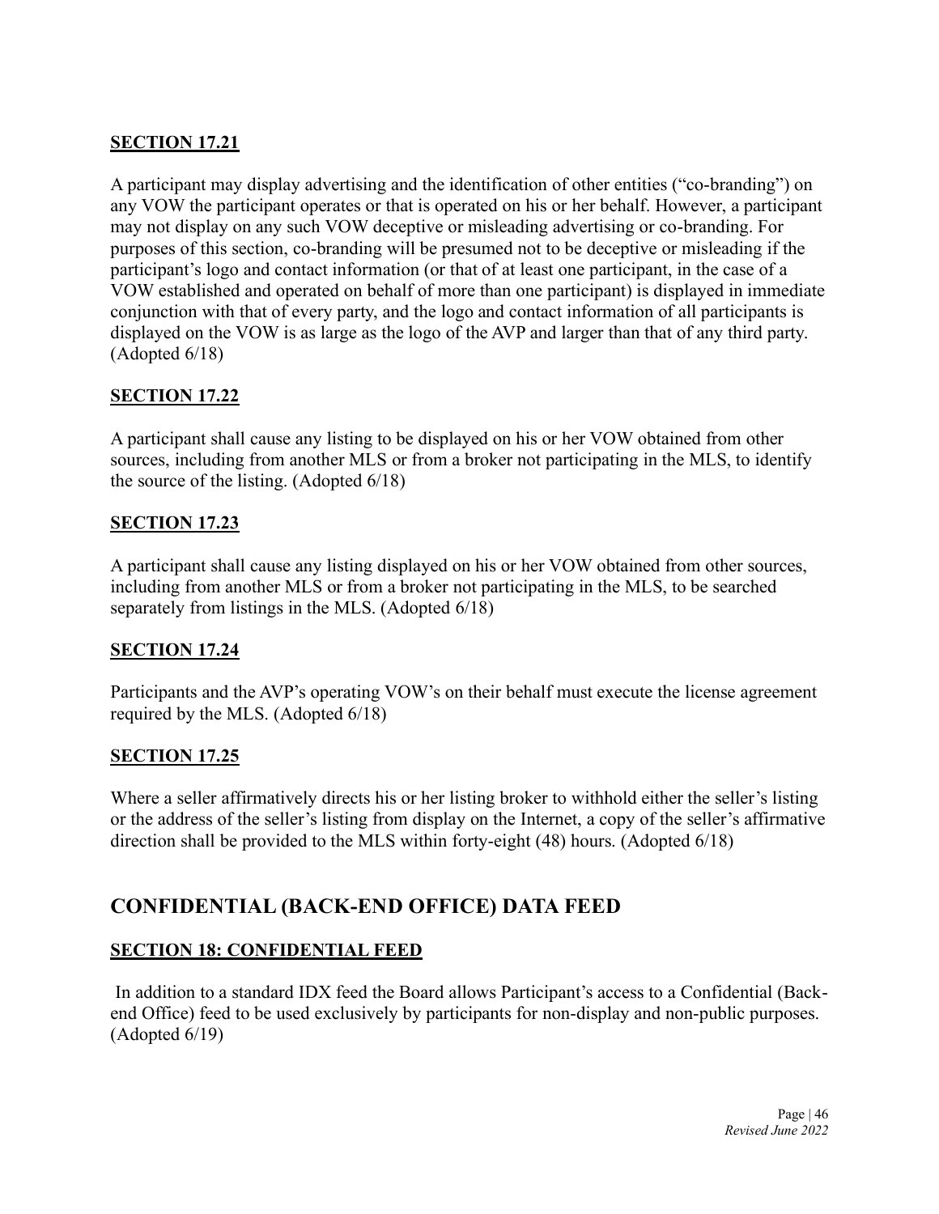**SECTION 17.21**

A participant may display advertising and the identification of other entities ("co-branding") on any VOW the participant operates or that is operated on his or her behalf. However, a participant may not display on any such VOW deceptive or misleading advertising or co-branding. For purposes of this section, co-branding will be presumed not to be deceptive or misleading if the participant's logo and contact information (or that of at least one participant, in the case of a VOW established and operated on behalf of more than one participant) is displayed in immediate conjunction with that of every party, and the logo and contact information of all participants is displayed on the VOW is as large as the logo of the AVP and larger than that of any third party. (Adopted 6/18)

**SECTION 17.22**

A participant shall cause any listing to be displayed on his or her VOW obtained from other sources, including from another MLS or from a broker not participating in the MLS, to identify the source of the listing. (Adopted 6/18)

**SECTION 17.23**

A participant shall cause any listing displayed on his or her VOW obtained from other sources, including from another MLS or from a broker not participating in the MLS, to be searched separately from listings in the MLS. (Adopted 6/18)

**SECTION 17.24**

Participants and the AVP's operating VOW's on their behalf must execute the license agreement required by the MLS. (Adopted 6/18)

**SECTION 17.25**

Where a seller affirmatively directs his or her listing broker to withhold either the seller's listing or the address of the seller's listing from display on the Internet, a copy of the seller's affirmative direction shall be provided to the MLS within forty-eight (48) hours. (Adopted 6/18)

## CONFIDENTIAL (BACK-END OFFICE) DATA FEED

**SECTION 18: CONFIDENTIAL FEED**

In addition to a standard IDX feed the Board allows Participant's access to a Confidential (Back-end Office) feed to be used exclusively by participants for non-display and non-public purposes. (Adopted 6/19)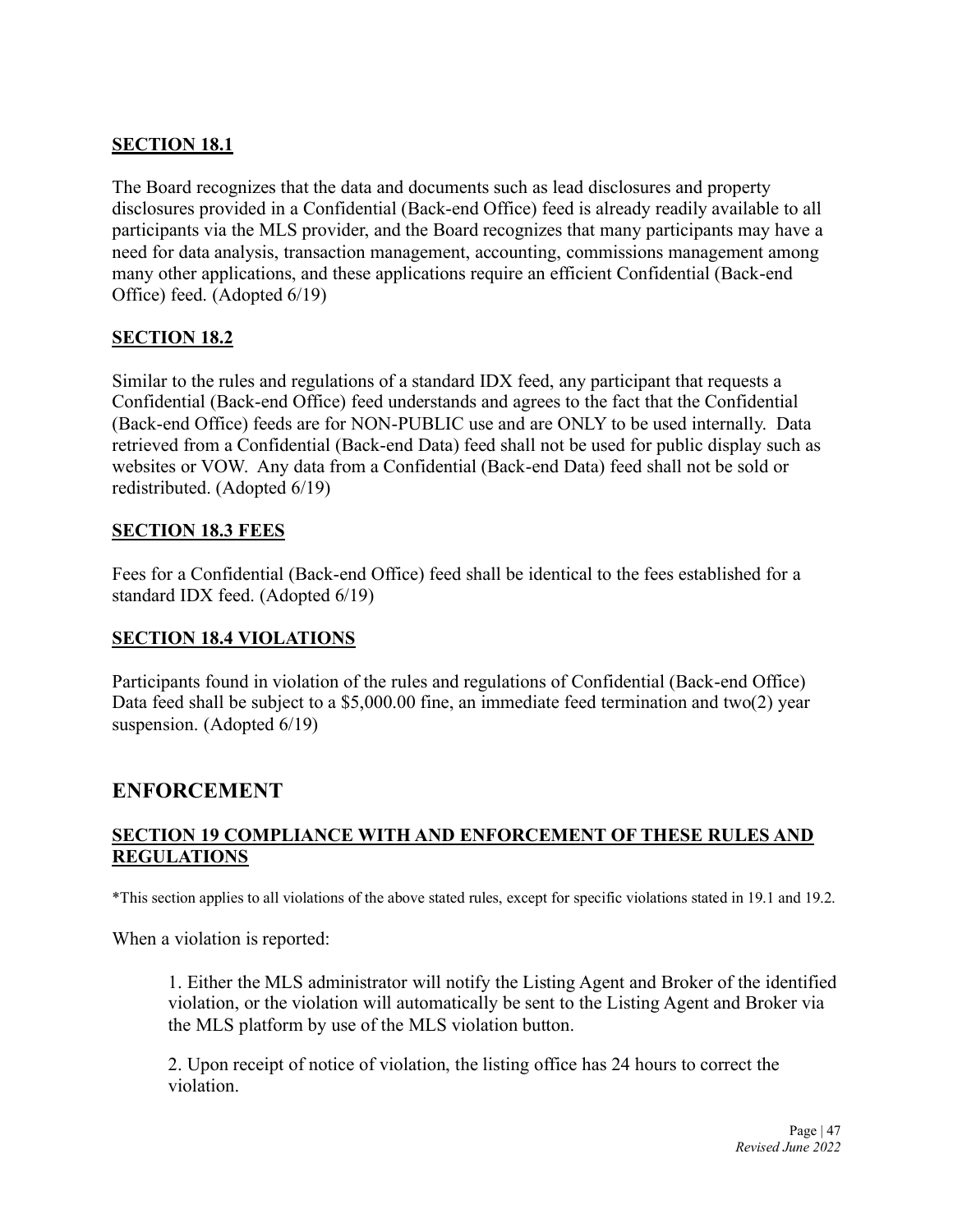**SECTION 18.1**

The Board recognizes that the data and documents such as lead disclosures and property disclosures provided in a Confidential (Back-end Office) feed is already readily available to all participants via the MLS provider, and the Board recognizes that many participants may have a need for data analysis, transaction management, accounting, commissions management among many other applications, and these applications require an efficient Confidential (Back-end Office) feed. (Adopted 6/19)

**SECTION 18.2**

Similar to the rules and regulations of a standard IDX feed, any participant that requests a Confidential (Back-end Office) feed understands and agrees to the fact that the Confidential (Back-end Office) feeds are for NON-PUBLIC use and are ONLY to be used internally. Data retrieved from a Confidential (Back-end Data) feed shall not be used for public display such as websites or VOW. Any data from a Confidential (Back-end Data) feed shall not be sold or redistributed. (Adopted 6/19)

**SECTION 18.3 FEES**

Fees for a Confidential (Back-end Office) feed shall be identical to the fees established for a standard IDX feed. (Adopted 6/19)

**SECTION 18.4 VIOLATIONS**

Participants found in violation of the rules and regulations of Confidential (Back-end Office) Data feed shall be subject to a $5,000.00 fine, an immediate feed termination and two(2) year suspension. (Adopted 6/19)

## ENFORCEMENT

**SECTION 19 COMPLIANCE WITH AND ENFORCEMENT OF THESE RULES AND REGULATIONS**

*This section applies to all violations of the above stated rules, except for specific violations stated in 19.1 and 19.2.

When a violation is reported:

1. Either the MLS administrator will notify the Listing Agent and Broker of the identified violation, or the violation will automatically be sent to the Listing Agent and Broker via the MLS platform by use of the MLS violation button.

2. Upon receipt of notice of violation, the listing office has 24 hours to correct the violation.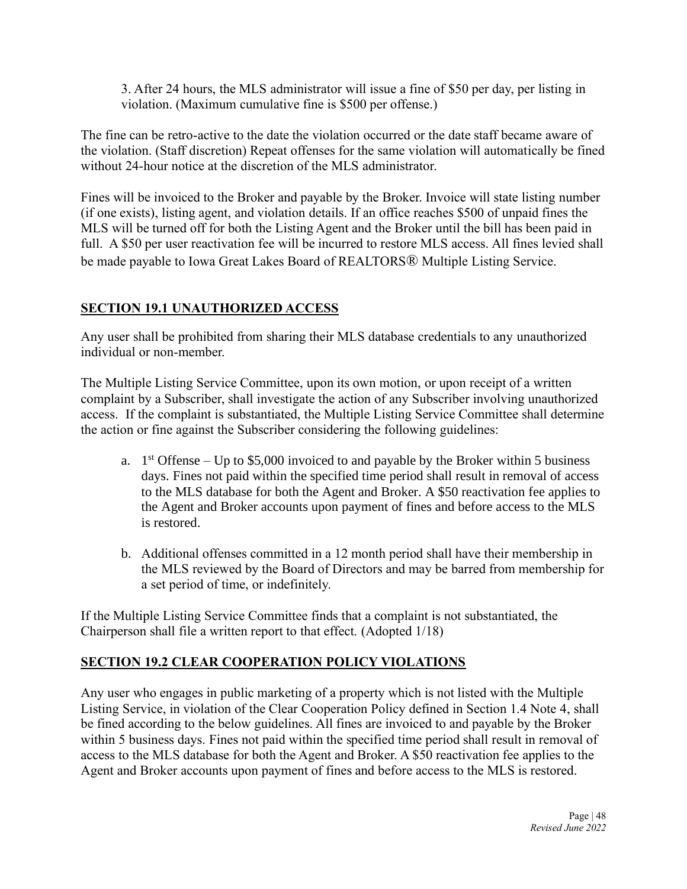3. After 24 hours, the MLS administrator will issue a fine of $50 per day, per listing in violation. (Maximum cumulative fine is $500 per offense.)

The fine can be retro-active to the date the violation occurred or the date staff became aware of the violation. (Staff discretion) Repeat offenses for the same violation will automatically be fined without 24-hour notice at the discretion of the MLS administrator.

Fines will be invoiced to the Broker and payable by the Broker. Invoice will state listing number (if one exists), listing agent, and violation details. If an office reaches $500 of unpaid fines the MLS will be turned off for both the Listing Agent and the Broker until the bill has been paid in full. A $50 per user reactivation fee will be incurred to restore MLS access. All fines levied shall be made payable to Iowa Great Lakes Board of REALTORS® Multiple Listing Service.

## SECTION 19.1 UNAUTHORIZED ACCESS

Any user shall be prohibited from sharing their MLS database credentials to any unauthorized individual or non-member.

The Multiple Listing Service Committee, upon its own motion, or upon receipt of a written complaint by a Subscriber, shall investigate the action of any Subscriber involving unauthorized access. If the complaint is substantiated, the Multiple Listing Service Committee shall determine the action or fine against the Subscriber considering the following guidelines:

a. 1st Offense – Up to $5,000 invoiced to and payable by the Broker within 5 business days. Fines not paid within the specified time period shall result in removal of access to the MLS database for both the Agent and Broker. A $50 reactivation fee applies to the Agent and Broker accounts upon payment of fines and before access to the MLS is restored.

b. Additional offenses committed in a 12 month period shall have their membership in the MLS reviewed by the Board of Directors and may be barred from membership for a set period of time, or indefinitely.

If the Multiple Listing Service Committee finds that a complaint is not substantiated, the Chairperson shall file a written report to that effect. (Adopted 1/18)

## SECTION 19.2 CLEAR COOPERATION POLICY VIOLATIONS

Any user who engages in public marketing of a property which is not listed with the Multiple Listing Service, in violation of the Clear Cooperation Policy defined in Section 1.4 Note 4, shall be fined according to the below guidelines. All fines are invoiced to and payable by the Broker within 5 business days. Fines not paid within the specified time period shall result in removal of access to the MLS database for both the Agent and Broker. A $50 reactivation fee applies to the Agent and Broker accounts upon payment of fines and before access to the MLS is restored.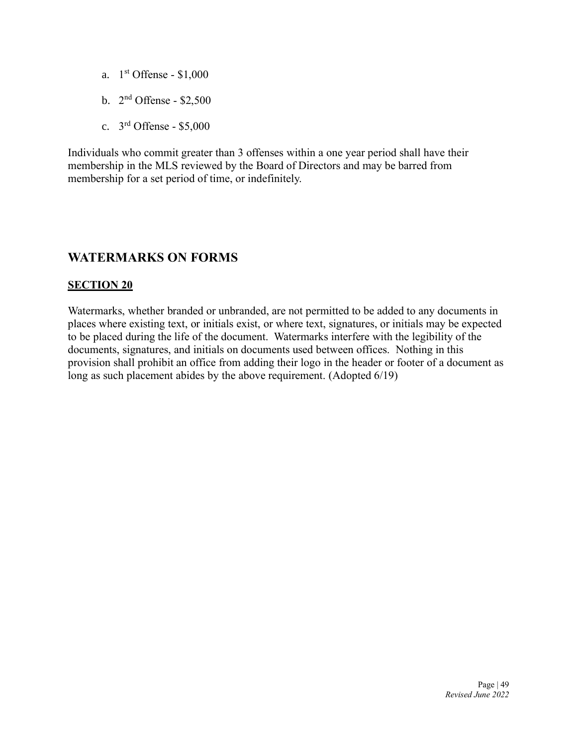a. 1st Offense - $1,000

b. 2nd Offense - $2,500

c. 3rd Offense - $5,000

Individuals who commit greater than 3 offenses within a one year period shall have their membership in the MLS reviewed by the Board of Directors and may be barred from membership for a set period of time, or indefinitely.

## WATERMARKS ON FORMS

**SECTION 20**

Watermarks, whether branded or unbranded, are not permitted to be added to any documents in places where existing text, or initials exist, or where text, signatures, or initials may be expected to be placed during the life of the document. Watermarks interfere with the legibility of the documents, signatures, and initials on documents used between offices. Nothing in this provision shall prohibit an office from adding their logo in the header or footer of a document as long as such placement abides by the above requirement. (Adopted 6/19)